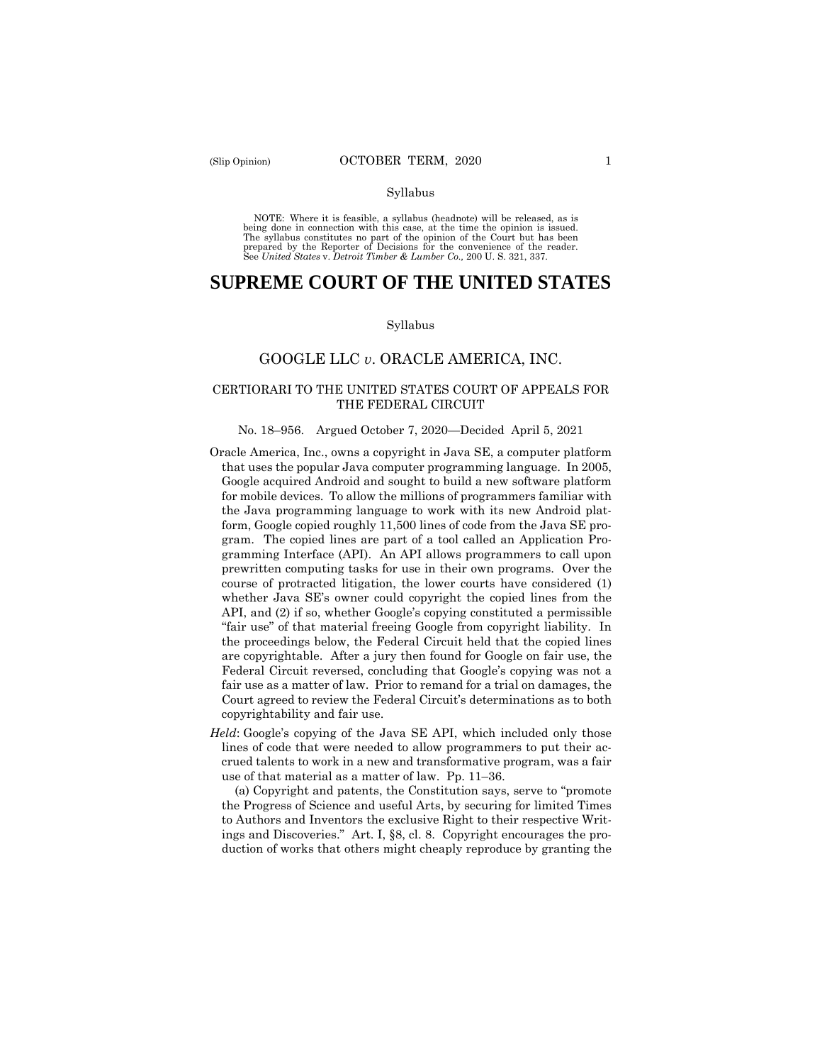Syllabus

NOTE: Where it is feasible, a syllabus (headnote) will be released, as is being done in connection with this case, at the time the opinion is issued. The syllabus constitutes no part of the opinion of the Court but has been prepared by the Reporter of Decisions for the convenience of the reader. See *United States* v. *Detroit Timber & Lumber Co.,* 200 U. S. 321, 337.

# SUPREME COURT OF THE UNITED STATES

Syllabus

## GOOGLE LLC *v.* ORACLE AMERICA, INC.

### CERTIORARI TO THE UNITED STATES COURT OF APPEALS FOR THE FEDERAL CIRCUIT

No. 18–956. Argued October 7, 2020—Decided April 5, 2021

Oracle America, Inc., owns a copyright in Java SE, a computer platform that uses the popular Java computer programming language. In 2005, Google acquired Android and sought to build a new software platform for mobile devices. To allow the millions of programmers familiar with the Java programming language to work with its new Android platform, Google copied roughly 11,500 lines of code from the Java SE program. The copied lines are part of a tool called an Application Programming Interface (API). An API allows programmers to call upon prewritten computing tasks for use in their own programs. Over the course of protracted litigation, the lower courts have considered (1) whether Java SE's owner could copyright the copied lines from the API, and (2) if so, whether Google's copying constituted a permissible "fair use" of that material freeing Google from copyright liability. In the proceedings below, the Federal Circuit held that the copied lines are copyrightable. After a jury then found for Google on fair use, the Federal Circuit reversed, concluding that Google's copying was not a fair use as a matter of law. Prior to remand for a trial on damages, the Court agreed to review the Federal Circuit's determinations as to both copyrightability and fair use.

*Held*: Google's copying of the Java SE API, which included only those lines of code that were needed to allow programmers to put their accrued talents to work in a new and transformative program, was a fair use of that material as a matter of law. Pp. 11–36.

(a) Copyright and patents, the Constitution says, serve to "promote the Progress of Science and useful Arts, by securing for limited Times to Authors and Inventors the exclusive Right to their respective Writings and Discoveries." Art. I, §8, cl. 8. Copyright encourages the production of works that others might cheaply reproduce by granting the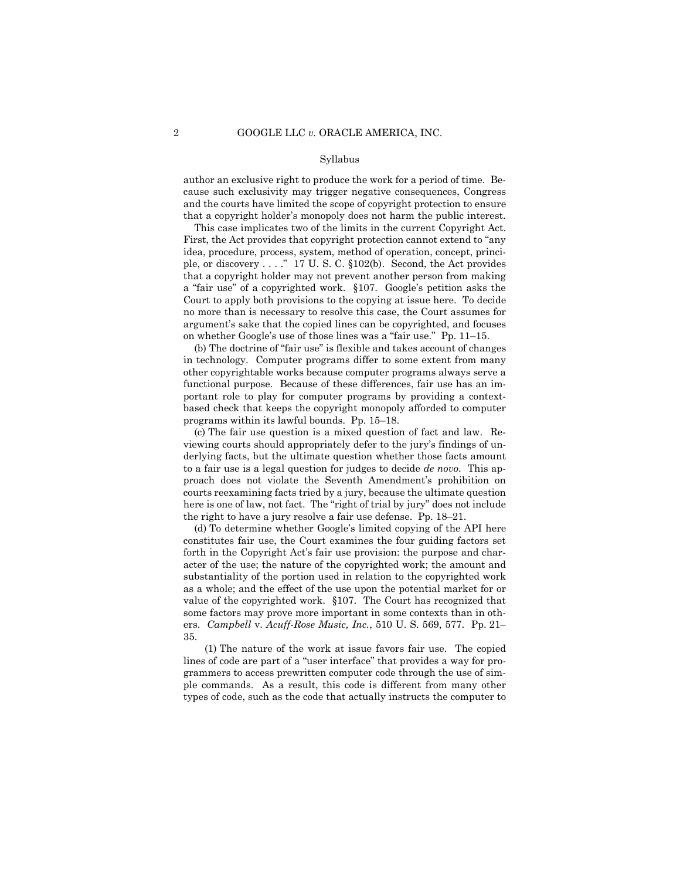author an exclusive right to produce the work for a period of time. Because such exclusivity may trigger negative consequences, Congress and the courts have limited the scope of copyright protection to ensure that a copyright holder's monopoly does not harm the public interest.

This case implicates two of the limits in the current Copyright Act. First, the Act provides that copyright protection cannot extend to "any idea, procedure, process, system, method of operation, concept, principle, or discovery . . . ." 17 U. S. C. §102(b). Second, the Act provides that a copyright holder may not prevent another person from making a "fair use" of a copyrighted work. §107. Google's petition asks the Court to apply both provisions to the copying at issue here. To decide no more than is necessary to resolve this case, the Court assumes for argument's sake that the copied lines can be copyrighted, and focuses on whether Google's use of those lines was a "fair use." Pp. 11–15.

(b) The doctrine of "fair use" is flexible and takes account of changes in technology. Computer programs differ to some extent from many other copyrightable works because computer programs always serve a functional purpose. Because of these differences, fair use has an important role to play for computer programs by providing a context-based check that keeps the copyright monopoly afforded to computer programs within its lawful bounds. Pp. 15–18.

(c) The fair use question is a mixed question of fact and law. Reviewing courts should appropriately defer to the jury's findings of underlying facts, but the ultimate question whether those facts amount to a fair use is a legal question for judges to decide *de novo*. This approach does not violate the Seventh Amendment's prohibition on courts reexamining facts tried by a jury, because the ultimate question here is one of law, not fact. The "right of trial by jury" does not include the right to have a jury resolve a fair use defense. Pp. 18–21.

(d) To determine whether Google's limited copying of the API here constitutes fair use, the Court examines the four guiding factors set forth in the Copyright Act's fair use provision: the purpose and character of the use; the nature of the copyrighted work; the amount and substantiality of the portion used in relation to the copyrighted work as a whole; and the effect of the use upon the potential market for or value of the copyrighted work. §107. The Court has recognized that some factors may prove more important in some contexts than in others. *Campbell* v. *Acuff-Rose Music, Inc.*, 510 U. S. 569, 577. Pp. 21–35.

(1) The nature of the work at issue favors fair use. The copied lines of code are part of a "user interface" that provides a way for programmers to access prewritten computer code through the use of simple commands. As a result, this code is different from many other types of code, such as the code that actually instructs the computer to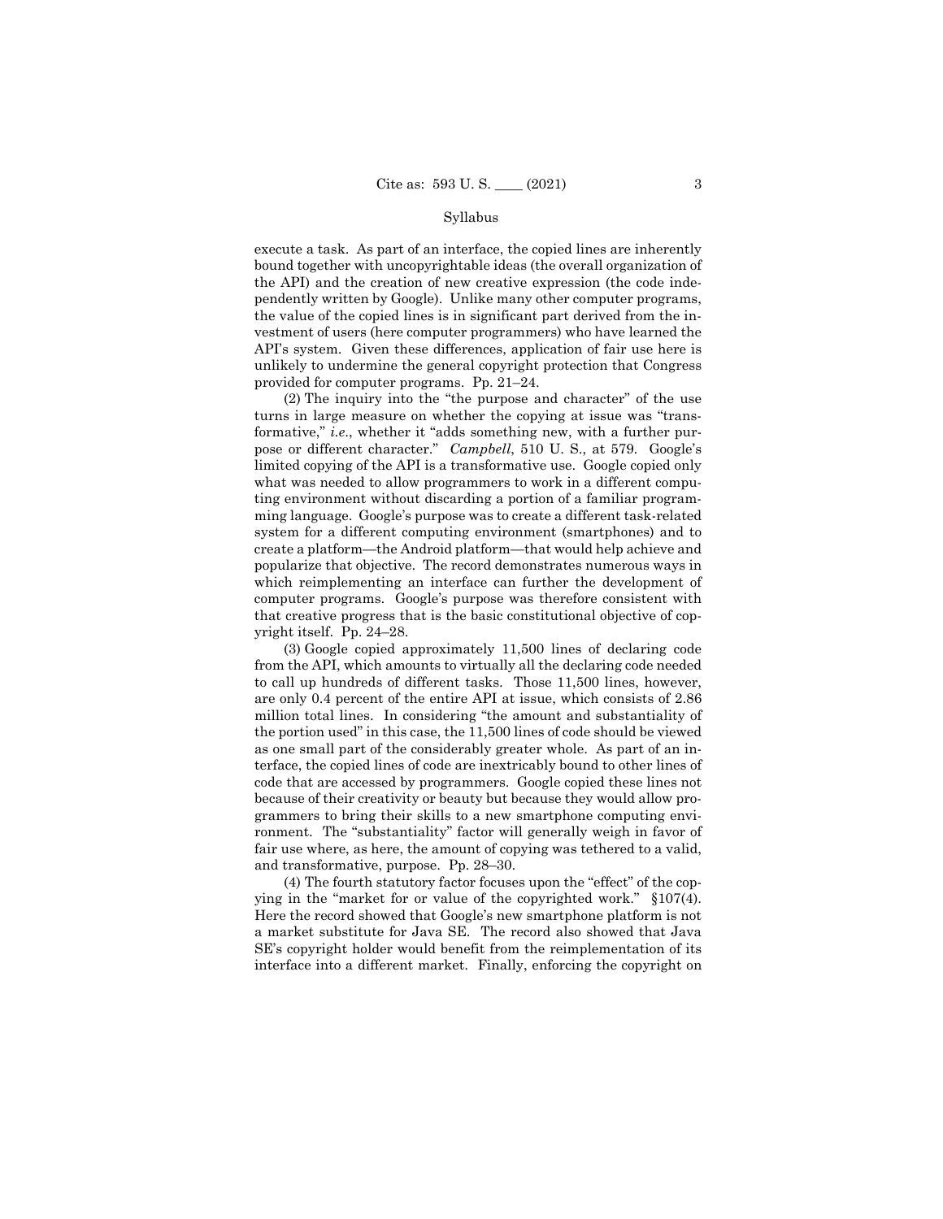execute a task. As part of an interface, the copied lines are inherently bound together with uncopyrightable ideas (the overall organization of the API) and the creation of new creative expression (the code independently written by Google). Unlike many other computer programs, the value of the copied lines is in significant part derived from the investment of users (here computer programmers) who have learned the API's system. Given these differences, application of fair use here is unlikely to undermine the general copyright protection that Congress provided for computer programs. Pp. 21–24.

(2) The inquiry into the "the purpose and character" of the use turns in large measure on whether the copying at issue was "transformative," *i.e.*, whether it "adds something new, with a further purpose or different character." *Campbell*, 510 U. S., at 579. Google's limited copying of the API is a transformative use. Google copied only what was needed to allow programmers to work in a different computing environment without discarding a portion of a familiar programming language. Google's purpose was to create a different task-related system for a different computing environment (smartphones) and to create a platform—the Android platform—that would help achieve and popularize that objective. The record demonstrates numerous ways in which reimplementing an interface can further the development of computer programs. Google's purpose was therefore consistent with that creative progress that is the basic constitutional objective of copyright itself. Pp. 24–28.

(3) Google copied approximately 11,500 lines of declaring code from the API, which amounts to virtually all the declaring code needed to call up hundreds of different tasks. Those 11,500 lines, however, are only 0.4 percent of the entire API at issue, which consists of 2.86 million total lines. In considering "the amount and substantiality of the portion used" in this case, the 11,500 lines of code should be viewed as one small part of the considerably greater whole. As part of an interface, the copied lines of code are inextricably bound to other lines of code that are accessed by programmers. Google copied these lines not because of their creativity or beauty but because they would allow programmers to bring their skills to a new smartphone computing environment. The "substantiality" factor will generally weigh in favor of fair use where, as here, the amount of copying was tethered to a valid, and transformative, purpose. Pp. 28–30.

(4) The fourth statutory factor focuses upon the "effect" of the copying in the "market for or value of the copyrighted work." §107(4). Here the record showed that Google's new smartphone platform is not a market substitute for Java SE. The record also showed that Java SE's copyright holder would benefit from the reimplementation of its interface into a different market. Finally, enforcing the copyright on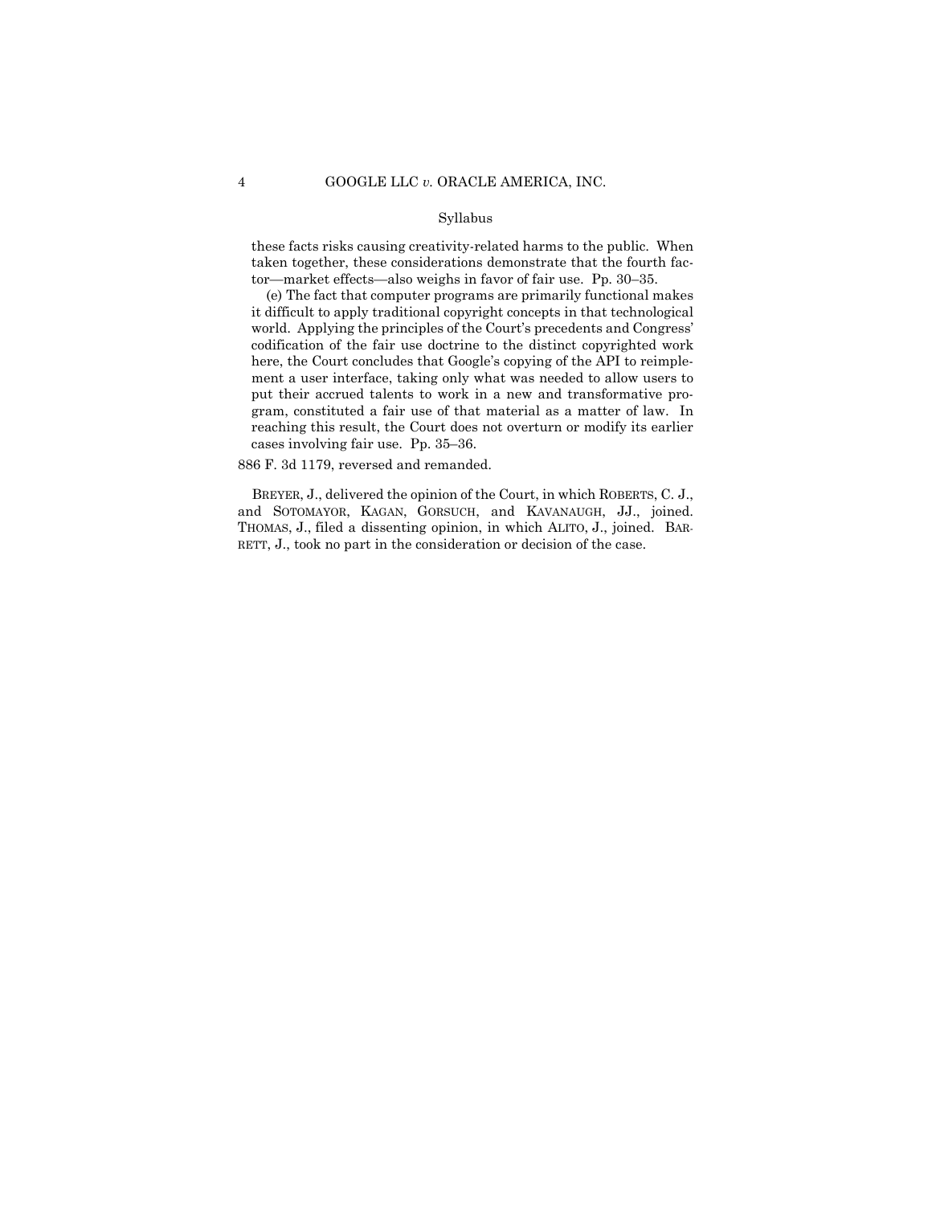Syllabus

these facts risks causing creativity-related harms to the public. When taken together, these considerations demonstrate that the fourth factor—market effects—also weighs in favor of fair use. Pp. 30–35.

(e) The fact that computer programs are primarily functional makes it difficult to apply traditional copyright concepts in that technological world. Applying the principles of the Court's precedents and Congress' codification of the fair use doctrine to the distinct copyrighted work here, the Court concludes that Google's copying of the API to reimplement a user interface, taking only what was needed to allow users to put their accrued talents to work in a new and transformative program, constituted a fair use of that material as a matter of law. In reaching this result, the Court does not overturn or modify its earlier cases involving fair use. Pp. 35–36.

886 F. 3d 1179, reversed and remanded.

BREYER, J., delivered the opinion of the Court, in which ROBERTS, C. J., and SOTOMAYOR, KAGAN, GORSUCH, and KAVANAUGH, JJ., joined. THOMAS, J., filed a dissenting opinion, in which ALITO, J., joined. BARRETT, J., took no part in the consideration or decision of the case.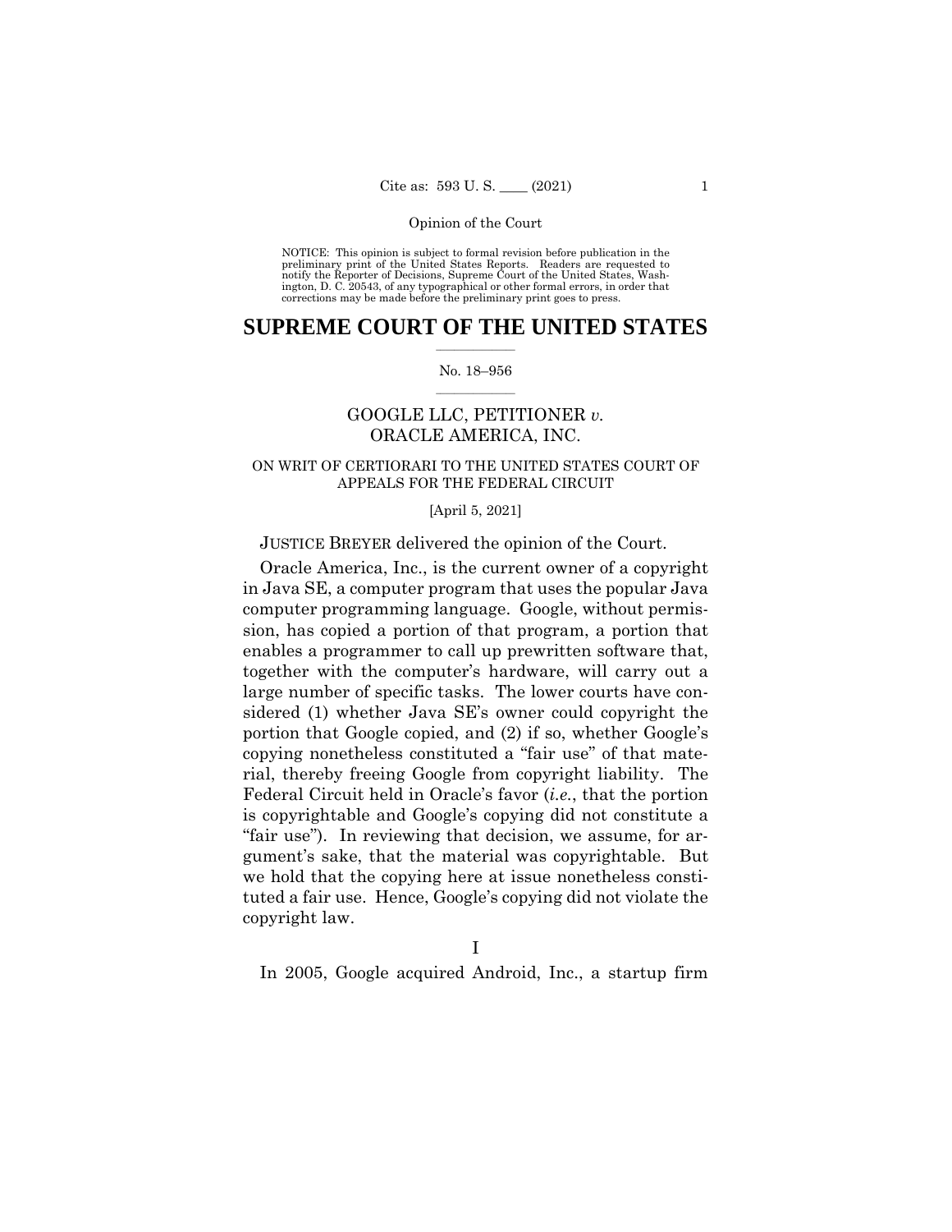NOTICE: This opinion is subject to formal revision before publication in the preliminary print of the United States Reports. Readers are requested to notify the Reporter of Decisions, Supreme Court of the United States, Washington, D. C. 20543, of any typographical or other formal errors, in order that corrections may be made before the preliminary print goes to press.

# SUPREME COURT OF THE UNITED STATES

No. 18–956

## GOOGLE LLC, PETITIONER *v.* ORACLE AMERICA, INC.

ON WRIT OF CERTIORARI TO THE UNITED STATES COURT OF APPEALS FOR THE FEDERAL CIRCUIT

[April 5, 2021]

JUSTICE BREYER delivered the opinion of the Court.

Oracle America, Inc., is the current owner of a copyright in Java SE, a computer program that uses the popular Java computer programming language. Google, without permission, has copied a portion of that program, a portion that enables a programmer to call up prewritten software that, together with the computer's hardware, will carry out a large number of specific tasks. The lower courts have considered (1) whether Java SE's owner could copyright the portion that Google copied, and (2) if so, whether Google's copying nonetheless constituted a "fair use" of that material, thereby freeing Google from copyright liability. The Federal Circuit held in Oracle's favor (*i.e.*, that the portion is copyrightable and Google's copying did not constitute a "fair use"). In reviewing that decision, we assume, for argument's sake, that the material was copyrightable. But we hold that the copying here at issue nonetheless constituted a fair use. Hence, Google's copying did not violate the copyright law.

I

In 2005, Google acquired Android, Inc., a startup firm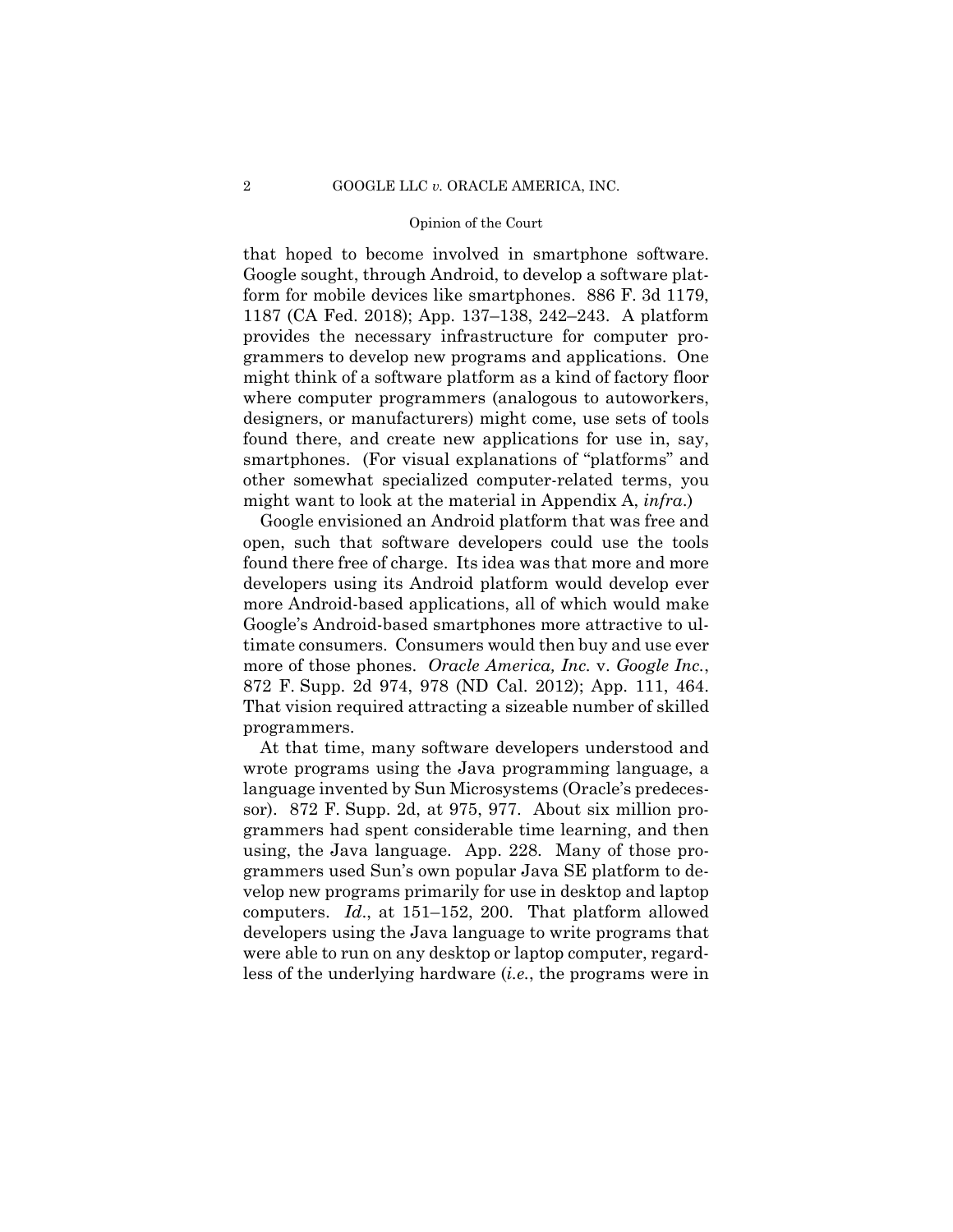that hoped to become involved in smartphone software. Google sought, through Android, to develop a software platform for mobile devices like smartphones. 886 F. 3d 1179, 1187 (CA Fed. 2018); App. 137–138, 242–243. A platform provides the necessary infrastructure for computer programmers to develop new programs and applications. One might think of a software platform as a kind of factory floor where computer programmers (analogous to autoworkers, designers, or manufacturers) might come, use sets of tools found there, and create new applications for use in, say, smartphones. (For visual explanations of "platforms" and other somewhat specialized computer-related terms, you might want to look at the material in Appendix A, *infra*.)

Google envisioned an Android platform that was free and open, such that software developers could use the tools found there free of charge. Its idea was that more and more developers using its Android platform would develop ever more Android-based applications, all of which would make Google's Android-based smartphones more attractive to ultimate consumers. Consumers would then buy and use ever more of those phones. *Oracle America, Inc.* v. *Google Inc.*, 872 F. Supp. 2d 974, 978 (ND Cal. 2012); App. 111, 464. That vision required attracting a sizeable number of skilled programmers.

At that time, many software developers understood and wrote programs using the Java programming language, a language invented by Sun Microsystems (Oracle's predecessor). 872 F. Supp. 2d, at 975, 977. About six million programmers had spent considerable time learning, and then using, the Java language. App. 228. Many of those programmers used Sun's own popular Java SE platform to develop new programs primarily for use in desktop and laptop computers. *Id*., at 151–152, 200. That platform allowed developers using the Java language to write programs that were able to run on any desktop or laptop computer, regardless of the underlying hardware (*i.e.*, the programs were in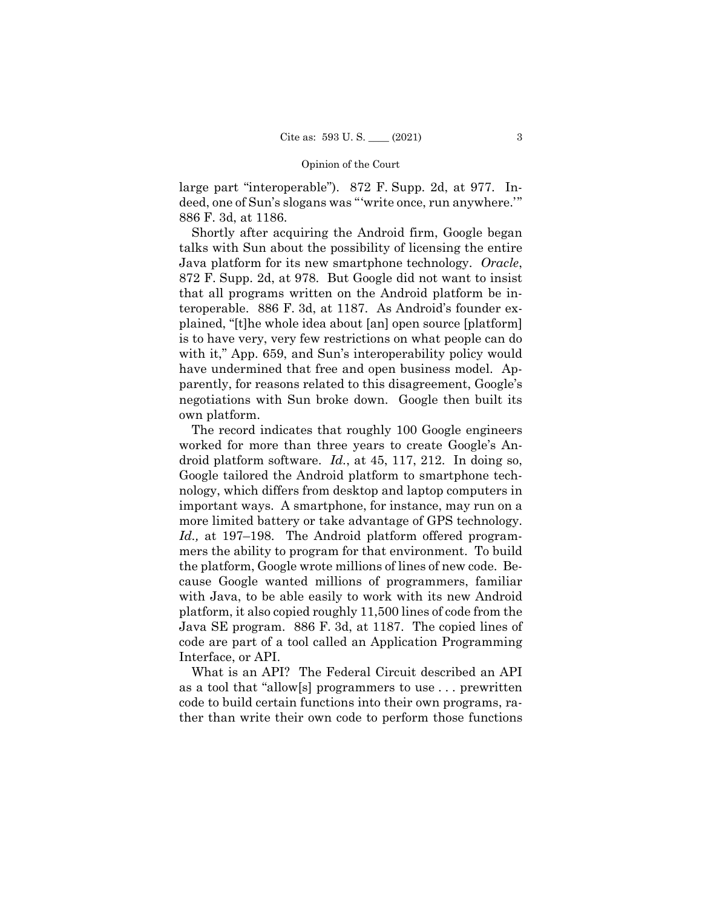large part "interoperable"). 872 F. Supp. 2d, at 977. Indeed, one of Sun's slogans was "'write once, run anywhere.'" 886 F. 3d, at 1186.

Shortly after acquiring the Android firm, Google began talks with Sun about the possibility of licensing the entire Java platform for its new smartphone technology. *Oracle*, 872 F. Supp. 2d, at 978. But Google did not want to insist that all programs written on the Android platform be interoperable. 886 F. 3d, at 1187. As Android's founder explained, "[t]he whole idea about [an] open source [platform] is to have very, very few restrictions on what people can do with it," App. 659, and Sun's interoperability policy would have undermined that free and open business model. Apparently, for reasons related to this disagreement, Google's negotiations with Sun broke down. Google then built its own platform.

The record indicates that roughly 100 Google engineers worked for more than three years to create Google's Android platform software. *Id.*, at 45, 117, 212. In doing so, Google tailored the Android platform to smartphone technology, which differs from desktop and laptop computers in important ways. A smartphone, for instance, may run on a more limited battery or take advantage of GPS technology. *Id.,* at 197–198. The Android platform offered programmers the ability to program for that environment. To build the platform, Google wrote millions of lines of new code. Because Google wanted millions of programmers, familiar with Java, to be able easily to work with its new Android platform, it also copied roughly 11,500 lines of code from the Java SE program. 886 F. 3d, at 1187. The copied lines of code are part of a tool called an Application Programming Interface, or API.

What is an API? The Federal Circuit described an API as a tool that "allow[s] programmers to use . . . prewritten code to build certain functions into their own programs, rather than write their own code to perform those functions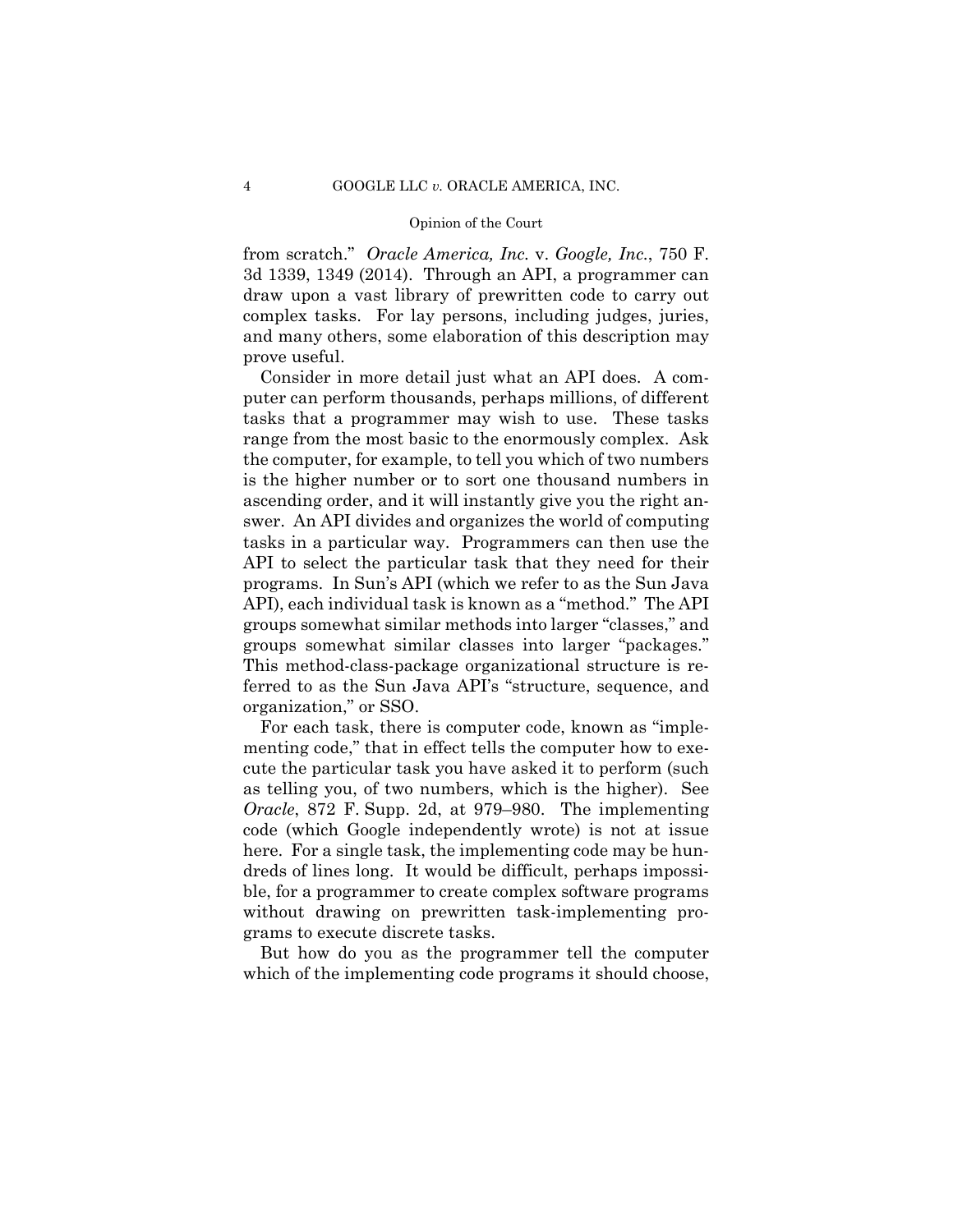from scratch." *Oracle America, Inc.* v. *Google, Inc.*, 750 F. 3d 1339, 1349 (2014). Through an API, a programmer can draw upon a vast library of prewritten code to carry out complex tasks. For lay persons, including judges, juries, and many others, some elaboration of this description may prove useful.

Consider in more detail just what an API does. A computer can perform thousands, perhaps millions, of different tasks that a programmer may wish to use. These tasks range from the most basic to the enormously complex. Ask the computer, for example, to tell you which of two numbers is the higher number or to sort one thousand numbers in ascending order, and it will instantly give you the right answer. An API divides and organizes the world of computing tasks in a particular way. Programmers can then use the API to select the particular task that they need for their programs. In Sun's API (which we refer to as the Sun Java API), each individual task is known as a "method." The API groups somewhat similar methods into larger "classes," and groups somewhat similar classes into larger "packages." This method-class-package organizational structure is referred to as the Sun Java API's "structure, sequence, and organization," or SSO.

For each task, there is computer code, known as "implementing code," that in effect tells the computer how to execute the particular task you have asked it to perform (such as telling you, of two numbers, which is the higher). See *Oracle*, 872 F. Supp. 2d, at 979–980. The implementing code (which Google independently wrote) is not at issue here. For a single task, the implementing code may be hundreds of lines long. It would be difficult, perhaps impossible, for a programmer to create complex software programs without drawing on prewritten task-implementing programs to execute discrete tasks.

But how do you as the programmer tell the computer which of the implementing code programs it should choose,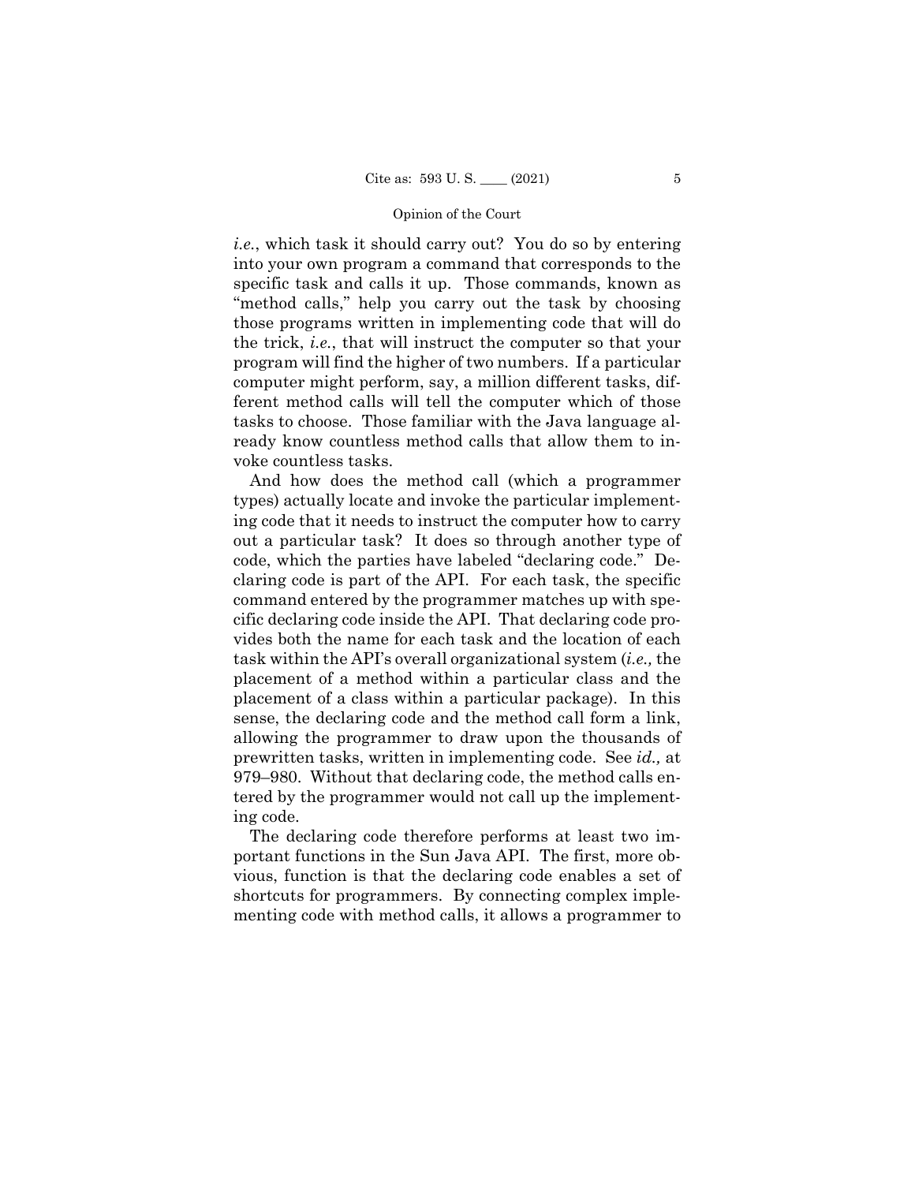*i.e.*, which task it should carry out? You do so by entering into your own program a command that corresponds to the specific task and calls it up. Those commands, known as "method calls," help you carry out the task by choosing those programs written in implementing code that will do the trick, *i.e.*, that will instruct the computer so that your program will find the higher of two numbers. If a particular computer might perform, say, a million different tasks, different method calls will tell the computer which of those tasks to choose. Those familiar with the Java language already know countless method calls that allow them to invoke countless tasks.

And how does the method call (which a programmer types) actually locate and invoke the particular implementing code that it needs to instruct the computer how to carry out a particular task? It does so through another type of code, which the parties have labeled "declaring code." Declaring code is part of the API. For each task, the specific command entered by the programmer matches up with specific declaring code inside the API. That declaring code provides both the name for each task and the location of each task within the API's overall organizational system (*i.e.,* the placement of a method within a particular class and the placement of a class within a particular package). In this sense, the declaring code and the method call form a link, allowing the programmer to draw upon the thousands of prewritten tasks, written in implementing code. See *id.,* at 979–980. Without that declaring code, the method calls entered by the programmer would not call up the implementing code.

The declaring code therefore performs at least two important functions in the Sun Java API. The first, more obvious, function is that the declaring code enables a set of shortcuts for programmers. By connecting complex implementing code with method calls, it allows a programmer to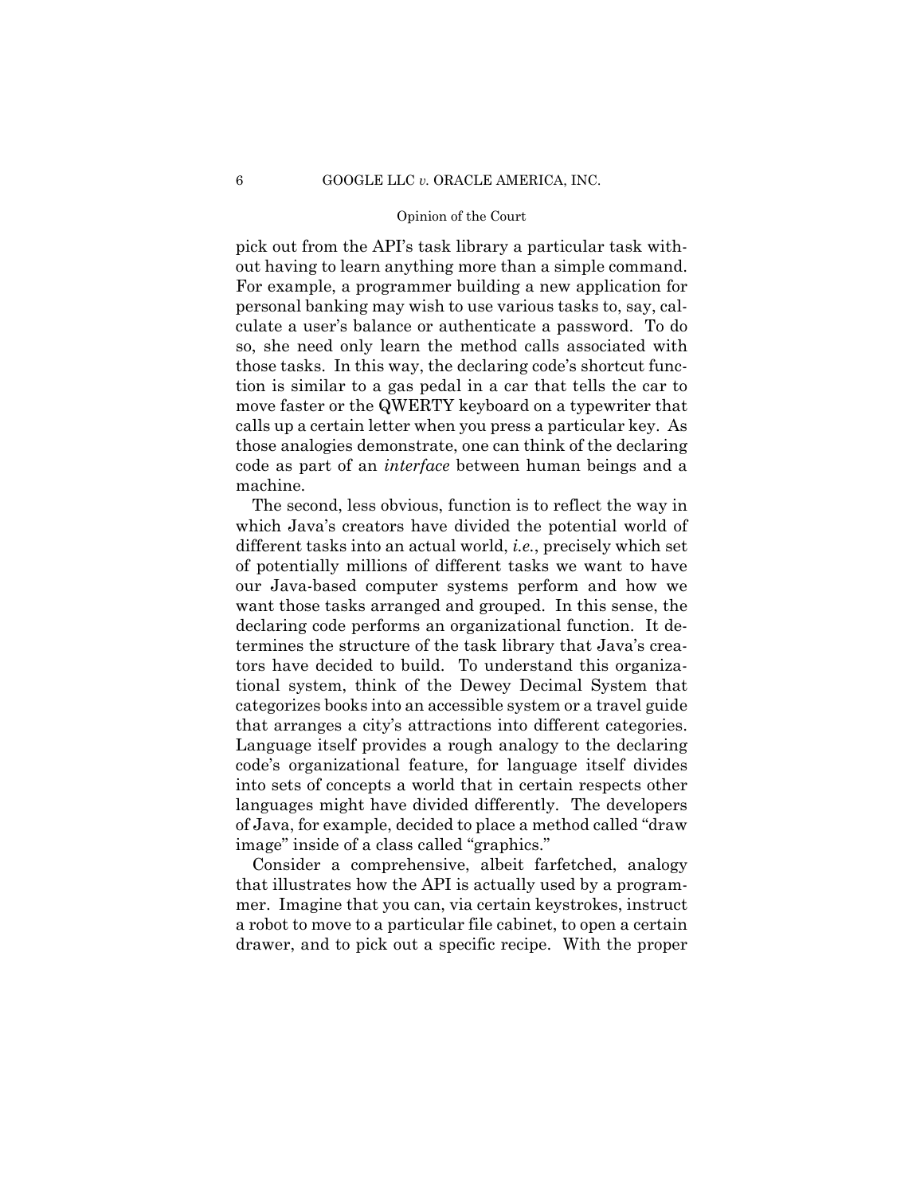pick out from the API's task library a particular task without having to learn anything more than a simple command. For example, a programmer building a new application for personal banking may wish to use various tasks to, say, calculate a user's balance or authenticate a password. To do so, she need only learn the method calls associated with those tasks. In this way, the declaring code's shortcut function is similar to a gas pedal in a car that tells the car to move faster or the QWERTY keyboard on a typewriter that calls up a certain letter when you press a particular key. As those analogies demonstrate, one can think of the declaring code as part of an *interface* between human beings and a machine.

The second, less obvious, function is to reflect the way in which Java's creators have divided the potential world of different tasks into an actual world, *i.e.*, precisely which set of potentially millions of different tasks we want to have our Java-based computer systems perform and how we want those tasks arranged and grouped. In this sense, the declaring code performs an organizational function. It determines the structure of the task library that Java's creators have decided to build. To understand this organizational system, think of the Dewey Decimal System that categorizes books into an accessible system or a travel guide that arranges a city's attractions into different categories. Language itself provides a rough analogy to the declaring code's organizational feature, for language itself divides into sets of concepts a world that in certain respects other languages might have divided differently. The developers of Java, for example, decided to place a method called "draw image" inside of a class called "graphics."

Consider a comprehensive, albeit farfetched, analogy that illustrates how the API is actually used by a programmer. Imagine that you can, via certain keystrokes, instruct a robot to move to a particular file cabinet, to open a certain drawer, and to pick out a specific recipe. With the proper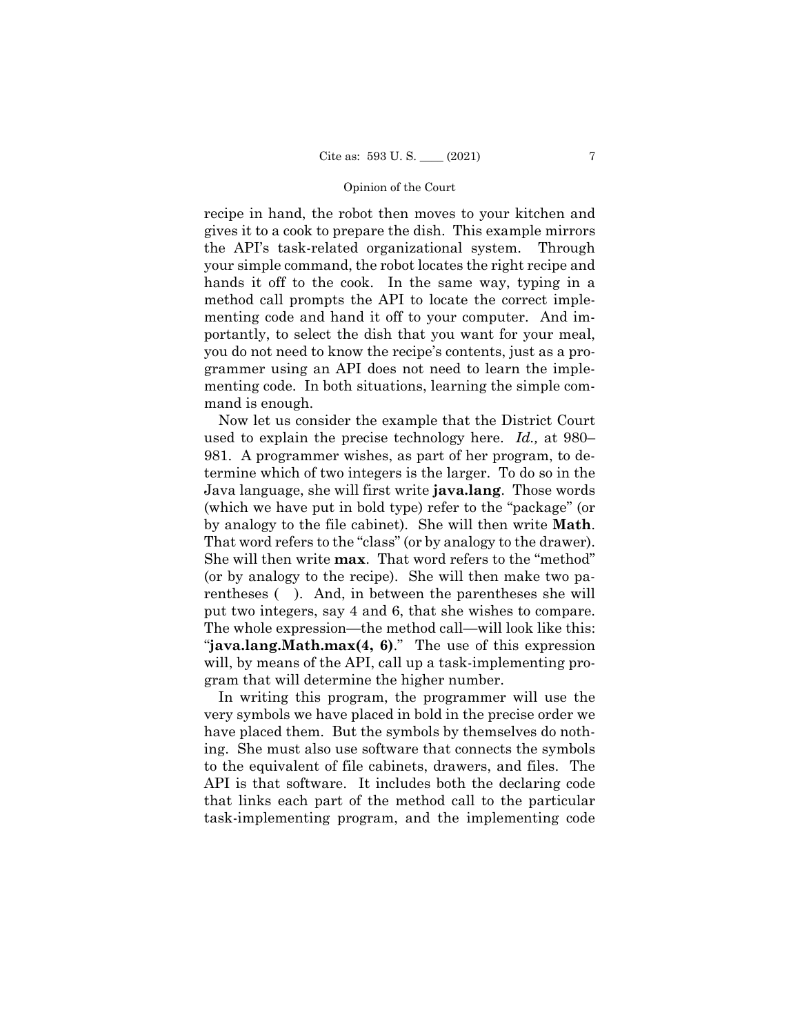recipe in hand, the robot then moves to your kitchen and gives it to a cook to prepare the dish. This example mirrors the API's task-related organizational system. Through your simple command, the robot locates the right recipe and hands it off to the cook. In the same way, typing in a method call prompts the API to locate the correct implementing code and hand it off to your computer. And importantly, to select the dish that you want for your meal, you do not need to know the recipe's contents, just as a programmer using an API does not need to learn the implementing code. In both situations, learning the simple command is enough.

Now let us consider the example that the District Court used to explain the precise technology here. *Id.,* at 980–981. A programmer wishes, as part of her program, to determine which of two integers is the larger. To do so in the Java language, she will first write **java.lang**. Those words (which we have put in bold type) refer to the "package" (or by analogy to the file cabinet). She will then write **Math**. That word refers to the "class" (or by analogy to the drawer). She will then write **max**. That word refers to the "method" (or by analogy to the recipe). She will then make two parentheses ( ). And, in between the parentheses she will put two integers, say 4 and 6, that she wishes to compare. The whole expression—the method call—will look like this: "**java.lang.Math.max(4, 6)**." The use of this expression will, by means of the API, call up a task-implementing program that will determine the higher number.

In writing this program, the programmer will use the very symbols we have placed in bold in the precise order we have placed them. But the symbols by themselves do nothing. She must also use software that connects the symbols to the equivalent of file cabinets, drawers, and files. The API is that software. It includes both the declaring code that links each part of the method call to the particular task-implementing program, and the implementing code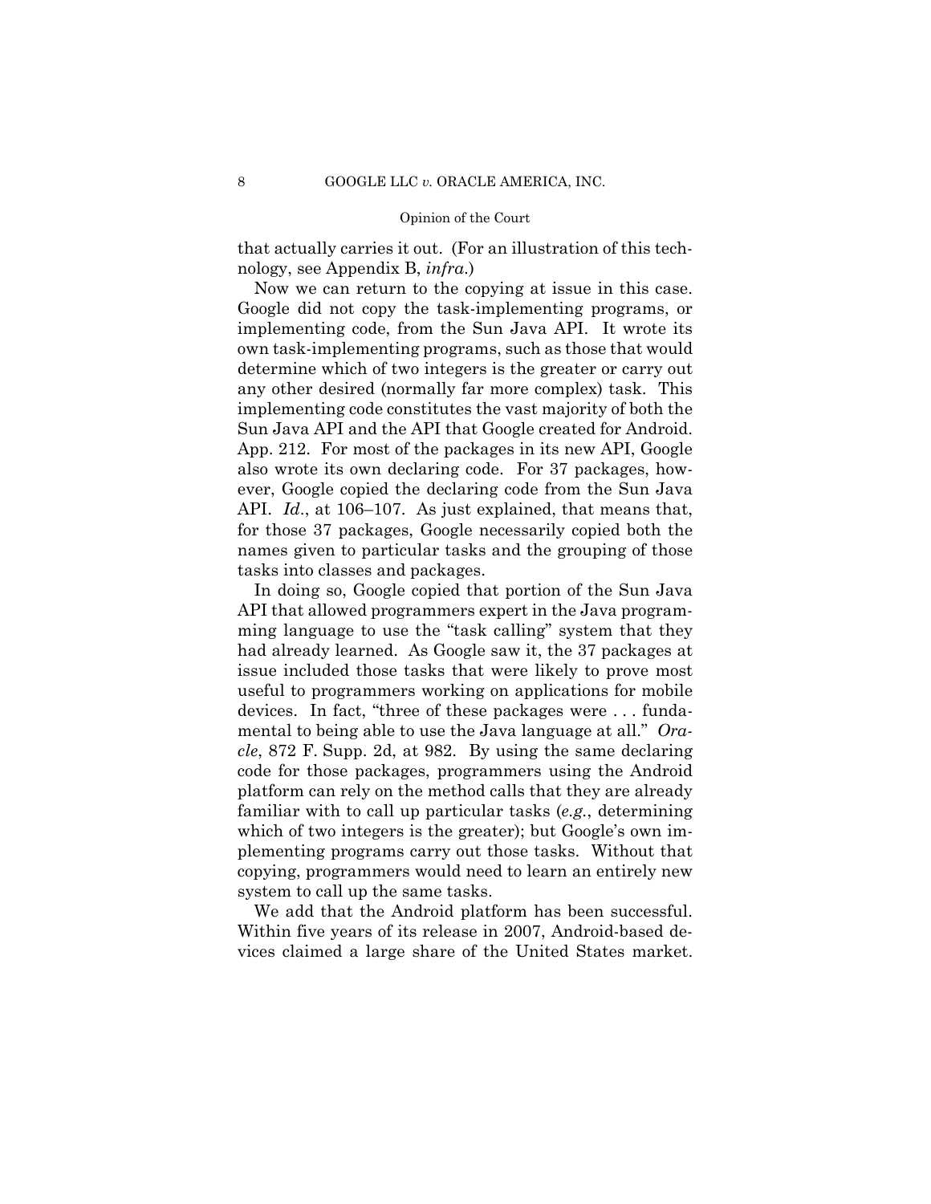that actually carries it out. (For an illustration of this technology, see Appendix B, *infra*.)

Now we can return to the copying at issue in this case. Google did not copy the task-implementing programs, or implementing code, from the Sun Java API. It wrote its own task-implementing programs, such as those that would determine which of two integers is the greater or carry out any other desired (normally far more complex) task. This implementing code constitutes the vast majority of both the Sun Java API and the API that Google created for Android. App. 212. For most of the packages in its new API, Google also wrote its own declaring code. For 37 packages, however, Google copied the declaring code from the Sun Java API. *Id*., at 106–107. As just explained, that means that, for those 37 packages, Google necessarily copied both the names given to particular tasks and the grouping of those tasks into classes and packages.

In doing so, Google copied that portion of the Sun Java API that allowed programmers expert in the Java programming language to use the "task calling" system that they had already learned. As Google saw it, the 37 packages at issue included those tasks that were likely to prove most useful to programmers working on applications for mobile devices. In fact, "three of these packages were . . . fundamental to being able to use the Java language at all." *Oracle*, 872 F. Supp. 2d, at 982. By using the same declaring code for those packages, programmers using the Android platform can rely on the method calls that they are already familiar with to call up particular tasks (*e.g.*, determining which of two integers is the greater); but Google's own implementing programs carry out those tasks. Without that copying, programmers would need to learn an entirely new system to call up the same tasks.

We add that the Android platform has been successful. Within five years of its release in 2007, Android-based devices claimed a large share of the United States market.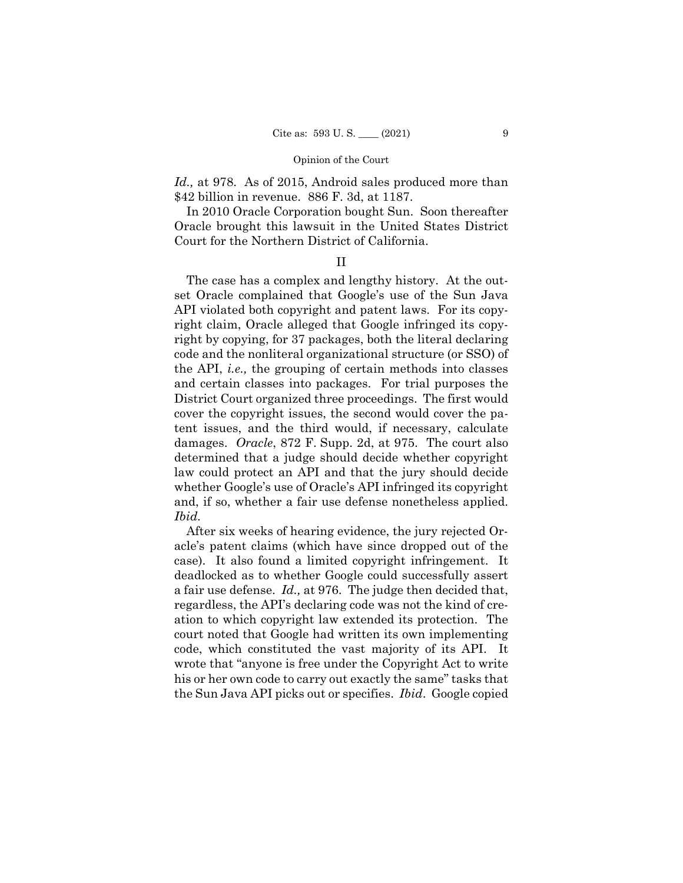*Id.,* at 978. As of 2015, Android sales produced more than $42 billion in revenue. 886 F. 3d, at 1187.

In 2010 Oracle Corporation bought Sun. Soon thereafter Oracle brought this lawsuit in the United States District Court for the Northern District of California.

## II

The case has a complex and lengthy history. At the outset Oracle complained that Google's use of the Sun Java API violated both copyright and patent laws. For its copyright claim, Oracle alleged that Google infringed its copyright by copying, for 37 packages, both the literal declaring code and the nonliteral organizational structure (or SSO) of the API, *i.e.,* the grouping of certain methods into classes and certain classes into packages. For trial purposes the District Court organized three proceedings. The first would cover the copyright issues, the second would cover the patent issues, and the third would, if necessary, calculate damages. *Oracle*, 872 F. Supp. 2d, at 975. The court also determined that a judge should decide whether copyright law could protect an API and that the jury should decide whether Google's use of Oracle's API infringed its copyright and, if so, whether a fair use defense nonetheless applied. *Ibid.*

After six weeks of hearing evidence, the jury rejected Oracle's patent claims (which have since dropped out of the case). It also found a limited copyright infringement. It deadlocked as to whether Google could successfully assert a fair use defense. *Id.,* at 976. The judge then decided that, regardless, the API's declaring code was not the kind of creation to which copyright law extended its protection. The court noted that Google had written its own implementing code, which constituted the vast majority of its API. It wrote that "anyone is free under the Copyright Act to write his or her own code to carry out exactly the same" tasks that the Sun Java API picks out or specifies. *Ibid*. Google copied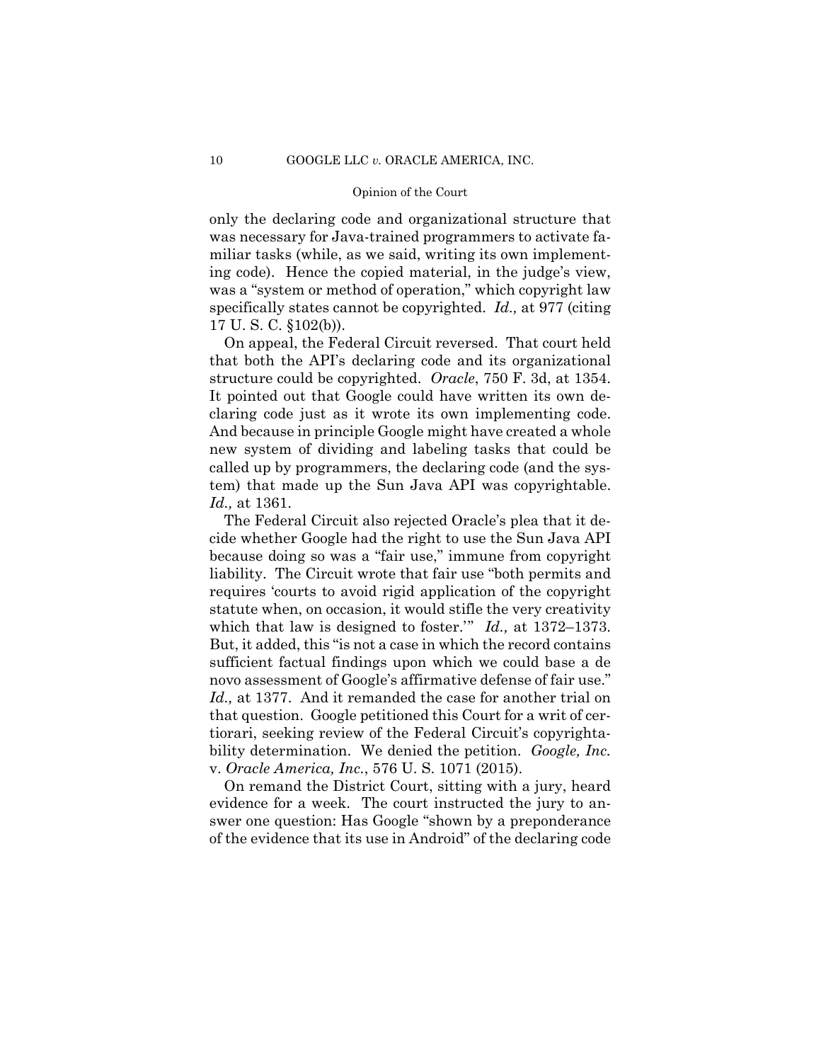only the declaring code and organizational structure that was necessary for Java-trained programmers to activate familiar tasks (while, as we said, writing its own implementing code). Hence the copied material, in the judge's view, was a "system or method of operation," which copyright law specifically states cannot be copyrighted. *Id.,* at 977 (citing 17 U. S. C. §102(b)).

On appeal, the Federal Circuit reversed. That court held that both the API's declaring code and its organizational structure could be copyrighted. *Oracle*, 750 F. 3d, at 1354. It pointed out that Google could have written its own declaring code just as it wrote its own implementing code. And because in principle Google might have created a whole new system of dividing and labeling tasks that could be called up by programmers, the declaring code (and the system) that made up the Sun Java API was copyrightable. *Id.,* at 1361.

The Federal Circuit also rejected Oracle's plea that it decide whether Google had the right to use the Sun Java API because doing so was a "fair use," immune from copyright liability. The Circuit wrote that fair use "both permits and requires 'courts to avoid rigid application of the copyright statute when, on occasion, it would stifle the very creativity which that law is designed to foster.'" *Id.,* at 1372–1373. But, it added, this "is not a case in which the record contains sufficient factual findings upon which we could base a de novo assessment of Google's affirmative defense of fair use." *Id.,* at 1377. And it remanded the case for another trial on that question. Google petitioned this Court for a writ of certiorari, seeking review of the Federal Circuit's copyrightability determination. We denied the petition. *Google, Inc.* v. *Oracle America, Inc.*, 576 U. S. 1071 (2015).

On remand the District Court, sitting with a jury, heard evidence for a week. The court instructed the jury to answer one question: Has Google "shown by a preponderance of the evidence that its use in Android" of the declaring code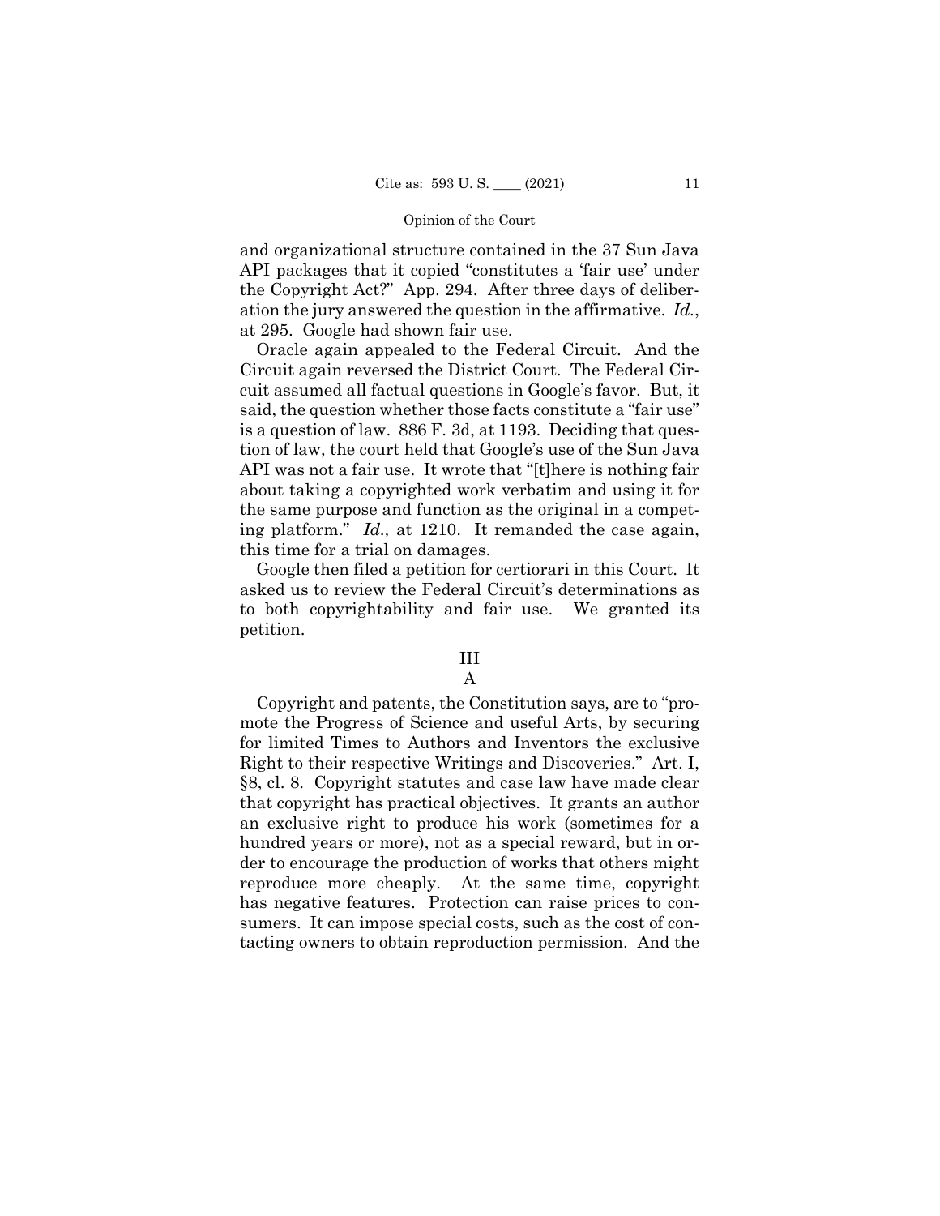and organizational structure contained in the 37 Sun Java API packages that it copied "constitutes a 'fair use' under the Copyright Act?" App. 294. After three days of deliberation the jury answered the question in the affirmative. *Id.*, at 295. Google had shown fair use.

Oracle again appealed to the Federal Circuit. And the Circuit again reversed the District Court. The Federal Circuit assumed all factual questions in Google's favor. But, it said, the question whether those facts constitute a "fair use" is a question of law. 886 F. 3d, at 1193. Deciding that question of law, the court held that Google's use of the Sun Java API was not a fair use. It wrote that "[t]here is nothing fair about taking a copyrighted work verbatim and using it for the same purpose and function as the original in a competing platform." *Id.,* at 1210. It remanded the case again, this time for a trial on damages.

Google then filed a petition for certiorari in this Court. It asked us to review the Federal Circuit's determinations as to both copyrightability and fair use. We granted its petition.

## III

### A

Copyright and patents, the Constitution says, are to "promote the Progress of Science and useful Arts, by securing for limited Times to Authors and Inventors the exclusive Right to their respective Writings and Discoveries." Art. I, §8, cl. 8. Copyright statutes and case law have made clear that copyright has practical objectives. It grants an author an exclusive right to produce his work (sometimes for a hundred years or more), not as a special reward, but in order to encourage the production of works that others might reproduce more cheaply. At the same time, copyright has negative features. Protection can raise prices to consumers. It can impose special costs, such as the cost of contacting owners to obtain reproduction permission. And the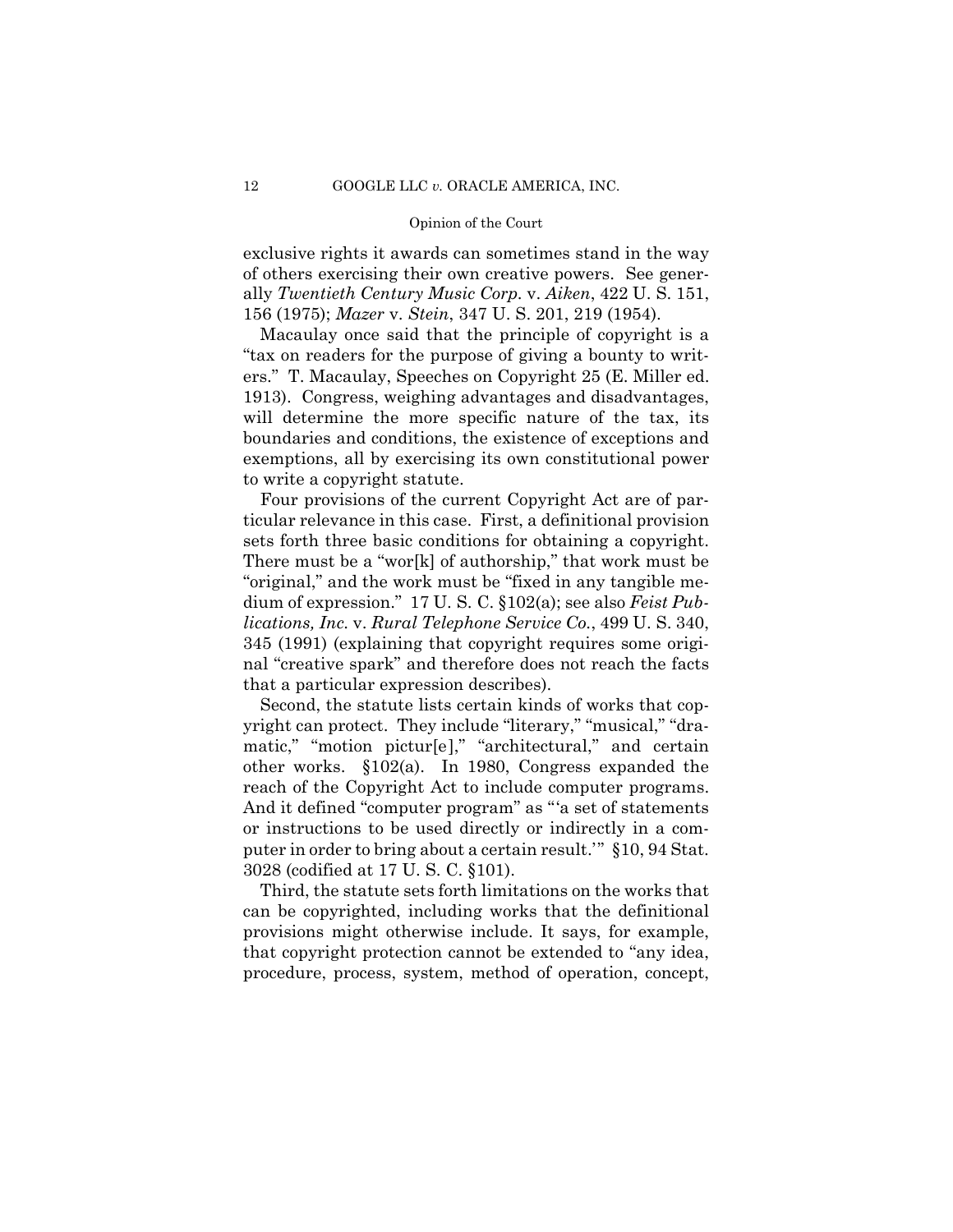exclusive rights it awards can sometimes stand in the way of others exercising their own creative powers. See generally *Twentieth Century Music Corp.* v. *Aiken*, 422 U. S. 151, 156 (1975); *Mazer* v. *Stein*, 347 U. S. 201, 219 (1954).

Macaulay once said that the principle of copyright is a "tax on readers for the purpose of giving a bounty to writers." T. Macaulay, Speeches on Copyright 25 (E. Miller ed. 1913). Congress, weighing advantages and disadvantages, will determine the more specific nature of the tax, its boundaries and conditions, the existence of exceptions and exemptions, all by exercising its own constitutional power to write a copyright statute.

Four provisions of the current Copyright Act are of particular relevance in this case. First, a definitional provision sets forth three basic conditions for obtaining a copyright. There must be a "wor[k] of authorship," that work must be "original," and the work must be "fixed in any tangible medium of expression." 17 U. S. C. §102(a); see also *Feist Publications, Inc.* v. *Rural Telephone Service Co.*, 499 U. S. 340, 345 (1991) (explaining that copyright requires some original "creative spark" and therefore does not reach the facts that a particular expression describes).

Second, the statute lists certain kinds of works that copyright can protect. They include "literary," "musical," "dramatic," "motion pictur[e]," "architectural," and certain other works. §102(a). In 1980, Congress expanded the reach of the Copyright Act to include computer programs. And it defined "computer program" as "'a set of statements or instructions to be used directly or indirectly in a computer in order to bring about a certain result.'" §10, 94 Stat. 3028 (codified at 17 U. S. C. §101).

Third, the statute sets forth limitations on the works that can be copyrighted, including works that the definitional provisions might otherwise include. It says, for example, that copyright protection cannot be extended to "any idea, procedure, process, system, method of operation, concept,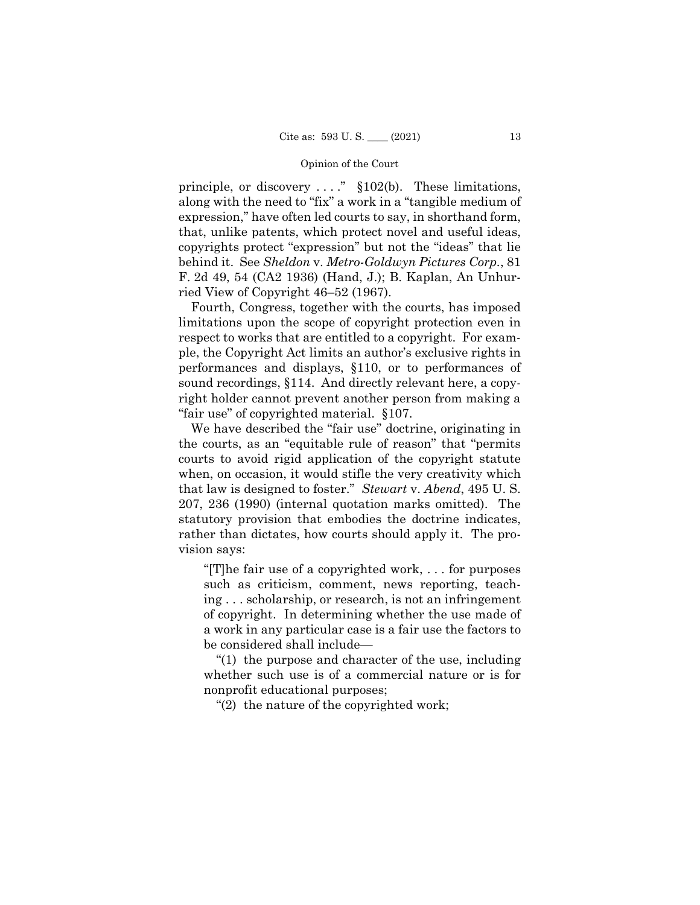principle, or discovery . . . ." §102(b). These limitations, along with the need to "fix" a work in a "tangible medium of expression," have often led courts to say, in shorthand form, that, unlike patents, which protect novel and useful ideas, copyrights protect "expression" but not the "ideas" that lie behind it. See *Sheldon* v. *Metro-Goldwyn Pictures Corp.*, 81 F. 2d 49, 54 (CA2 1936) (Hand, J.); B. Kaplan, An Unhurried View of Copyright 46–52 (1967).

Fourth, Congress, together with the courts, has imposed limitations upon the scope of copyright protection even in respect to works that are entitled to a copyright. For example, the Copyright Act limits an author's exclusive rights in performances and displays, §110, or to performances of sound recordings, §114. And directly relevant here, a copyright holder cannot prevent another person from making a "fair use" of copyrighted material. §107.

We have described the "fair use" doctrine, originating in the courts, as an "equitable rule of reason" that "permits courts to avoid rigid application of the copyright statute when, on occasion, it would stifle the very creativity which that law is designed to foster." *Stewart* v. *Abend*, 495 U. S. 207, 236 (1990) (internal quotation marks omitted). The statutory provision that embodies the doctrine indicates, rather than dictates, how courts should apply it. The provision says:

> "[T]he fair use of a copyrighted work, . . . for purposes such as criticism, comment, news reporting, teaching . . . scholarship, or research, is not an infringement of copyright. In determining whether the use made of a work in any particular case is a fair use the factors to be considered shall include—
>
> "(1) the purpose and character of the use, including whether such use is of a commercial nature or is for nonprofit educational purposes;
>
> "(2) the nature of the copyrighted work;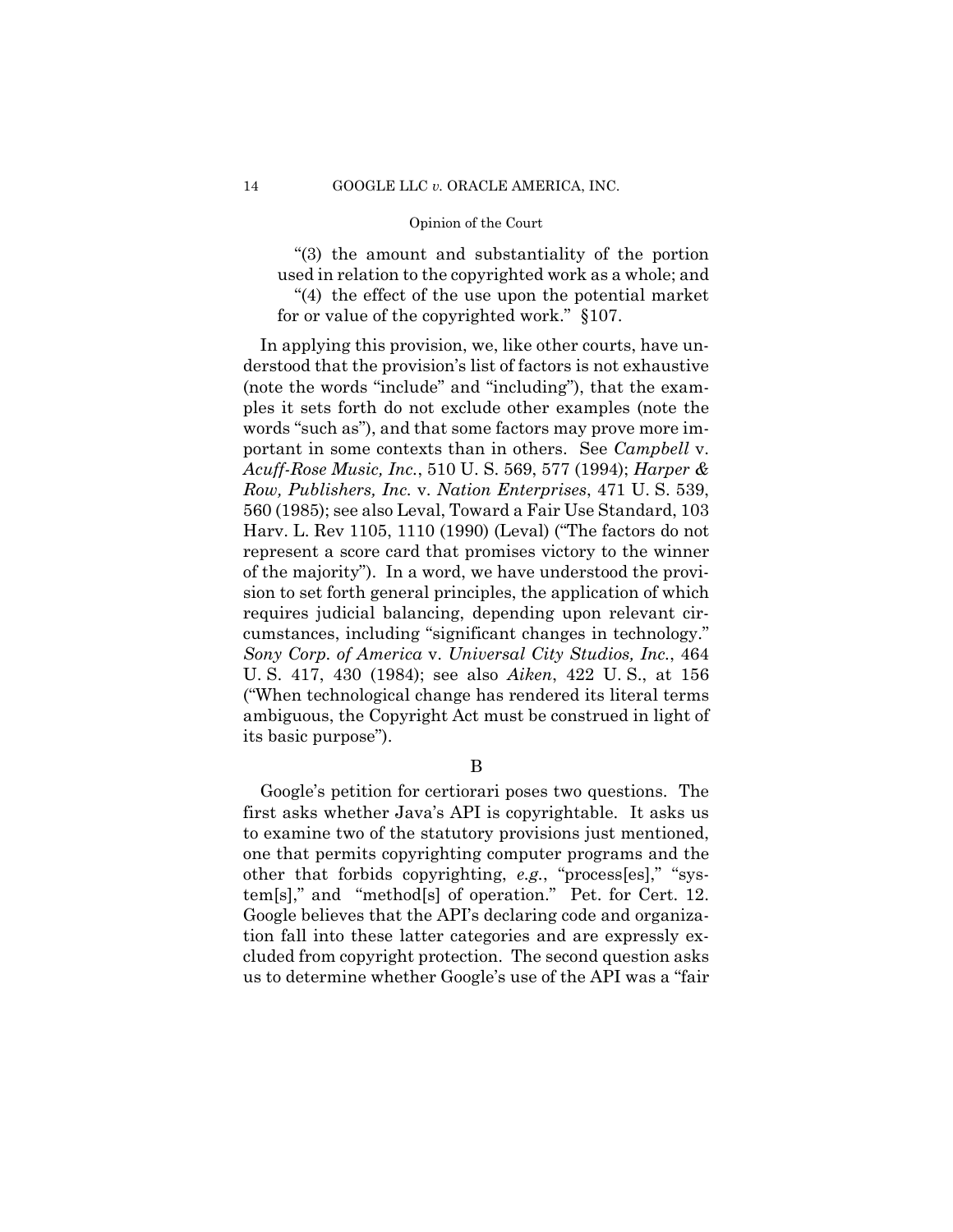"(3) the amount and substantiality of the portion used in relation to the copyrighted work as a whole; and

"(4) the effect of the use upon the potential market for or value of the copyrighted work." §107.

In applying this provision, we, like other courts, have understood that the provision's list of factors is not exhaustive (note the words "include" and "including"), that the examples it sets forth do not exclude other examples (note the words "such as"), and that some factors may prove more important in some contexts than in others. See *Campbell* v. *Acuff-Rose Music, Inc.*, 510 U. S. 569, 577 (1994); *Harper & Row, Publishers, Inc.* v. *Nation Enterprises*, 471 U. S. 539, 560 (1985); see also Leval, Toward a Fair Use Standard, 103 Harv. L. Rev 1105, 1110 (1990) (Leval) ("The factors do not represent a score card that promises victory to the winner of the majority"). In a word, we have understood the provision to set forth general principles, the application of which requires judicial balancing, depending upon relevant circumstances, including "significant changes in technology." *Sony Corp. of America* v. *Universal City Studios, Inc.*, 464 U. S. 417, 430 (1984); see also *Aiken*, 422 U. S., at 156 ("When technological change has rendered its literal terms ambiguous, the Copyright Act must be construed in light of its basic purpose").

## B

Google's petition for certiorari poses two questions. The first asks whether Java's API is copyrightable. It asks us to examine two of the statutory provisions just mentioned, one that permits copyrighting computer programs and the other that forbids copyrighting, *e.g.*, "process[es]," "system[s]," and "method[s] of operation." Pet. for Cert. 12. Google believes that the API's declaring code and organization fall into these latter categories and are expressly excluded from copyright protection. The second question asks us to determine whether Google's use of the API was a "fair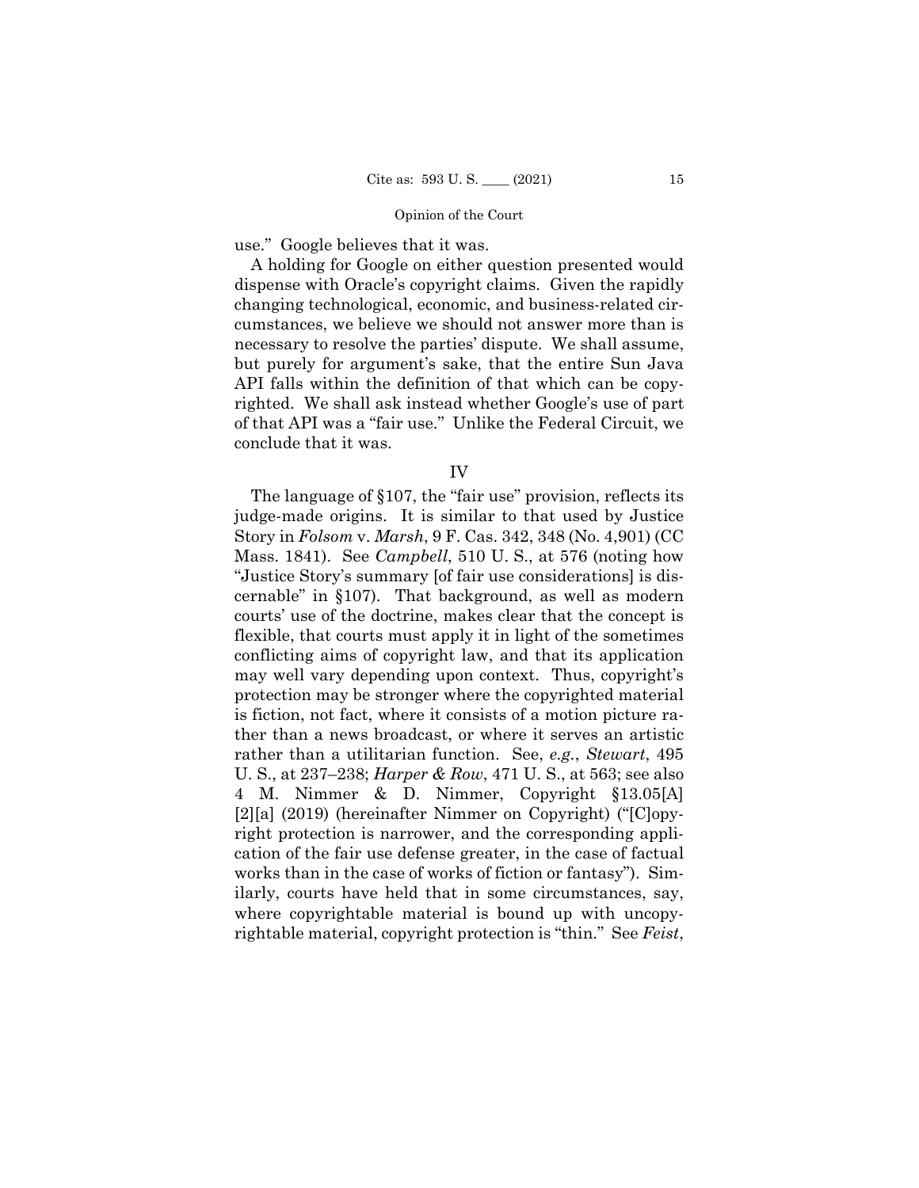use." Google believes that it was.

A holding for Google on either question presented would dispense with Oracle's copyright claims. Given the rapidly changing technological, economic, and business-related circumstances, we believe we should not answer more than is necessary to resolve the parties' dispute. We shall assume, but purely for argument's sake, that the entire Sun Java API falls within the definition of that which can be copyrighted. We shall ask instead whether Google's use of part of that API was a "fair use." Unlike the Federal Circuit, we conclude that it was.

## IV

The language of §107, the "fair use" provision, reflects its judge-made origins. It is similar to that used by Justice Story in *Folsom* v. *Marsh*, 9 F. Cas. 342, 348 (No. 4,901) (CC Mass. 1841). See *Campbell*, 510 U. S., at 576 (noting how "Justice Story's summary [of fair use considerations] is discernable" in §107). That background, as well as modern courts' use of the doctrine, makes clear that the concept is flexible, that courts must apply it in light of the sometimes conflicting aims of copyright law, and that its application may well vary depending upon context. Thus, copyright's protection may be stronger where the copyrighted material is fiction, not fact, where it consists of a motion picture rather than a news broadcast, or where it serves an artistic rather than a utilitarian function. See, *e.g.*, *Stewart*, 495 U. S., at 237–238; *Harper & Row*, 471 U. S., at 563; see also 4 M. Nimmer & D. Nimmer, Copyright §13.05[A][2][a] (2019) (hereinafter Nimmer on Copyright) ("[C]opyright protection is narrower, and the corresponding application of the fair use defense greater, in the case of factual works than in the case of works of fiction or fantasy"). Similarly, courts have held that in some circumstances, say, where copyrightable material is bound up with uncopyrightable material, copyright protection is "thin." See *Feist*,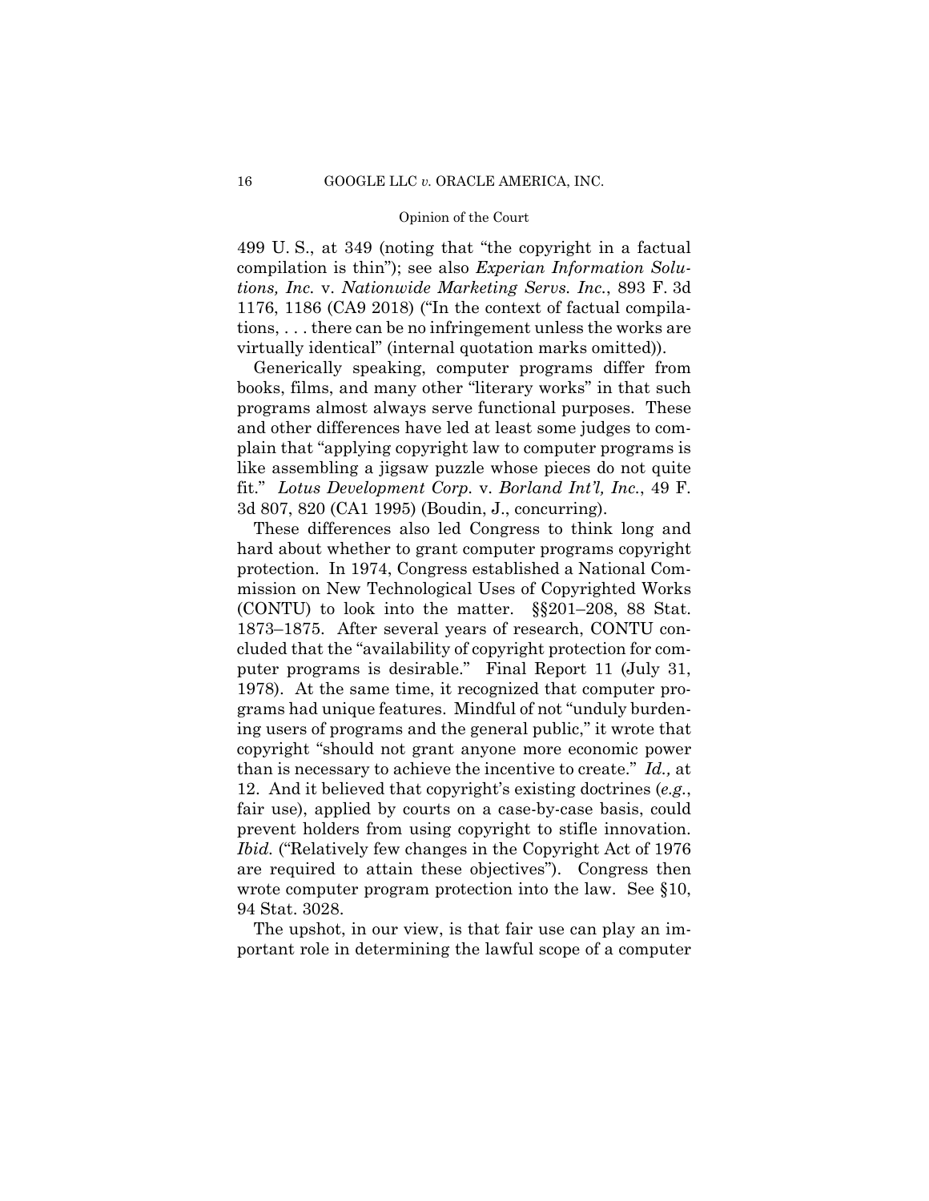499 U. S., at 349 (noting that "the copyright in a factual compilation is thin"); see also *Experian Information Solutions, Inc.* v. *Nationwide Marketing Servs. Inc.*, 893 F. 3d 1176, 1186 (CA9 2018) ("In the context of factual compilations, . . . there can be no infringement unless the works are virtually identical" (internal quotation marks omitted)).

Generically speaking, computer programs differ from books, films, and many other "literary works" in that such programs almost always serve functional purposes. These and other differences have led at least some judges to complain that "applying copyright law to computer programs is like assembling a jigsaw puzzle whose pieces do not quite fit." *Lotus Development Corp.* v. *Borland Int'l, Inc.*, 49 F. 3d 807, 820 (CA1 1995) (Boudin, J., concurring).

These differences also led Congress to think long and hard about whether to grant computer programs copyright protection. In 1974, Congress established a National Commission on New Technological Uses of Copyrighted Works (CONTU) to look into the matter. §§201–208, 88 Stat. 1873–1875. After several years of research, CONTU concluded that the "availability of copyright protection for computer programs is desirable." Final Report 11 (July 31, 1978). At the same time, it recognized that computer programs had unique features. Mindful of not "unduly burdening users of programs and the general public," it wrote that copyright "should not grant anyone more economic power than is necessary to achieve the incentive to create." *Id.,* at 12. And it believed that copyright's existing doctrines (*e.g.*, fair use), applied by courts on a case-by-case basis, could prevent holders from using copyright to stifle innovation. *Ibid.* ("Relatively few changes in the Copyright Act of 1976 are required to attain these objectives"). Congress then wrote computer program protection into the law. See §10, 94 Stat. 3028.

The upshot, in our view, is that fair use can play an important role in determining the lawful scope of a computer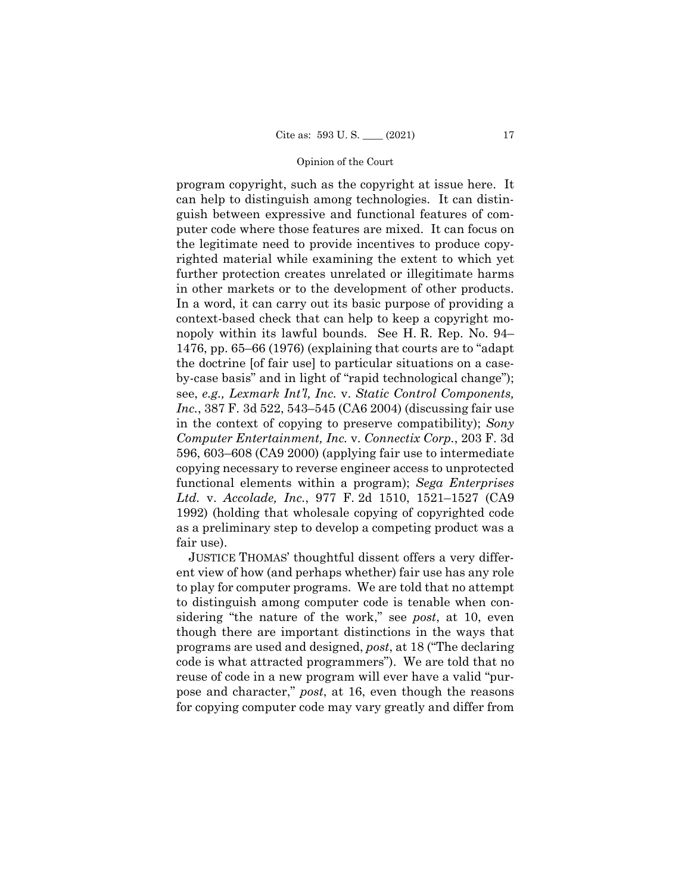program copyright, such as the copyright at issue here. It can help to distinguish among technologies. It can distinguish between expressive and functional features of computer code where those features are mixed. It can focus on the legitimate need to provide incentives to produce copyrighted material while examining the extent to which yet further protection creates unrelated or illegitimate harms in other markets or to the development of other products. In a word, it can carry out its basic purpose of providing a context-based check that can help to keep a copyright monopoly within its lawful bounds. See H. R. Rep. No. 94–1476, pp. 65–66 (1976) (explaining that courts are to "adapt the doctrine [of fair use] to particular situations on a case-by-case basis" and in light of "rapid technological change"); see, *e.g., Lexmark Int'l, Inc.* v. *Static Control Components, Inc.*, 387 F. 3d 522, 543–545 (CA6 2004) (discussing fair use in the context of copying to preserve compatibility); *Sony Computer Entertainment, Inc.* v. *Connectix Corp.*, 203 F. 3d 596, 603–608 (CA9 2000) (applying fair use to intermediate copying necessary to reverse engineer access to unprotected functional elements within a program); *Sega Enterprises Ltd.* v. *Accolade, Inc.*, 977 F. 2d 1510, 1521–1527 (CA9 1992) (holding that wholesale copying of copyrighted code as a preliminary step to develop a competing product was a fair use).

JUSTICE THOMAS' thoughtful dissent offers a very different view of how (and perhaps whether) fair use has any role to play for computer programs. We are told that no attempt to distinguish among computer code is tenable when considering "the nature of the work," see *post*, at 10, even though there are important distinctions in the ways that programs are used and designed, *post*, at 18 ("The declaring code is what attracted programmers"). We are told that no reuse of code in a new program will ever have a valid "purpose and character," *post*, at 16, even though the reasons for copying computer code may vary greatly and differ from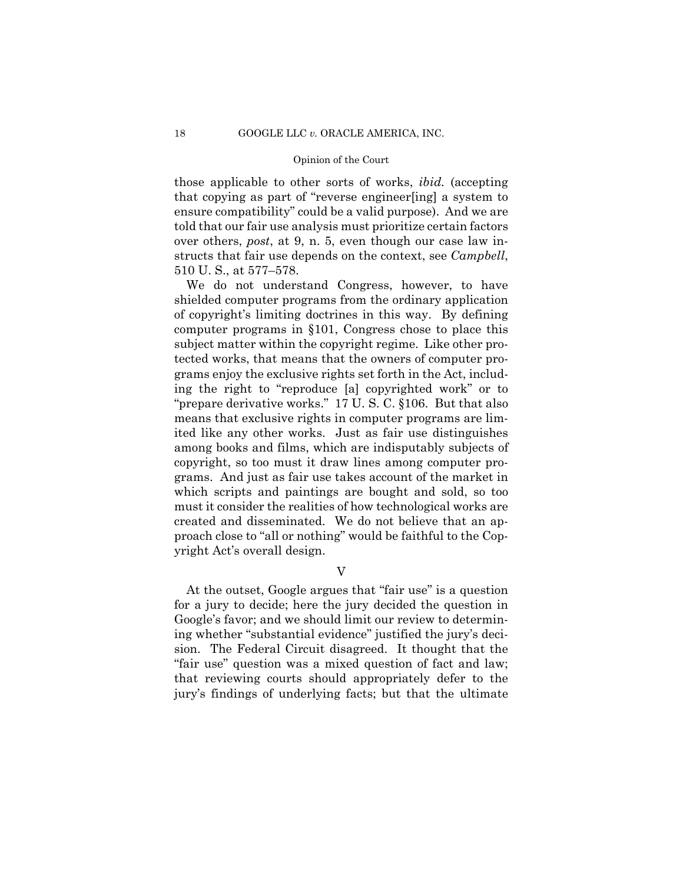those applicable to other sorts of works, *ibid.* (accepting that copying as part of "reverse engineer[ing] a system to ensure compatibility" could be a valid purpose). And we are told that our fair use analysis must prioritize certain factors over others, *post*, at 9, n. 5, even though our case law instructs that fair use depends on the context, see *Campbell*, 510 U. S., at 577–578.

We do not understand Congress, however, to have shielded computer programs from the ordinary application of copyright's limiting doctrines in this way. By defining computer programs in §101, Congress chose to place this subject matter within the copyright regime. Like other protected works, that means that the owners of computer programs enjoy the exclusive rights set forth in the Act, including the right to "reproduce [a] copyrighted work" or to "prepare derivative works." 17 U. S. C. §106. But that also means that exclusive rights in computer programs are limited like any other works. Just as fair use distinguishes among books and films, which are indisputably subjects of copyright, so too must it draw lines among computer programs. And just as fair use takes account of the market in which scripts and paintings are bought and sold, so too must it consider the realities of how technological works are created and disseminated. We do not believe that an approach close to "all or nothing" would be faithful to the Copyright Act's overall design.

## V

At the outset, Google argues that "fair use" is a question for a jury to decide; here the jury decided the question in Google's favor; and we should limit our review to determining whether "substantial evidence" justified the jury's decision. The Federal Circuit disagreed. It thought that the "fair use" question was a mixed question of fact and law; that reviewing courts should appropriately defer to the jury's findings of underlying facts; but that the ultimate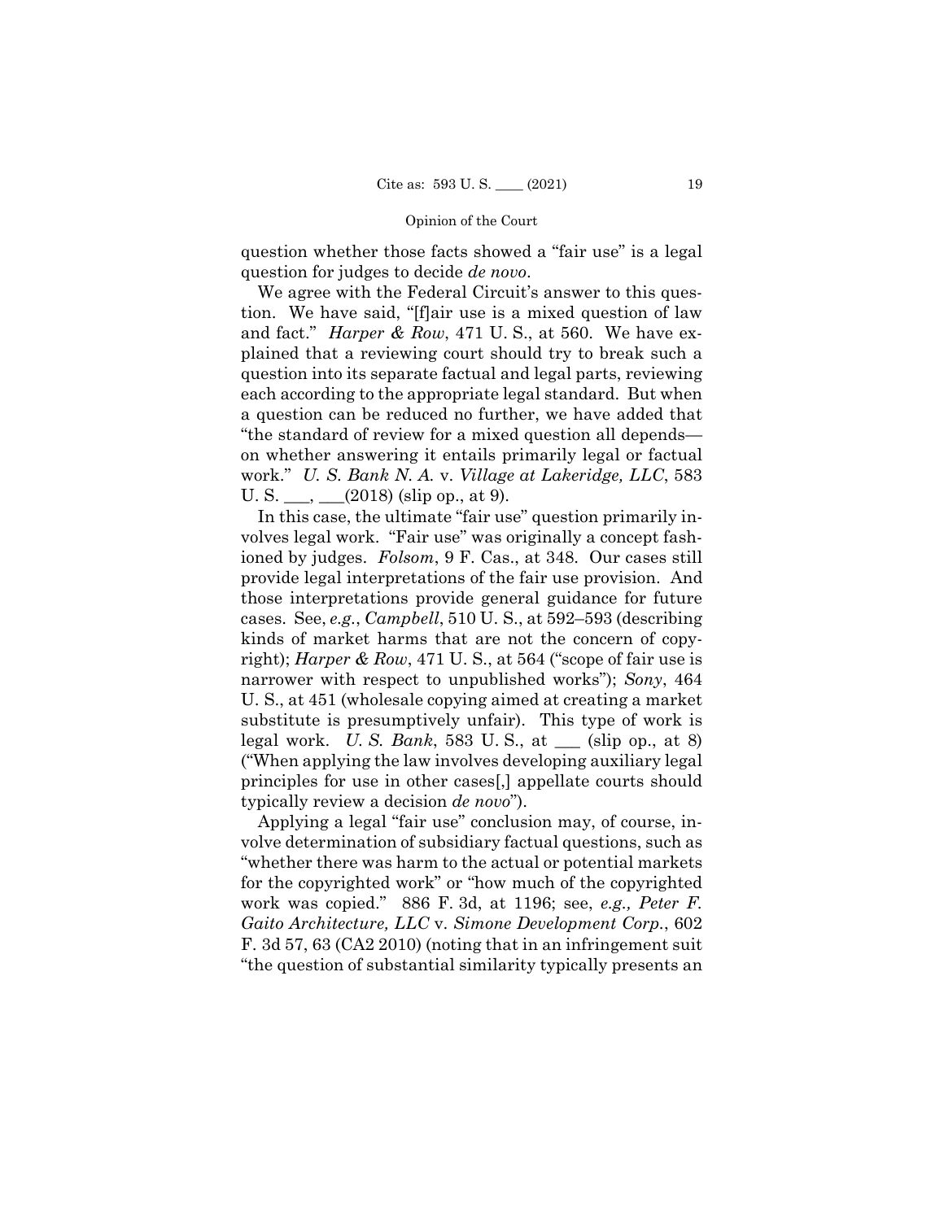question whether those facts showed a "fair use" is a legal question for judges to decide *de novo*.

We agree with the Federal Circuit's answer to this question. We have said, "[f]air use is a mixed question of law and fact." *Harper & Row*, 471 U. S., at 560. We have explained that a reviewing court should try to break such a question into its separate factual and legal parts, reviewing each according to the appropriate legal standard. But when a question can be reduced no further, we have added that "the standard of review for a mixed question all depends—on whether answering it entails primarily legal or factual work." *U. S. Bank N. A.* v. *Village at Lakeridge, LLC*, 583 U. S. ___, ___(2018) (slip op., at 9).

In this case, the ultimate "fair use" question primarily involves legal work. "Fair use" was originally a concept fashioned by judges. *Folsom*, 9 F. Cas., at 348. Our cases still provide legal interpretations of the fair use provision. And those interpretations provide general guidance for future cases. See, *e.g.*, *Campbell*, 510 U. S., at 592–593 (describing kinds of market harms that are not the concern of copyright); *Harper & Row*, 471 U. S., at 564 ("scope of fair use is narrower with respect to unpublished works"); *Sony*, 464 U. S., at 451 (wholesale copying aimed at creating a market substitute is presumptively unfair). This type of work is legal work. *U. S. Bank*, 583 U. S., at ___ (slip op., at 8) ("When applying the law involves developing auxiliary legal principles for use in other cases[,] appellate courts should typically review a decision *de novo*").

Applying a legal "fair use" conclusion may, of course, involve determination of subsidiary factual questions, such as "whether there was harm to the actual or potential markets for the copyrighted work" or "how much of the copyrighted work was copied." 886 F. 3d, at 1196; see, *e.g., Peter F. Gaito Architecture, LLC* v. *Simone Development Corp.*, 602 F. 3d 57, 63 (CA2 2010) (noting that in an infringement suit "the question of substantial similarity typically presents an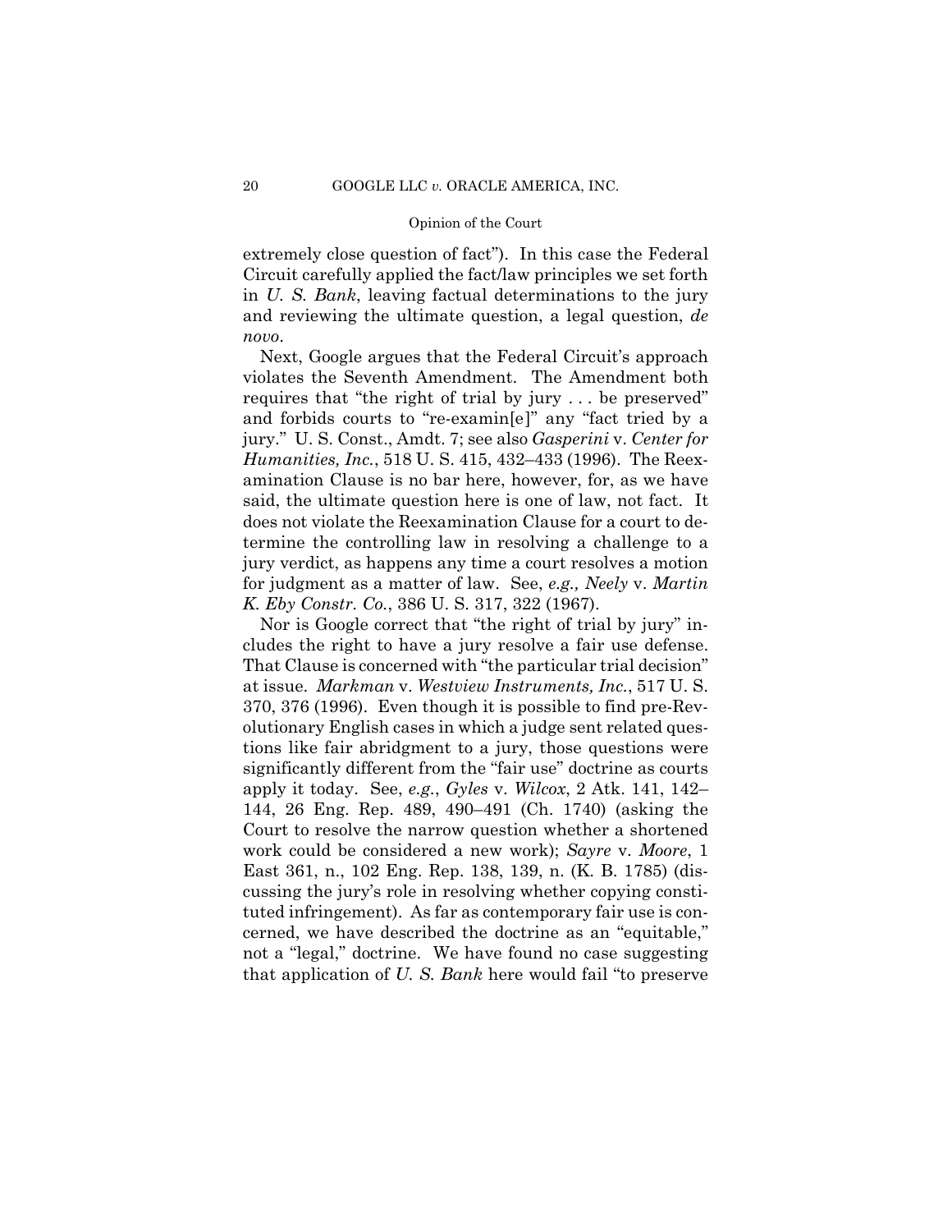extremely close question of fact"). In this case the Federal Circuit carefully applied the fact/law principles we set forth in *U. S. Bank*, leaving factual determinations to the jury and reviewing the ultimate question, a legal question, *de novo*.

Next, Google argues that the Federal Circuit's approach violates the Seventh Amendment. The Amendment both requires that "the right of trial by jury . . . be preserved" and forbids courts to "re-examin[e]" any "fact tried by a jury." U. S. Const., Amdt. 7; see also *Gasperini* v. *Center for Humanities, Inc.*, 518 U. S. 415, 432–433 (1996). The Reexamination Clause is no bar here, however, for, as we have said, the ultimate question here is one of law, not fact. It does not violate the Reexamination Clause for a court to determine the controlling law in resolving a challenge to a jury verdict, as happens any time a court resolves a motion for judgment as a matter of law. See, *e.g., Neely* v. *Martin K. Eby Constr. Co.*, 386 U. S. 317, 322 (1967).

Nor is Google correct that "the right of trial by jury" includes the right to have a jury resolve a fair use defense. That Clause is concerned with "the particular trial decision" at issue. *Markman* v. *Westview Instruments, Inc.*, 517 U. S. 370, 376 (1996). Even though it is possible to find pre-Revolutionary English cases in which a judge sent related questions like fair abridgment to a jury, those questions were significantly different from the "fair use" doctrine as courts apply it today. See, *e.g., Gyles* v. *Wilcox*, 2 Atk. 141, 142–144, 26 Eng. Rep. 489, 490–491 (Ch. 1740) (asking the Court to resolve the narrow question whether a shortened work could be considered a new work); *Sayre* v. *Moore*, 1 East 361, n., 102 Eng. Rep. 138, 139, n. (K. B. 1785) (discussing the jury's role in resolving whether copying constituted infringement). As far as contemporary fair use is concerned, we have described the doctrine as an "equitable," not a "legal," doctrine. We have found no case suggesting that application of *U. S. Bank* here would fail "to preserve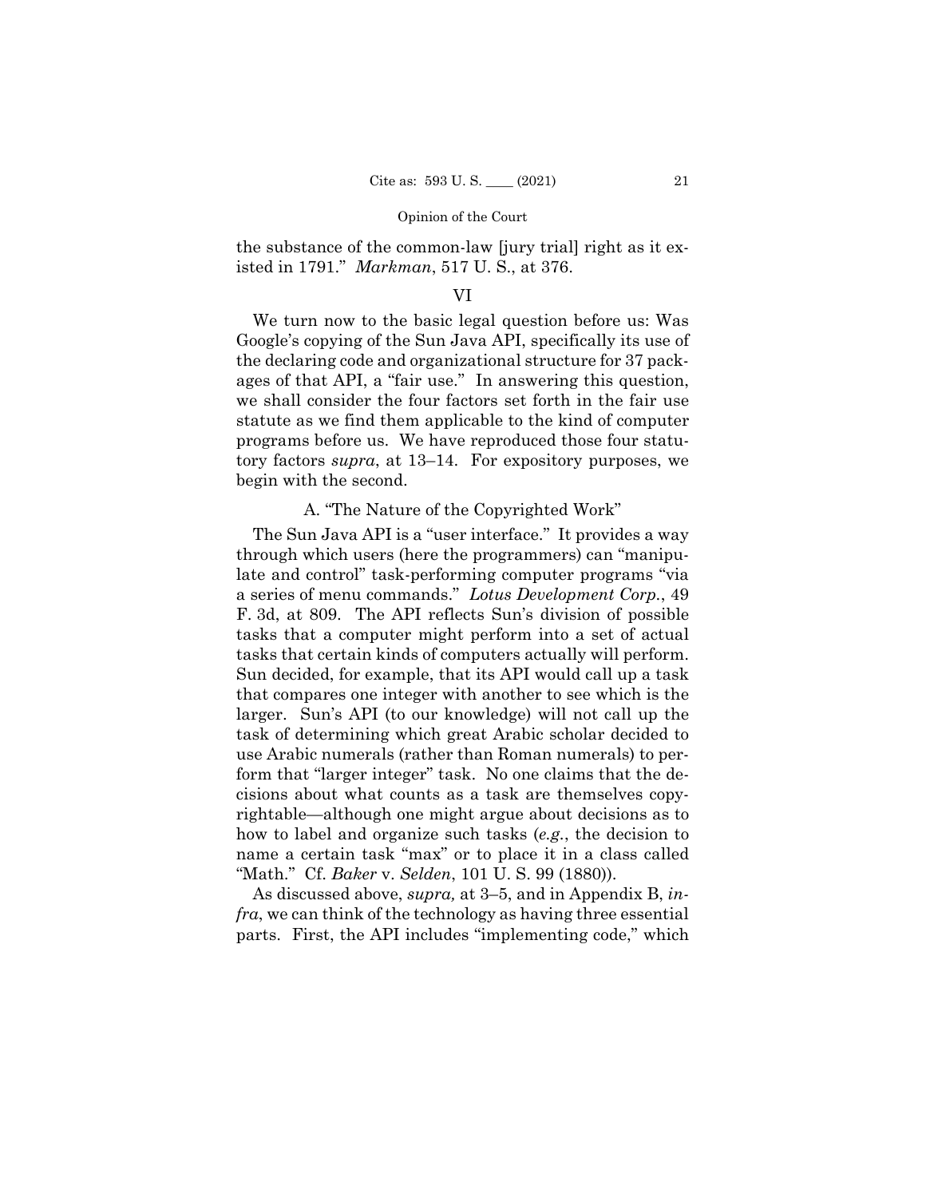the substance of the common-law [jury trial] right as it existed in 1791." *Markman*, 517 U. S., at 376.

## VI

We turn now to the basic legal question before us: Was Google's copying of the Sun Java API, specifically its use of the declaring code and organizational structure for 37 packages of that API, a "fair use." In answering this question, we shall consider the four factors set forth in the fair use statute as we find them applicable to the kind of computer programs before us. We have reproduced those four statutory factors *supra*, at 13–14. For expository purposes, we begin with the second.

### A. "The Nature of the Copyrighted Work"

The Sun Java API is a "user interface." It provides a way through which users (here the programmers) can "manipulate and control" task-performing computer programs "via a series of menu commands." *Lotus Development Corp.*, 49 F. 3d, at 809. The API reflects Sun's division of possible tasks that a computer might perform into a set of actual tasks that certain kinds of computers actually will perform. Sun decided, for example, that its API would call up a task that compares one integer with another to see which is the larger. Sun's API (to our knowledge) will not call up the task of determining which great Arabic scholar decided to use Arabic numerals (rather than Roman numerals) to perform that "larger integer" task. No one claims that the decisions about what counts as a task are themselves copyrightable—although one might argue about decisions as to how to label and organize such tasks (*e.g.*, the decision to name a certain task "max" or to place it in a class called "Math." Cf. *Baker* v. *Selden*, 101 U. S. 99 (1880)).

As discussed above, *supra,* at 3–5, and in Appendix B, *infra*, we can think of the technology as having three essential parts. First, the API includes "implementing code," which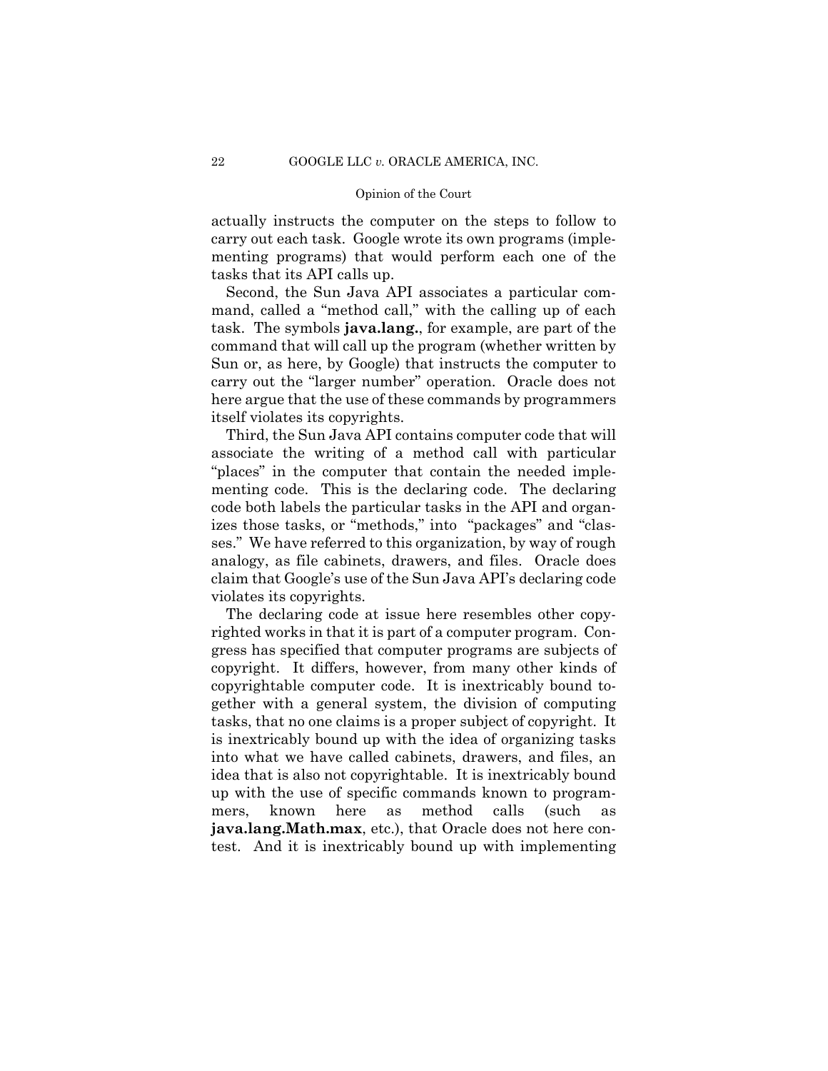actually instructs the computer on the steps to follow to carry out each task. Google wrote its own programs (implementing programs) that would perform each one of the tasks that its API calls up.

Second, the Sun Java API associates a particular command, called a "method call," with the calling up of each task. The symbols **java.lang.**, for example, are part of the command that will call up the program (whether written by Sun or, as here, by Google) that instructs the computer to carry out the "larger number" operation. Oracle does not here argue that the use of these commands by programmers itself violates its copyrights.

Third, the Sun Java API contains computer code that will associate the writing of a method call with particular "places" in the computer that contain the needed implementing code. This is the declaring code. The declaring code both labels the particular tasks in the API and organizes those tasks, or "methods," into "packages" and "classes." We have referred to this organization, by way of rough analogy, as file cabinets, drawers, and files. Oracle does claim that Google's use of the Sun Java API's declaring code violates its copyrights.

The declaring code at issue here resembles other copyrighted works in that it is part of a computer program. Congress has specified that computer programs are subjects of copyright. It differs, however, from many other kinds of copyrightable computer code. It is inextricably bound together with a general system, the division of computing tasks, that no one claims is a proper subject of copyright. It is inextricably bound up with the idea of organizing tasks into what we have called cabinets, drawers, and files, an idea that is also not copyrightable. It is inextricably bound up with the use of specific commands known to programmers, known here as method calls (such as **java.lang.Math.max**, etc.), that Oracle does not here contest. And it is inextricably bound up with implementing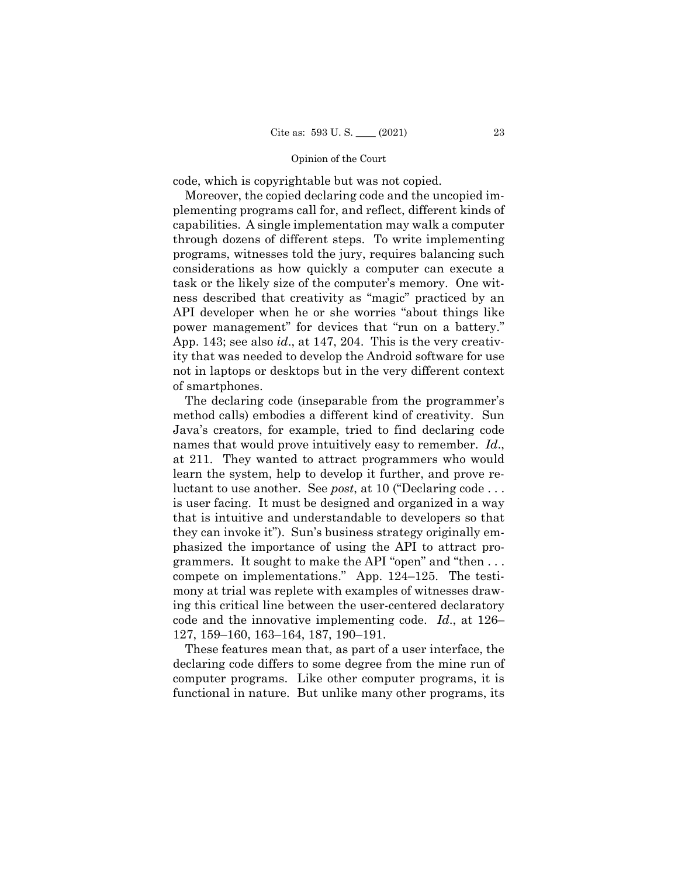code, which is copyrightable but was not copied.

Moreover, the copied declaring code and the uncopied implementing programs call for, and reflect, different kinds of capabilities. A single implementation may walk a computer through dozens of different steps. To write implementing programs, witnesses told the jury, requires balancing such considerations as how quickly a computer can execute a task or the likely size of the computer's memory. One witness described that creativity as "magic" practiced by an API developer when he or she worries "about things like power management" for devices that "run on a battery." App. 143; see also *id*., at 147, 204. This is the very creativity that was needed to develop the Android software for use not in laptops or desktops but in the very different context of smartphones.

The declaring code (inseparable from the programmer's method calls) embodies a different kind of creativity. Sun Java's creators, for example, tried to find declaring code names that would prove intuitively easy to remember. *Id*., at 211. They wanted to attract programmers who would learn the system, help to develop it further, and prove reluctant to use another. See *post*, at 10 ("Declaring code . . . is user facing. It must be designed and organized in a way that is intuitive and understandable to developers so that they can invoke it"). Sun's business strategy originally emphasized the importance of using the API to attract programmers. It sought to make the API "open" and "then . . . compete on implementations." App. 124–125. The testimony at trial was replete with examples of witnesses drawing this critical line between the user-centered declaratory code and the innovative implementing code. *Id*., at 126–127, 159–160, 163–164, 187, 190–191.

These features mean that, as part of a user interface, the declaring code differs to some degree from the mine run of computer programs. Like other computer programs, it is functional in nature. But unlike many other programs, its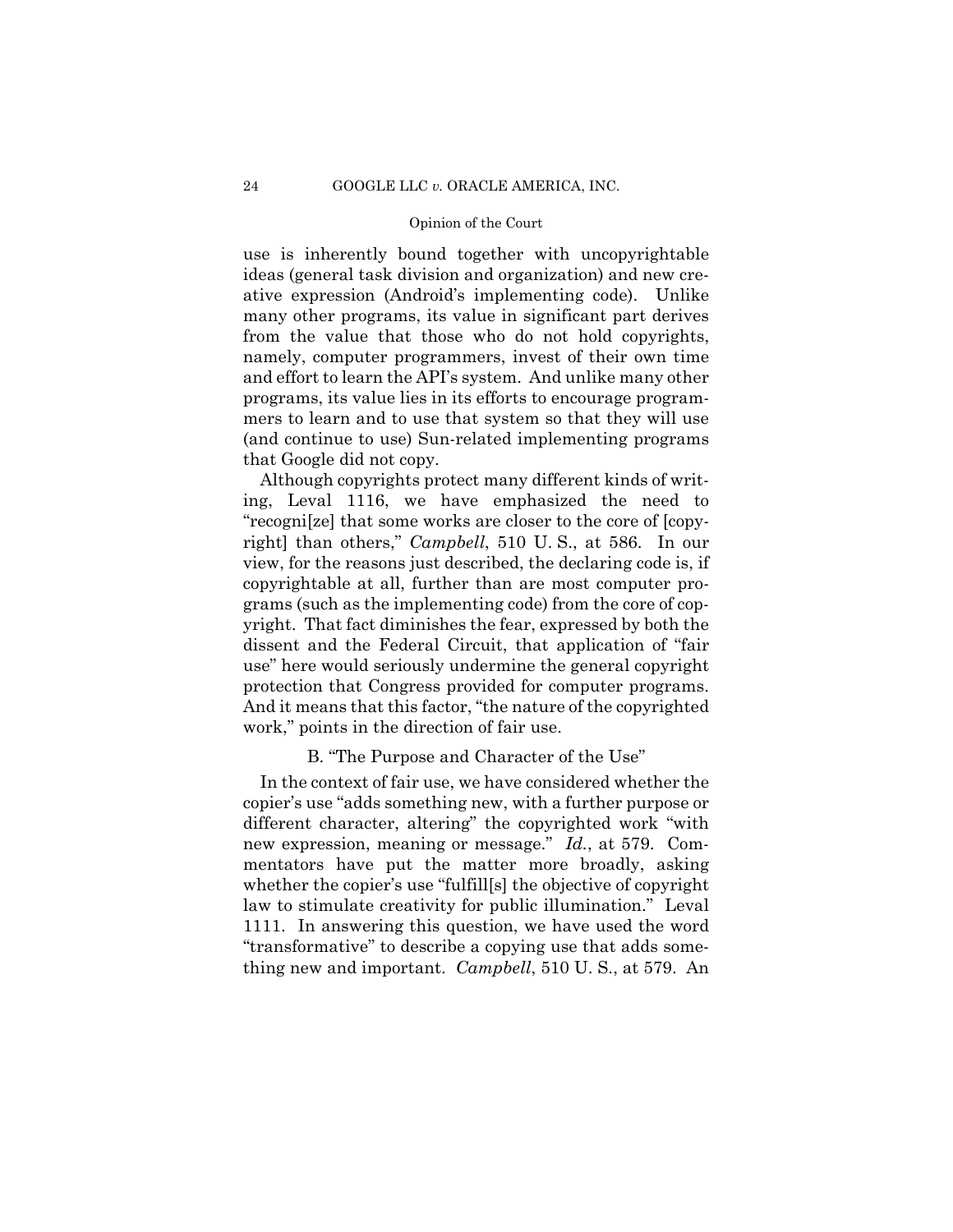use is inherently bound together with uncopyrightable ideas (general task division and organization) and new creative expression (Android's implementing code). Unlike many other programs, its value in significant part derives from the value that those who do not hold copyrights, namely, computer programmers, invest of their own time and effort to learn the API's system. And unlike many other programs, its value lies in its efforts to encourage programmers to learn and to use that system so that they will use (and continue to use) Sun-related implementing programs that Google did not copy.

Although copyrights protect many different kinds of writing, Leval 1116, we have emphasized the need to "recogni[ze] that some works are closer to the core of [copyright] than others," *Campbell*, 510 U. S., at 586. In our view, for the reasons just described, the declaring code is, if copyrightable at all, further than are most computer programs (such as the implementing code) from the core of copyright. That fact diminishes the fear, expressed by both the dissent and the Federal Circuit, that application of "fair use" here would seriously undermine the general copyright protection that Congress provided for computer programs. And it means that this factor, "the nature of the copyrighted work," points in the direction of fair use.

### B. "The Purpose and Character of the Use"

In the context of fair use, we have considered whether the copier's use "adds something new, with a further purpose or different character, altering" the copyrighted work "with new expression, meaning or message." *Id.*, at 579. Commentators have put the matter more broadly, asking whether the copier's use "fulfill[s] the objective of copyright law to stimulate creativity for public illumination." Leval 1111. In answering this question, we have used the word "transformative" to describe a copying use that adds something new and important. *Campbell*, 510 U. S., at 579. An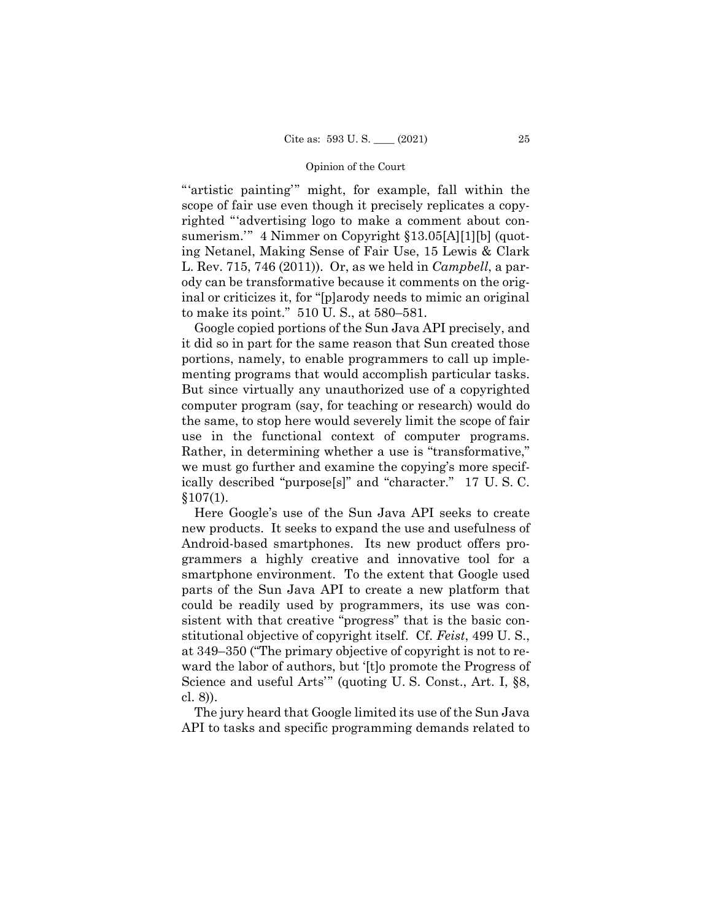"'artistic painting'" might, for example, fall within the scope of fair use even though it precisely replicates a copyrighted "'advertising logo to make a comment about consumerism.'" 4 Nimmer on Copyright §13.05[A][1][b] (quoting Netanel, Making Sense of Fair Use, 15 Lewis & Clark L. Rev. 715, 746 (2011)). Or, as we held in *Campbell*, a parody can be transformative because it comments on the original or criticizes it, for "[p]arody needs to mimic an original to make its point." 510 U. S., at 580–581.

Google copied portions of the Sun Java API precisely, and it did so in part for the same reason that Sun created those portions, namely, to enable programmers to call up implementing programs that would accomplish particular tasks. But since virtually any unauthorized use of a copyrighted computer program (say, for teaching or research) would do the same, to stop here would severely limit the scope of fair use in the functional context of computer programs. Rather, in determining whether a use is "transformative," we must go further and examine the copying's more specifically described "purpose[s]" and "character." 17 U. S. C. §107(1).

Here Google's use of the Sun Java API seeks to create new products. It seeks to expand the use and usefulness of Android-based smartphones. Its new product offers programmers a highly creative and innovative tool for a smartphone environment. To the extent that Google used parts of the Sun Java API to create a new platform that could be readily used by programmers, its use was consistent with that creative "progress" that is the basic constitutional objective of copyright itself. Cf. *Feist*, 499 U. S., at 349–350 ("The primary objective of copyright is not to reward the labor of authors, but '[t]o promote the Progress of Science and useful Arts'" (quoting U. S. Const., Art. I, §8, cl. 8)).

The jury heard that Google limited its use of the Sun Java API to tasks and specific programming demands related to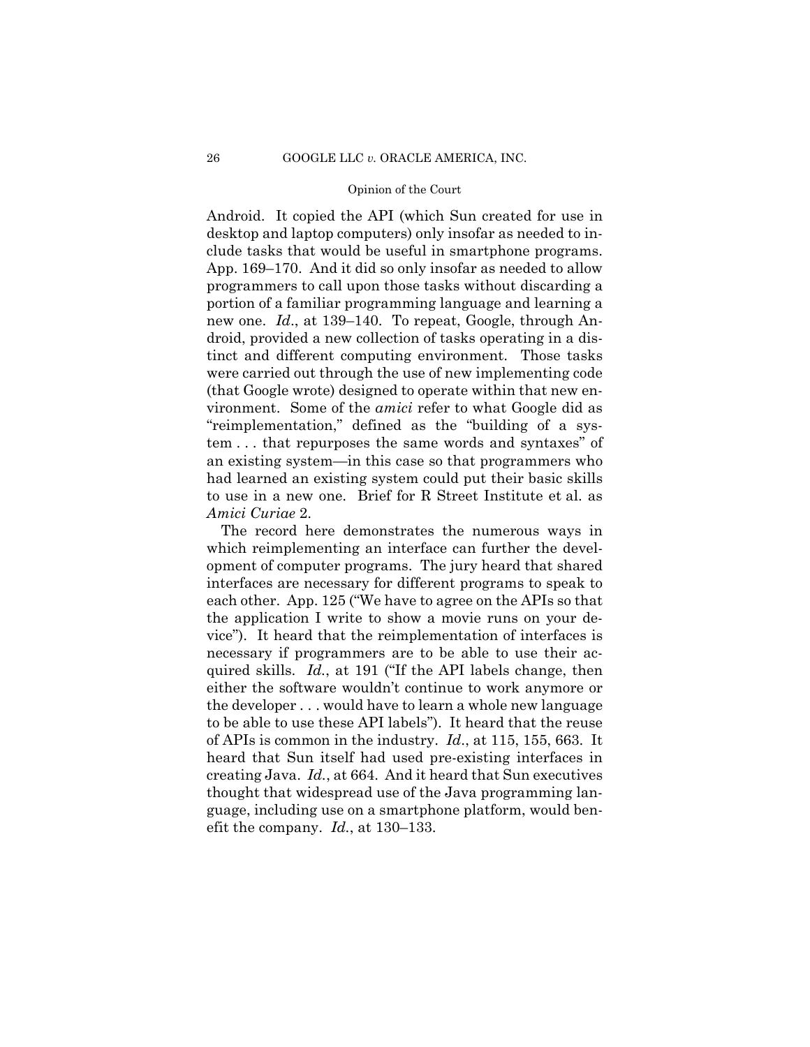Android. It copied the API (which Sun created for use in desktop and laptop computers) only insofar as needed to include tasks that would be useful in smartphone programs. App. 169–170. And it did so only insofar as needed to allow programmers to call upon those tasks without discarding a portion of a familiar programming language and learning a new one. *Id*., at 139–140. To repeat, Google, through Android, provided a new collection of tasks operating in a distinct and different computing environment. Those tasks were carried out through the use of new implementing code (that Google wrote) designed to operate within that new environment. Some of the *amici* refer to what Google did as "reimplementation," defined as the "building of a system . . . that repurposes the same words and syntaxes" of an existing system—in this case so that programmers who had learned an existing system could put their basic skills to use in a new one. Brief for R Street Institute et al. as *Amici Curiae* 2.

The record here demonstrates the numerous ways in which reimplementing an interface can further the development of computer programs. The jury heard that shared interfaces are necessary for different programs to speak to each other. App. 125 ("We have to agree on the APIs so that the application I write to show a movie runs on your device"). It heard that the reimplementation of interfaces is necessary if programmers are to be able to use their acquired skills. *Id.*, at 191 ("If the API labels change, then either the software wouldn't continue to work anymore or the developer . . . would have to learn a whole new language to be able to use these API labels"). It heard that the reuse of APIs is common in the industry. *Id*., at 115, 155, 663. It heard that Sun itself had used pre-existing interfaces in creating Java. *Id.*, at 664. And it heard that Sun executives thought that widespread use of the Java programming language, including use on a smartphone platform, would benefit the company. *Id.*, at 130–133.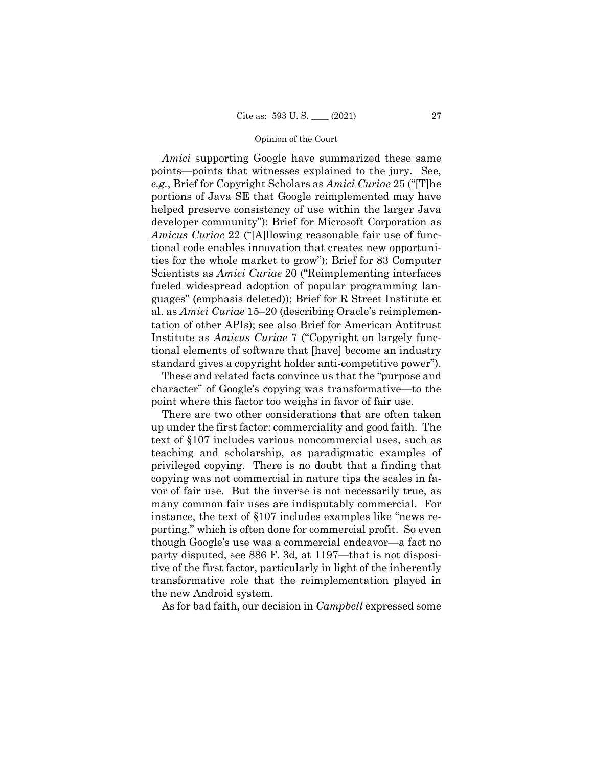*Amici* supporting Google have summarized these same points—points that witnesses explained to the jury. See, *e.g.*, Brief for Copyright Scholars as *Amici Curiae* 25 ("[T]he portions of Java SE that Google reimplemented may have helped preserve consistency of use within the larger Java developer community"); Brief for Microsoft Corporation as *Amicus Curiae* 22 ("[A]llowing reasonable fair use of functional code enables innovation that creates new opportunities for the whole market to grow"); Brief for 83 Computer Scientists as *Amici Curiae* 20 ("Reimplementing interfaces fueled widespread adoption of popular programming languages" (emphasis deleted)); Brief for R Street Institute et al. as *Amici Curiae* 15–20 (describing Oracle's reimplementation of other APIs); see also Brief for American Antitrust Institute as *Amicus Curiae* 7 ("Copyright on largely functional elements of software that [have] become an industry standard gives a copyright holder anti-competitive power").

These and related facts convince us that the "purpose and character" of Google's copying was transformative—to the point where this factor too weighs in favor of fair use.

There are two other considerations that are often taken up under the first factor: commerciality and good faith. The text of §107 includes various noncommercial uses, such as teaching and scholarship, as paradigmatic examples of privileged copying. There is no doubt that a finding that copying was not commercial in nature tips the scales in favor of fair use. But the inverse is not necessarily true, as many common fair uses are indisputably commercial. For instance, the text of §107 includes examples like "news reporting," which is often done for commercial profit. So even though Google's use was a commercial endeavor—a fact no party disputed, see 886 F. 3d, at 1197—that is not dispositive of the first factor, particularly in light of the inherently transformative role that the reimplementation played in the new Android system.

As for bad faith, our decision in *Campbell* expressed some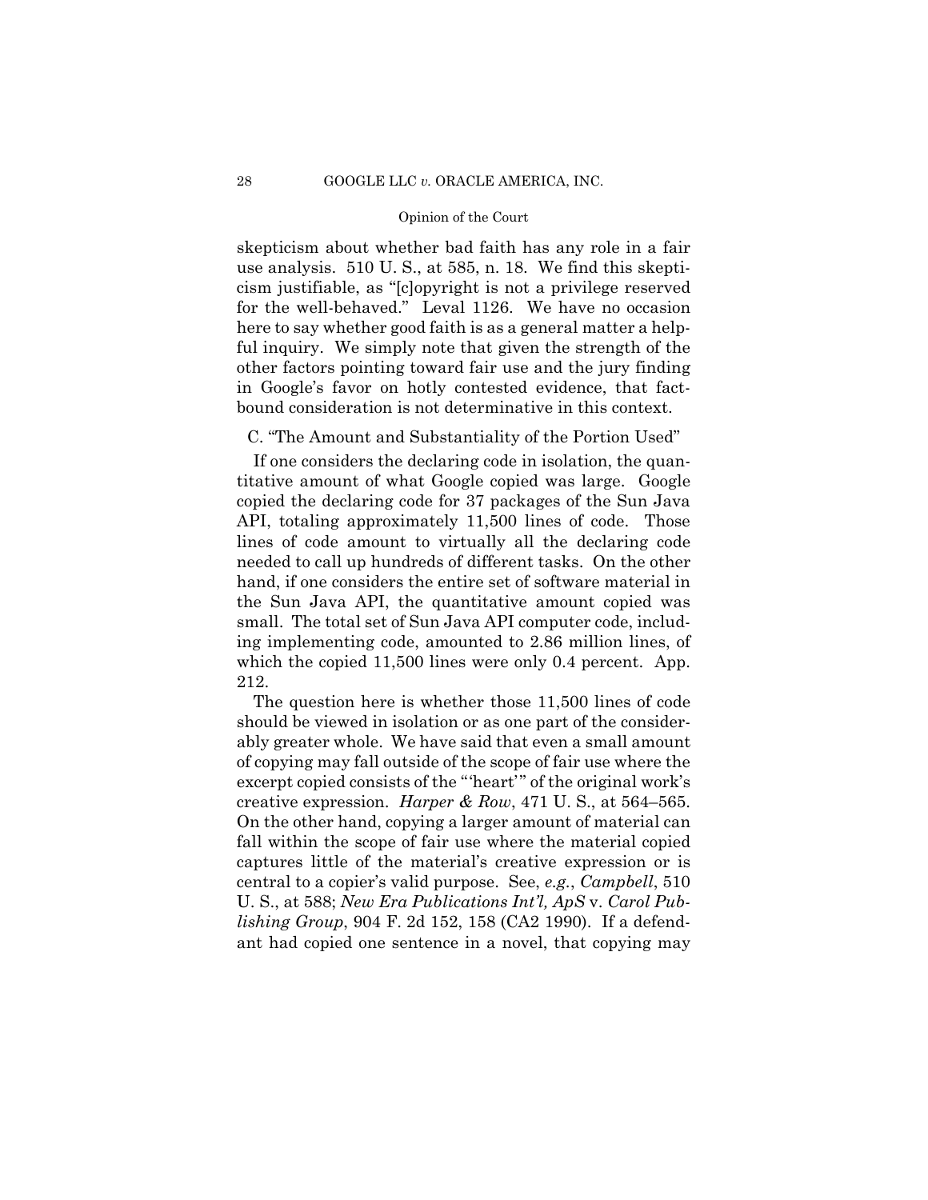skepticism about whether bad faith has any role in a fair use analysis. 510 U. S., at 585, n. 18. We find this skepticism justifiable, as "[c]opyright is not a privilege reserved for the well-behaved." Leval 1126. We have no occasion here to say whether good faith is as a general matter a helpful inquiry. We simply note that given the strength of the other factors pointing toward fair use and the jury finding in Google's favor on hotly contested evidence, that factbound consideration is not determinative in this context.

### C. "The Amount and Substantiality of the Portion Used"

If one considers the declaring code in isolation, the quantitative amount of what Google copied was large. Google copied the declaring code for 37 packages of the Sun Java API, totaling approximately 11,500 lines of code. Those lines of code amount to virtually all the declaring code needed to call up hundreds of different tasks. On the other hand, if one considers the entire set of software material in the Sun Java API, the quantitative amount copied was small. The total set of Sun Java API computer code, including implementing code, amounted to 2.86 million lines, of which the copied 11,500 lines were only 0.4 percent. App. 212.

The question here is whether those 11,500 lines of code should be viewed in isolation or as one part of the considerably greater whole. We have said that even a small amount of copying may fall outside of the scope of fair use where the excerpt copied consists of the "'heart'" of the original work's creative expression. *Harper & Row*, 471 U. S., at 564–565. On the other hand, copying a larger amount of material can fall within the scope of fair use where the material copied captures little of the material's creative expression or is central to a copier's valid purpose. See, *e.g.*, *Campbell*, 510 U. S., at 588; *New Era Publications Int'l, ApS* v. *Carol Publishing Group*, 904 F. 2d 152, 158 (CA2 1990). If a defendant had copied one sentence in a novel, that copying may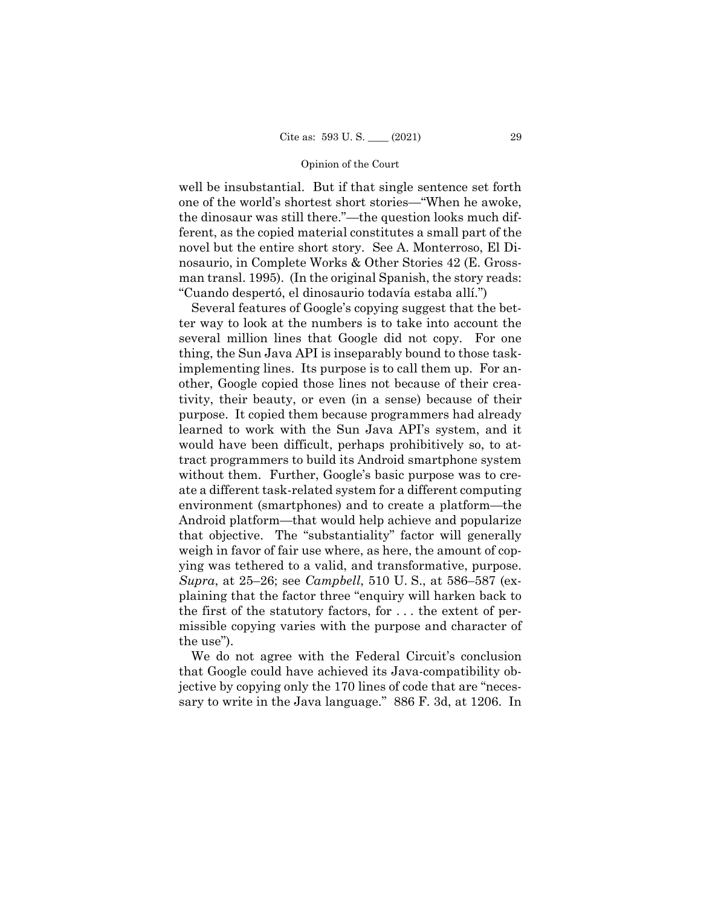well be insubstantial. But if that single sentence set forth one of the world's shortest short stories—"When he awoke, the dinosaur was still there."—the question looks much different, as the copied material constitutes a small part of the novel but the entire short story. See A. Monterroso, El Dinosaurio, in Complete Works & Other Stories 42 (E. Grossman transl. 1995). (In the original Spanish, the story reads: "Cuando despertó, el dinosaurio todavía estaba allí.")

Several features of Google's copying suggest that the better way to look at the numbers is to take into account the several million lines that Google did not copy. For one thing, the Sun Java API is inseparably bound to those task-implementing lines. Its purpose is to call them up. For another, Google copied those lines not because of their creativity, their beauty, or even (in a sense) because of their purpose. It copied them because programmers had already learned to work with the Sun Java API's system, and it would have been difficult, perhaps prohibitively so, to attract programmers to build its Android smartphone system without them. Further, Google's basic purpose was to create a different task-related system for a different computing environment (smartphones) and to create a platform—the Android platform—that would help achieve and popularize that objective. The "substantiality" factor will generally weigh in favor of fair use where, as here, the amount of copying was tethered to a valid, and transformative, purpose. *Supra*, at 25–26; see *Campbell*, 510 U. S., at 586–587 (explaining that the factor three "enquiry will harken back to the first of the statutory factors, for . . . the extent of permissible copying varies with the purpose and character of the use").

We do not agree with the Federal Circuit's conclusion that Google could have achieved its Java-compatibility objective by copying only the 170 lines of code that are "necessary to write in the Java language." 886 F. 3d, at 1206. In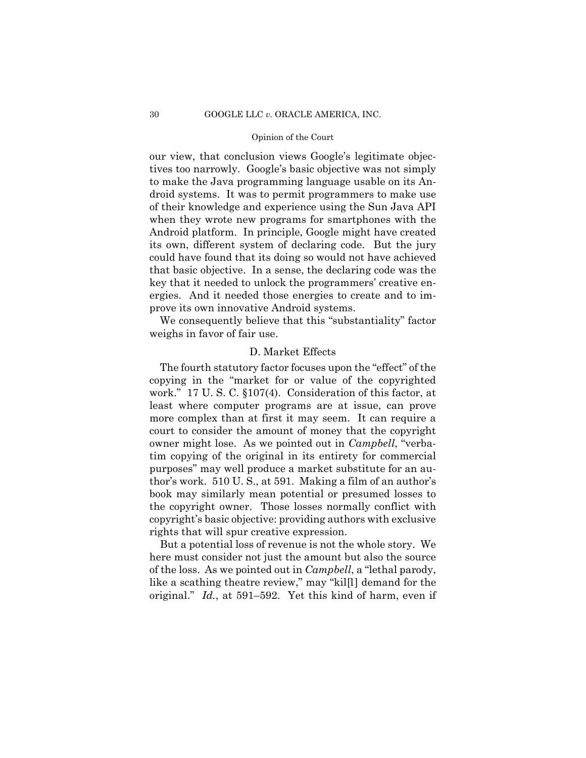our view, that conclusion views Google's legitimate objectives too narrowly. Google's basic objective was not simply to make the Java programming language usable on its Android systems. It was to permit programmers to make use of their knowledge and experience using the Sun Java API when they wrote new programs for smartphones with the Android platform. In principle, Google might have created its own, different system of declaring code. But the jury could have found that its doing so would not have achieved that basic objective. In a sense, the declaring code was the key that it needed to unlock the programmers' creative energies. And it needed those energies to create and to improve its own innovative Android systems.

We consequently believe that this "substantiality" factor weighs in favor of fair use.

### D. Market Effects

The fourth statutory factor focuses upon the "effect" of the copying in the "market for or value of the copyrighted work." 17 U. S. C. §107(4). Consideration of this factor, at least where computer programs are at issue, can prove more complex than at first it may seem. It can require a court to consider the amount of money that the copyright owner might lose. As we pointed out in *Campbell*, "verbatim copying of the original in its entirety for commercial purposes" may well produce a market substitute for an author's work. 510 U. S., at 591. Making a film of an author's book may similarly mean potential or presumed losses to the copyright owner. Those losses normally conflict with copyright's basic objective: providing authors with exclusive rights that will spur creative expression.

But a potential loss of revenue is not the whole story. We here must consider not just the amount but also the source of the loss. As we pointed out in *Campbell*, a "lethal parody, like a scathing theatre review," may "kil[l] demand for the original." *Id.*, at 591–592. Yet this kind of harm, even if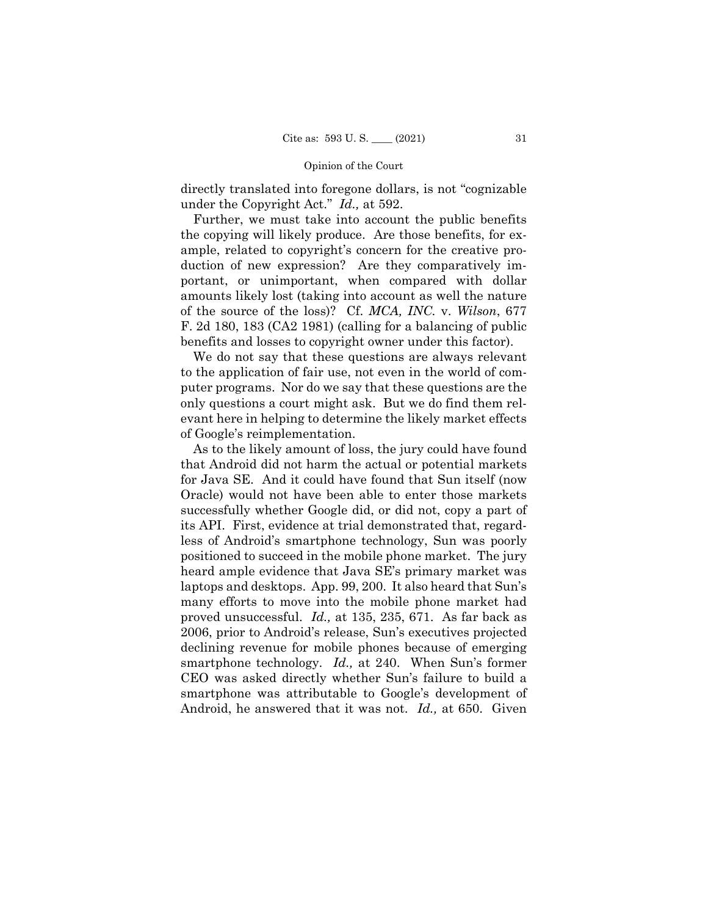directly translated into foregone dollars, is not "cognizable under the Copyright Act." *Id.,* at 592.

Further, we must take into account the public benefits the copying will likely produce. Are those benefits, for example, related to copyright's concern for the creative production of new expression? Are they comparatively important, or unimportant, when compared with dollar amounts likely lost (taking into account as well the nature of the source of the loss)? Cf. *MCA, INC.* v. *Wilson*, 677 F. 2d 180, 183 (CA2 1981) (calling for a balancing of public benefits and losses to copyright owner under this factor).

We do not say that these questions are always relevant to the application of fair use, not even in the world of computer programs. Nor do we say that these questions are the only questions a court might ask. But we do find them relevant here in helping to determine the likely market effects of Google's reimplementation.

As to the likely amount of loss, the jury could have found that Android did not harm the actual or potential markets for Java SE. And it could have found that Sun itself (now Oracle) would not have been able to enter those markets successfully whether Google did, or did not, copy a part of its API. First, evidence at trial demonstrated that, regardless of Android's smartphone technology, Sun was poorly positioned to succeed in the mobile phone market. The jury heard ample evidence that Java SE's primary market was laptops and desktops. App. 99, 200. It also heard that Sun's many efforts to move into the mobile phone market had proved unsuccessful. *Id.,* at 135, 235, 671. As far back as 2006, prior to Android's release, Sun's executives projected declining revenue for mobile phones because of emerging smartphone technology. *Id.,* at 240. When Sun's former CEO was asked directly whether Sun's failure to build a smartphone was attributable to Google's development of Android, he answered that it was not. *Id.,* at 650. Given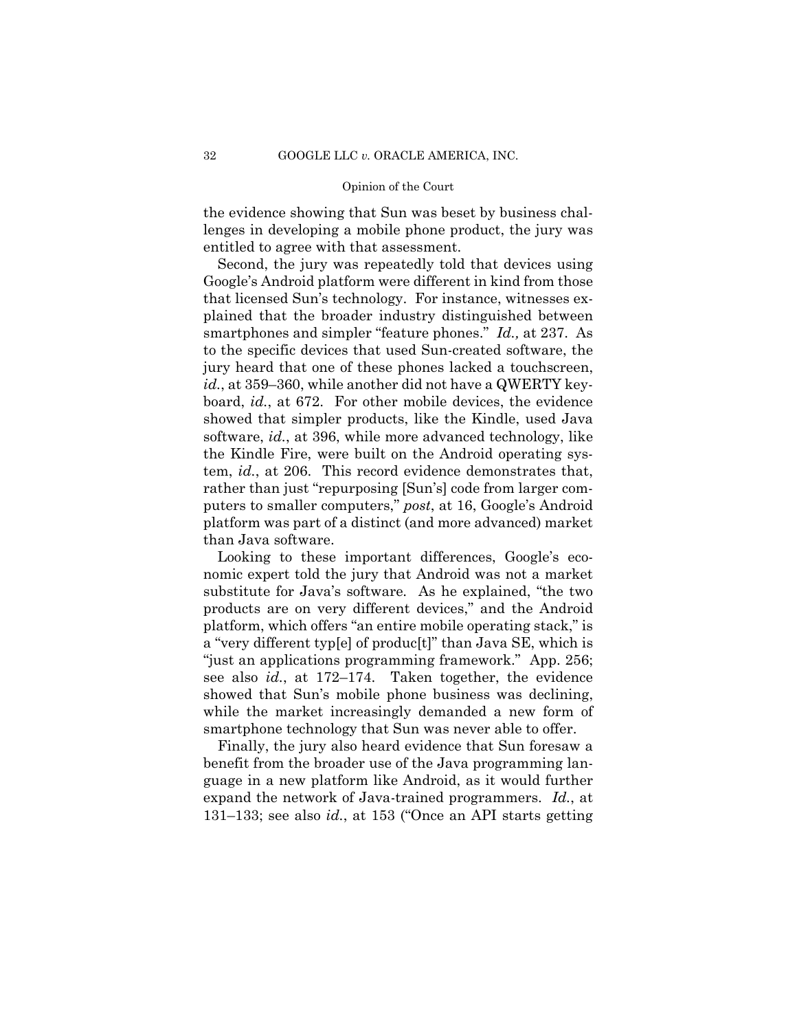the evidence showing that Sun was beset by business challenges in developing a mobile phone product, the jury was entitled to agree with that assessment.

Second, the jury was repeatedly told that devices using Google's Android platform were different in kind from those that licensed Sun's technology. For instance, witnesses explained that the broader industry distinguished between smartphones and simpler "feature phones." *Id.,* at 237. As to the specific devices that used Sun-created software, the jury heard that one of these phones lacked a touchscreen, *id.*, at 359–360, while another did not have a QWERTY keyboard, *id.*, at 672. For other mobile devices, the evidence showed that simpler products, like the Kindle, used Java software, *id.*, at 396, while more advanced technology, like the Kindle Fire, were built on the Android operating system, *id.*, at 206. This record evidence demonstrates that, rather than just "repurposing [Sun's] code from larger computers to smaller computers," *post*, at 16, Google's Android platform was part of a distinct (and more advanced) market than Java software.

Looking to these important differences, Google's economic expert told the jury that Android was not a market substitute for Java's software. As he explained, "the two products are on very different devices," and the Android platform, which offers "an entire mobile operating stack," is a "very different typ[e] of produc[t]" than Java SE, which is "just an applications programming framework." App. 256; see also *id.*, at 172–174. Taken together, the evidence showed that Sun's mobile phone business was declining, while the market increasingly demanded a new form of smartphone technology that Sun was never able to offer.

Finally, the jury also heard evidence that Sun foresaw a benefit from the broader use of the Java programming language in a new platform like Android, as it would further expand the network of Java-trained programmers. *Id.*, at 131–133; see also *id.*, at 153 ("Once an API starts getting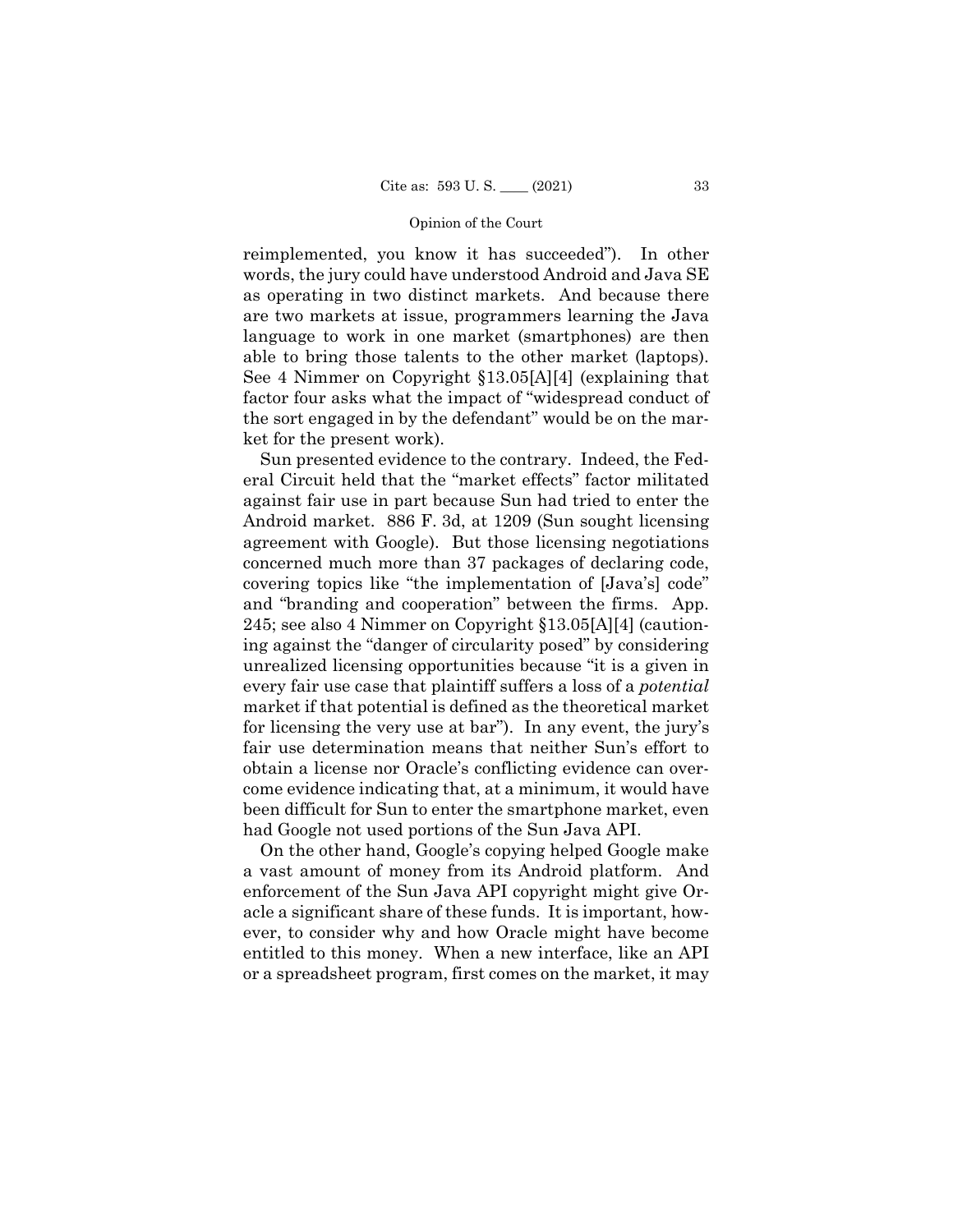reimplemented, you know it has succeeded"). In other words, the jury could have understood Android and Java SE as operating in two distinct markets. And because there are two markets at issue, programmers learning the Java language to work in one market (smartphones) are then able to bring those talents to the other market (laptops). See 4 Nimmer on Copyright §13.05[A][4] (explaining that factor four asks what the impact of "widespread conduct of the sort engaged in by the defendant" would be on the market for the present work).

Sun presented evidence to the contrary. Indeed, the Federal Circuit held that the "market effects" factor militated against fair use in part because Sun had tried to enter the Android market. 886 F. 3d, at 1209 (Sun sought licensing agreement with Google). But those licensing negotiations concerned much more than 37 packages of declaring code, covering topics like "the implementation of [Java's] code" and "branding and cooperation" between the firms. App. 245; see also 4 Nimmer on Copyright §13.05[A][4] (cautioning against the "danger of circularity posed" by considering unrealized licensing opportunities because "it is a given in every fair use case that plaintiff suffers a loss of a *potential* market if that potential is defined as the theoretical market for licensing the very use at bar"). In any event, the jury's fair use determination means that neither Sun's effort to obtain a license nor Oracle's conflicting evidence can overcome evidence indicating that, at a minimum, it would have been difficult for Sun to enter the smartphone market, even had Google not used portions of the Sun Java API.

On the other hand, Google's copying helped Google make a vast amount of money from its Android platform. And enforcement of the Sun Java API copyright might give Oracle a significant share of these funds. It is important, however, to consider why and how Oracle might have become entitled to this money. When a new interface, like an API or a spreadsheet program, first comes on the market, it may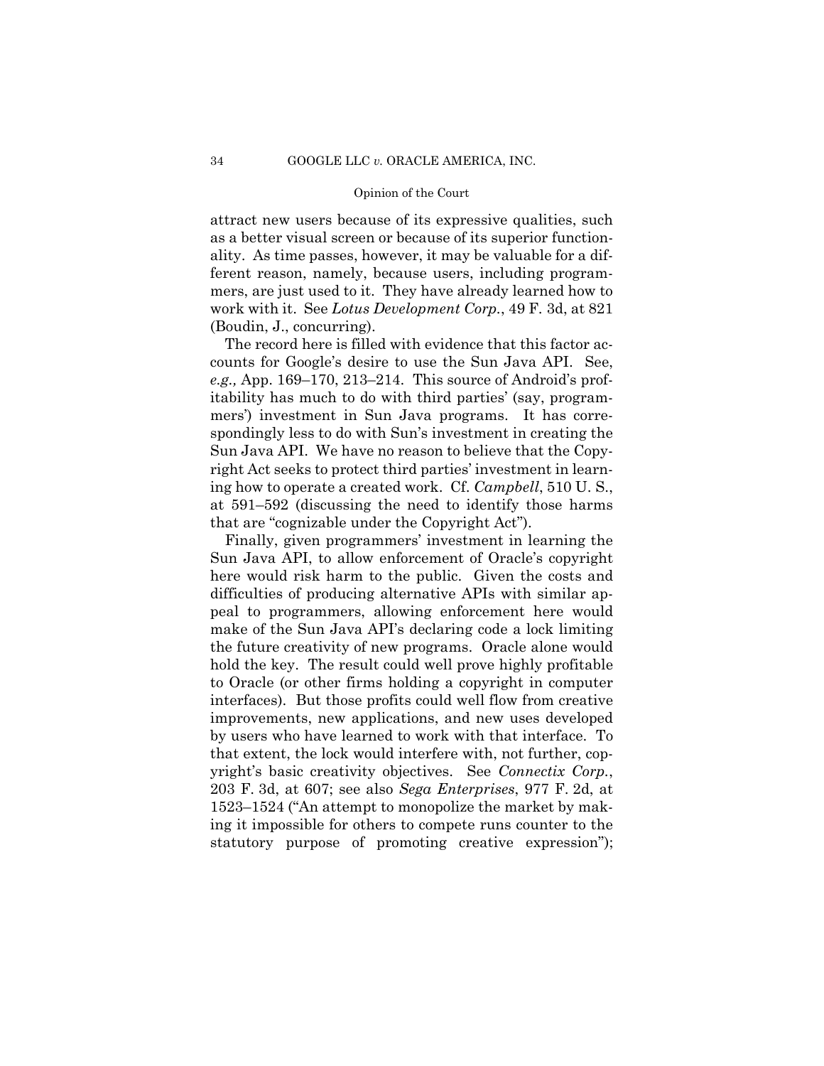attract new users because of its expressive qualities, such as a better visual screen or because of its superior functionality. As time passes, however, it may be valuable for a different reason, namely, because users, including programmers, are just used to it. They have already learned how to work with it. See *Lotus Development Corp.*, 49 F. 3d, at 821 (Boudin, J., concurring).

The record here is filled with evidence that this factor accounts for Google's desire to use the Sun Java API. See, *e.g.,* App. 169–170, 213–214. This source of Android's profitability has much to do with third parties' (say, programmers') investment in Sun Java programs. It has correspondingly less to do with Sun's investment in creating the Sun Java API. We have no reason to believe that the Copyright Act seeks to protect third parties' investment in learning how to operate a created work. Cf. *Campbell*, 510 U. S., at 591–592 (discussing the need to identify those harms that are "cognizable under the Copyright Act").

Finally, given programmers' investment in learning the Sun Java API, to allow enforcement of Oracle's copyright here would risk harm to the public. Given the costs and difficulties of producing alternative APIs with similar appeal to programmers, allowing enforcement here would make of the Sun Java API's declaring code a lock limiting the future creativity of new programs. Oracle alone would hold the key. The result could well prove highly profitable to Oracle (or other firms holding a copyright in computer interfaces). But those profits could well flow from creative improvements, new applications, and new uses developed by users who have learned to work with that interface. To that extent, the lock would interfere with, not further, copyright's basic creativity objectives. See *Connectix Corp.*, 203 F. 3d, at 607; see also *Sega Enterprises*, 977 F. 2d, at 1523–1524 ("An attempt to monopolize the market by making it impossible for others to compete runs counter to the statutory purpose of promoting creative expression");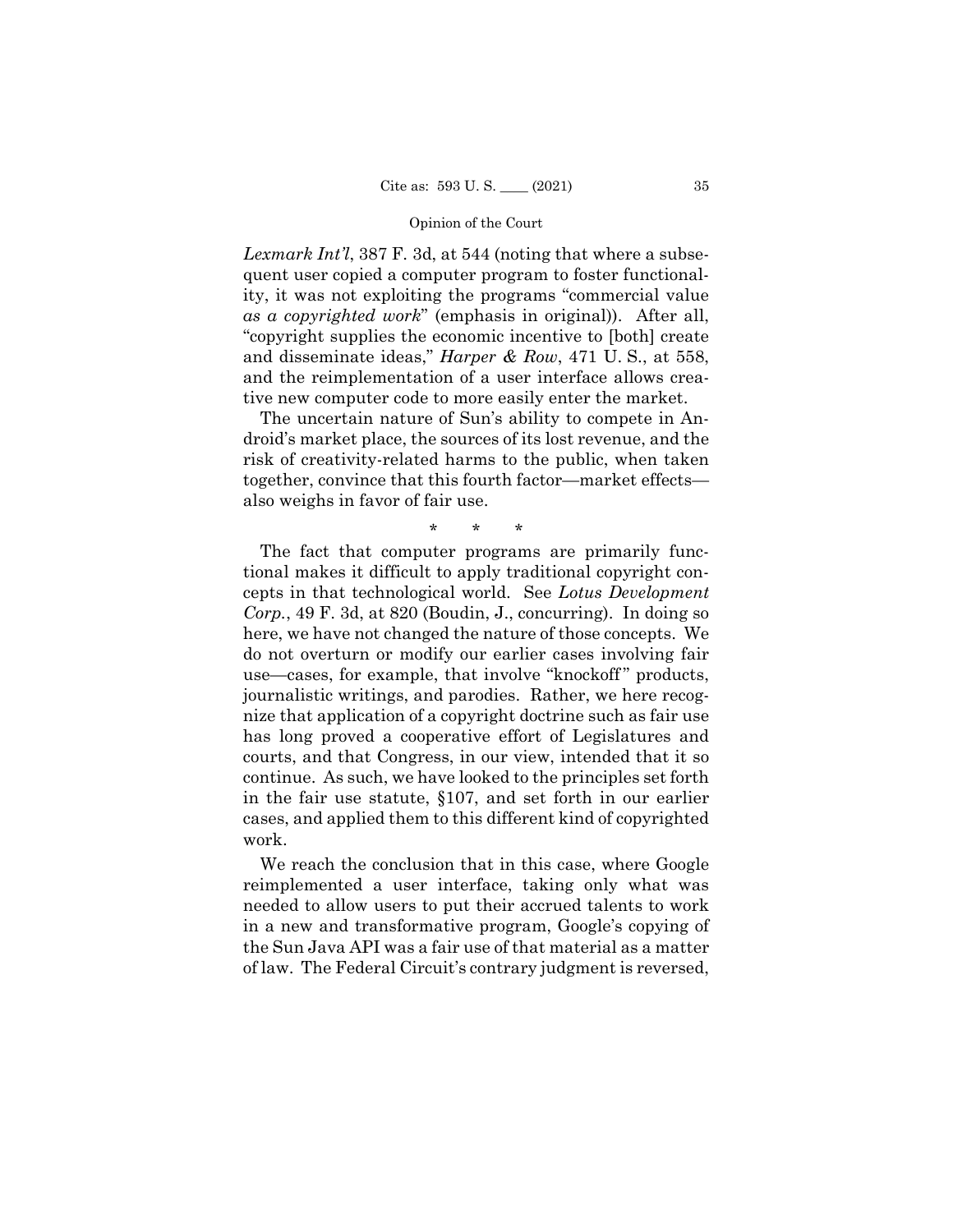*Lexmark Int'l*, 387 F. 3d, at 544 (noting that where a subsequent user copied a computer program to foster functionality, it was not exploiting the programs "commercial value *as a copyrighted work*" (emphasis in original)). After all, "copyright supplies the economic incentive to [both] create and disseminate ideas," *Harper & Row*, 471 U. S., at 558, and the reimplementation of a user interface allows creative new computer code to more easily enter the market.

The uncertain nature of Sun's ability to compete in Android's market place, the sources of its lost revenue, and the risk of creativity-related harms to the public, when taken together, convince that this fourth factor—market effects—also weighs in favor of fair use.

\* \* \*

The fact that computer programs are primarily functional makes it difficult to apply traditional copyright concepts in that technological world. See *Lotus Development Corp.*, 49 F. 3d, at 820 (Boudin, J., concurring). In doing so here, we have not changed the nature of those concepts. We do not overturn or modify our earlier cases involving fair use—cases, for example, that involve "knockoff" products, journalistic writings, and parodies. Rather, we here recognize that application of a copyright doctrine such as fair use has long proved a cooperative effort of Legislatures and courts, and that Congress, in our view, intended that it so continue. As such, we have looked to the principles set forth in the fair use statute, §107, and set forth in our earlier cases, and applied them to this different kind of copyrighted work.

We reach the conclusion that in this case, where Google reimplemented a user interface, taking only what was needed to allow users to put their accrued talents to work in a new and transformative program, Google's copying of the Sun Java API was a fair use of that material as a matter of law. The Federal Circuit's contrary judgment is reversed,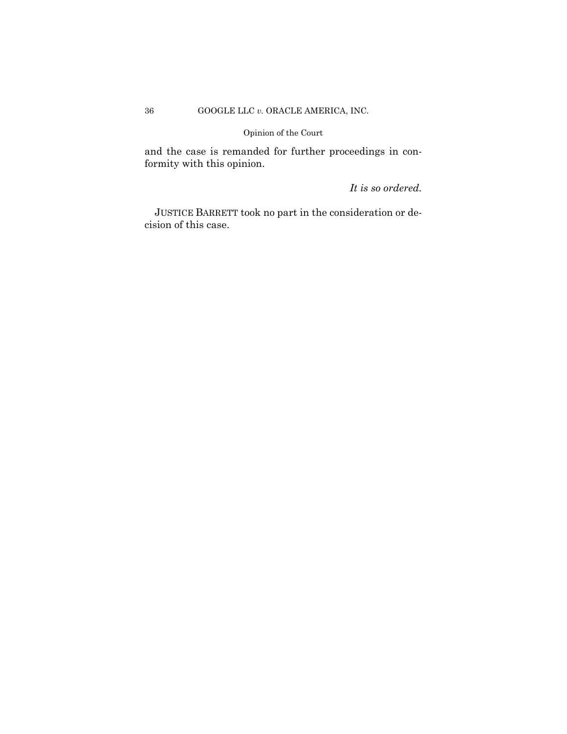and the case is remanded for further proceedings in conformity with this opinion.

*It is so ordered.*

JUSTICE BARRETT took no part in the consideration or decision of this case.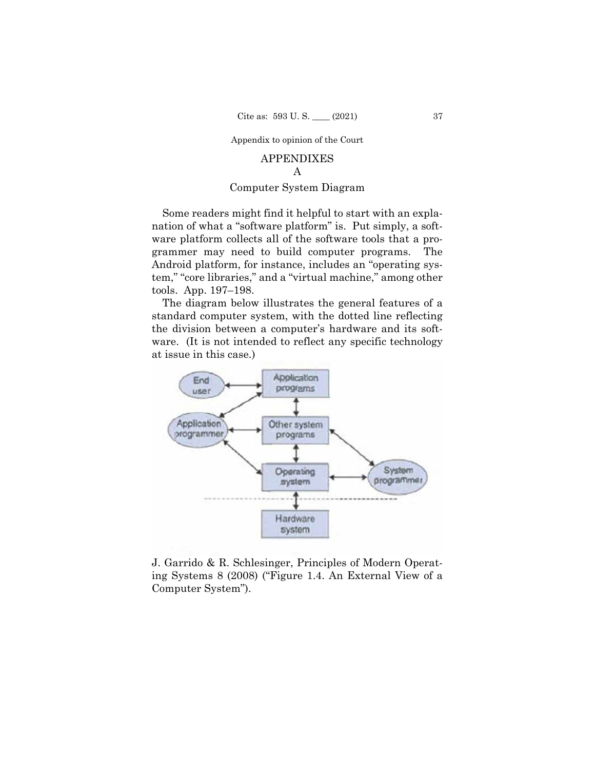## APPENDIXES

### A

### Computer System Diagram

Some readers might find it helpful to start with an explanation of what a "software platform" is. Put simply, a software platform collects all of the software tools that a programmer may need to build computer programs. The Android platform, for instance, includes an "operating system," "core libraries," and a "virtual machine," among other tools. App. 197–198.

The diagram below illustrates the general features of a standard computer system, with the dotted line reflecting the division between a computer's hardware and its software. (It is not intended to reflect any specific technology at issue in this case.)

End user

Application programs

Application programmer

Other system programs

Operating system

System programmer

Hardware system

J. Garrido & R. Schlesinger, Principles of Modern Operating Systems 8 (2008) ("Figure 1.4. An External View of a Computer System").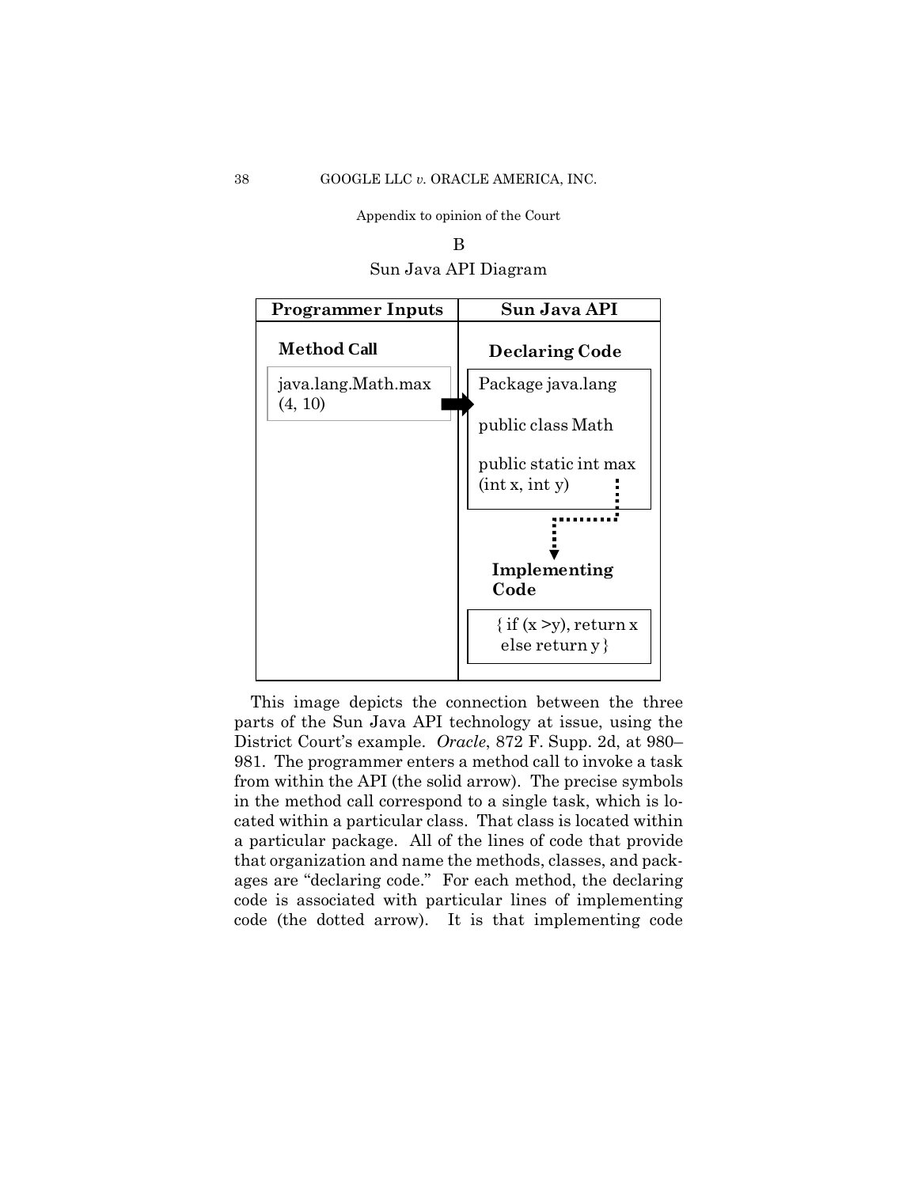Appendix to opinion of the Court

B

Sun Java API Diagram

| Programmer Inputs | Sun Java API |
| --- | --- |
| **Method Call** | **Declaring Code** |
| java.lang.Math.max (4, 10) | Package java.lang<br><br>public class Math<br><br>public static int max (int x, int y) |
| | **Implementing Code** |
| | { if (x >y), return x else return y } |

This image depicts the connection between the three parts of the Sun Java API technology at issue, using the District Court's example. *Oracle*, 872 F. Supp. 2d, at 980–981. The programmer enters a method call to invoke a task from within the API (the solid arrow). The precise symbols in the method call correspond to a single task, which is located within a particular class. That class is located within a particular package. All of the lines of code that provide that organization and name the methods, classes, and packages are "declaring code." For each method, the declaring code is associated with particular lines of implementing code (the dotted arrow). It is that implementing code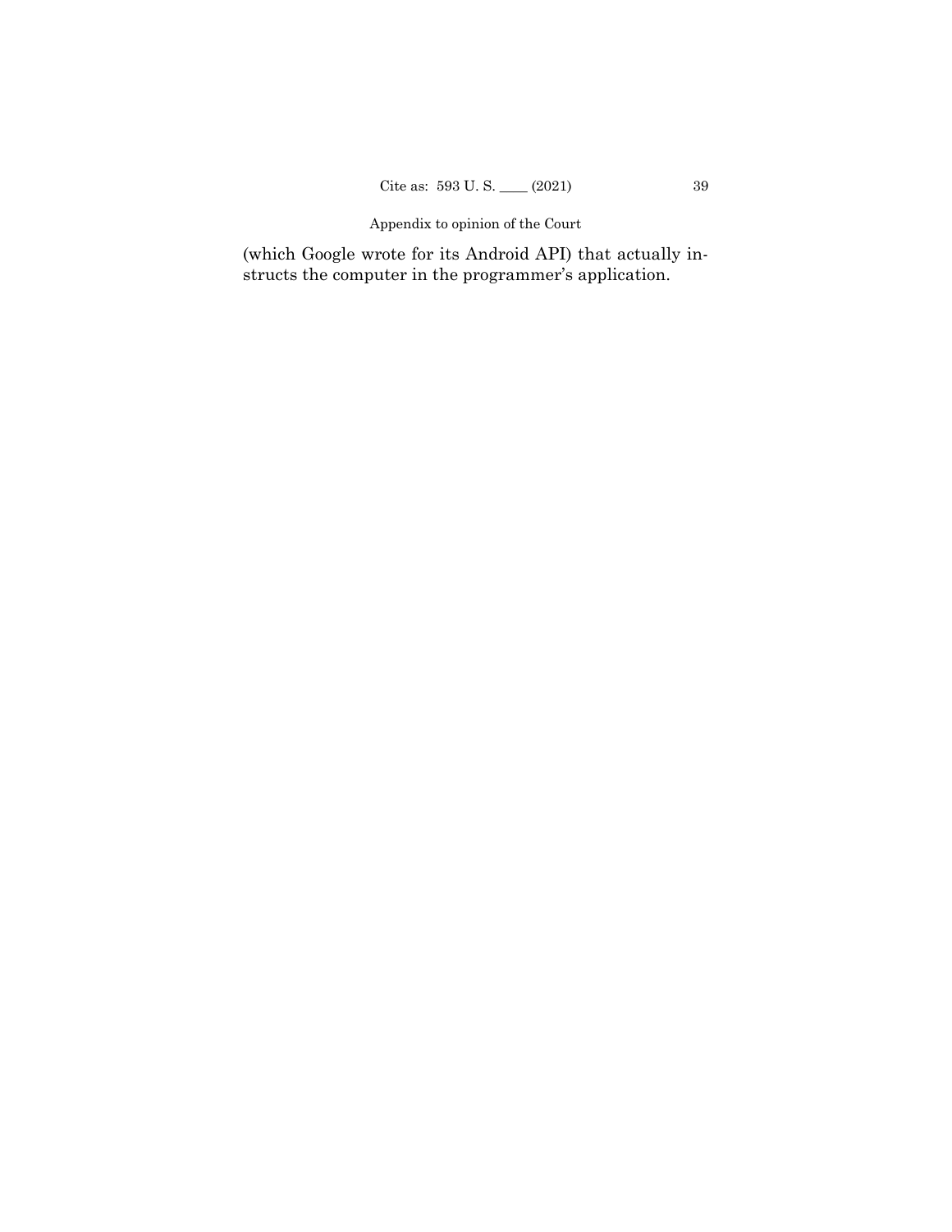(which Google wrote for its Android API) that actually instructs the computer in the programmer's application.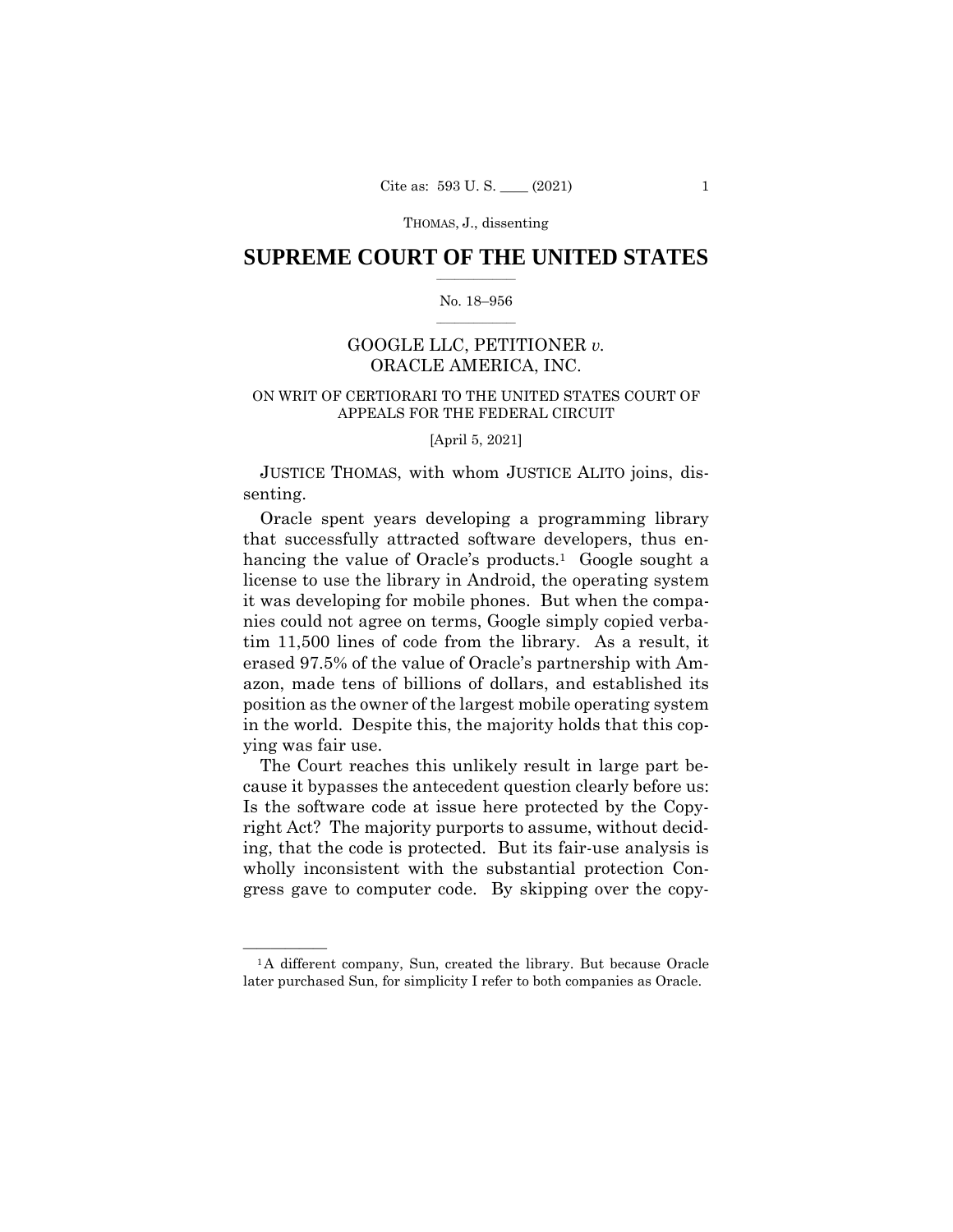THOMAS, J., dissenting

# SUPREME COURT OF THE UNITED STATES

No. 18–956

GOOGLE LLC, PETITIONER *v.* ORACLE AMERICA, INC.

ON WRIT OF CERTIORARI TO THE UNITED STATES COURT OF APPEALS FOR THE FEDERAL CIRCUIT

[April 5, 2021]

JUSTICE THOMAS, with whom JUSTICE ALITO joins, dissenting.

Oracle spent years developing a programming library that successfully attracted software developers, thus enhancing the value of Oracle's products.[1] Google sought a license to use the library in Android, the operating system it was developing for mobile phones. But when the companies could not agree on terms, Google simply copied verbatim 11,500 lines of code from the library. As a result, it erased 97.5% of the value of Oracle's partnership with Amazon, made tens of billions of dollars, and established its position as the owner of the largest mobile operating system in the world. Despite this, the majority holds that this copying was fair use.

The Court reaches this unlikely result in large part because it bypasses the antecedent question clearly before us: Is the software code at issue here protected by the Copyright Act? The majority purports to assume, without deciding, that the code is protected. But its fair-use analysis is wholly inconsistent with the substantial protection Congress gave to computer code. By skipping over the copy-

[1] A different company, Sun, created the library. But because Oracle later purchased Sun, for simplicity I refer to both companies as Oracle.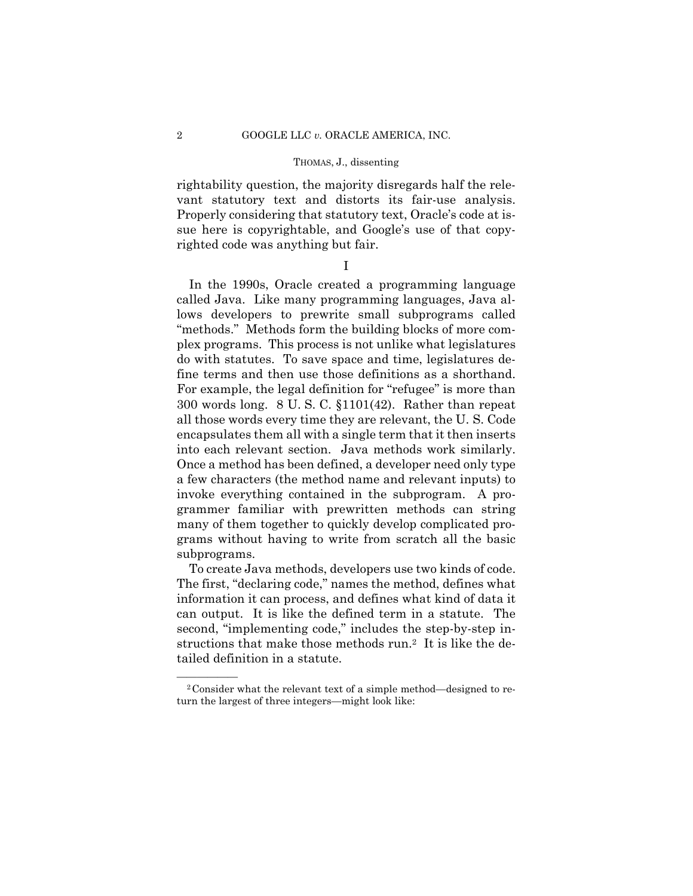rightability question, the majority disregards half the relevant statutory text and distorts its fair-use analysis. Properly considering that statutory text, Oracle's code at issue here is copyrightable, and Google's use of that copyrighted code was anything but fair.

# I

In the 1990s, Oracle created a programming language called Java. Like many programming languages, Java allows developers to prewrite small subprograms called "methods." Methods form the building blocks of more complex programs. This process is not unlike what legislatures do with statutes. To save space and time, legislatures define terms and then use those definitions as a shorthand. For example, the legal definition for "refugee" is more than 300 words long. 8 U. S. C. §1101(42). Rather than repeat all those words every time they are relevant, the U. S. Code encapsulates them all with a single term that it then inserts into each relevant section. Java methods work similarly. Once a method has been defined, a developer need only type a few characters (the method name and relevant inputs) to invoke everything contained in the subprogram. A programmer familiar with prewritten methods can string many of them together to quickly develop complicated programs without having to write from scratch all the basic subprograms.

To create Java methods, developers use two kinds of code. The first, "declaring code," names the method, defines what information it can process, and defines what kind of data it can output. It is like the defined term in a statute. The second, "implementing code," includes the step-by-step instructions that make those methods run.[2] It is like the detailed definition in a statute.

---

[2] Consider what the relevant text of a simple method—designed to return the largest of three integers—might look like: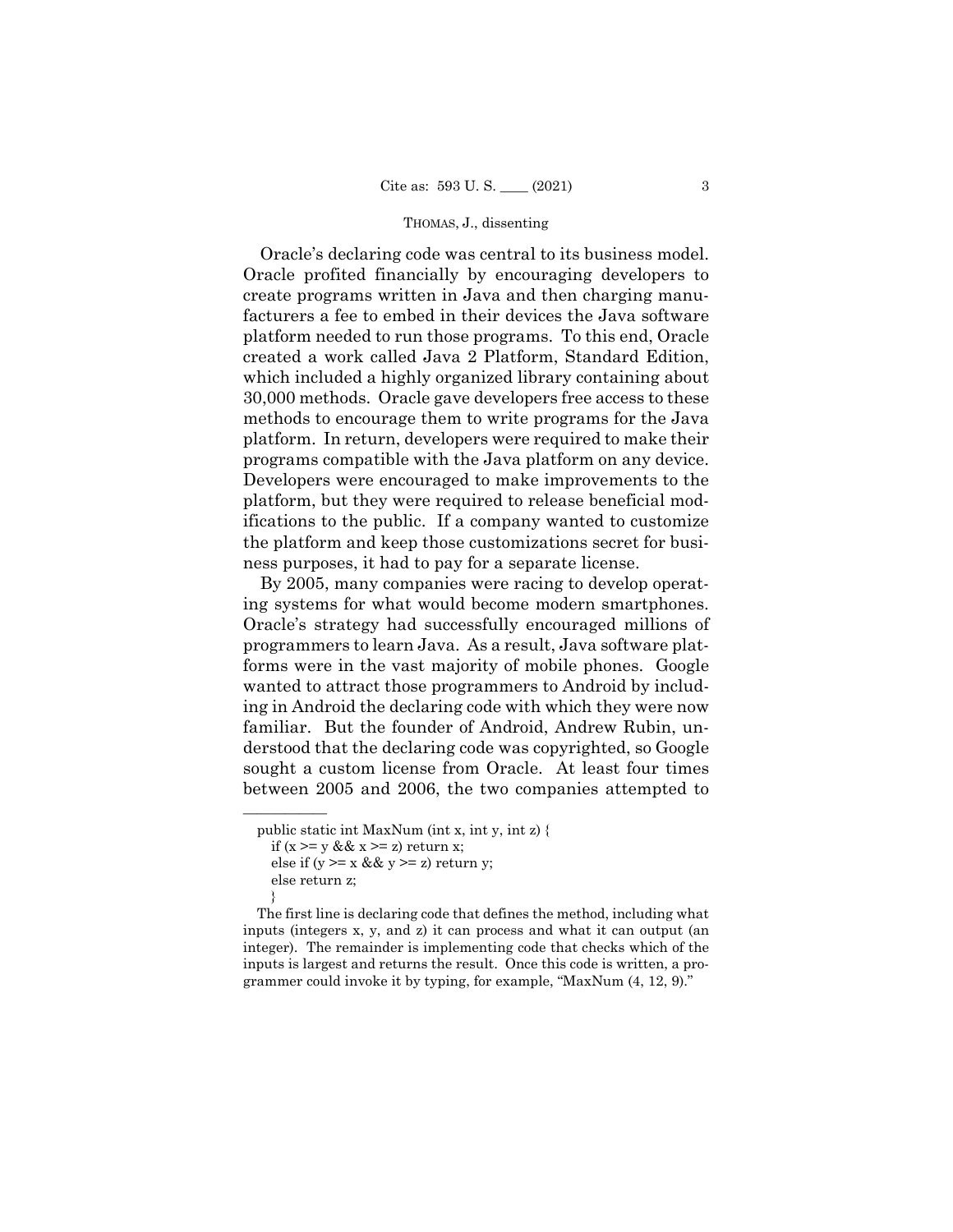Oracle's declaring code was central to its business model. Oracle profited financially by encouraging developers to create programs written in Java and then charging manufacturers a fee to embed in their devices the Java software platform needed to run those programs. To this end, Oracle created a work called Java 2 Platform, Standard Edition, which included a highly organized library containing about 30,000 methods. Oracle gave developers free access to these methods to encourage them to write programs for the Java platform. In return, developers were required to make their programs compatible with the Java platform on any device. Developers were encouraged to make improvements to the platform, but they were required to release beneficial modifications to the public. If a company wanted to customize the platform and keep those customizations secret for business purposes, it had to pay for a separate license.

By 2005, many companies were racing to develop operating systems for what would become modern smartphones. Oracle's strategy had successfully encouraged millions of programmers to learn Java. As a result, Java software platforms were in the vast majority of mobile phones. Google wanted to attract those programmers to Android by including in Android the declaring code with which they were now familiar. But the founder of Android, Andrew Rubin, understood that the declaring code was copyrighted, so Google sought a custom license from Oracle. At least four times between 2005 and 2006, the two companies attempted to

---

```
public static int MaxNum (int x, int y, int z) {
   if (x >= y && x >= z) return x;
   else if (y >= x && y >= z) return y;
   else return z;
   }
```

The first line is declaring code that defines the method, including what inputs (integers x, y, and z) it can process and what it can output (an integer). The remainder is implementing code that checks which of the inputs is largest and returns the result. Once this code is written, a programmer could invoke it by typing, for example, "MaxNum (4, 12, 9)."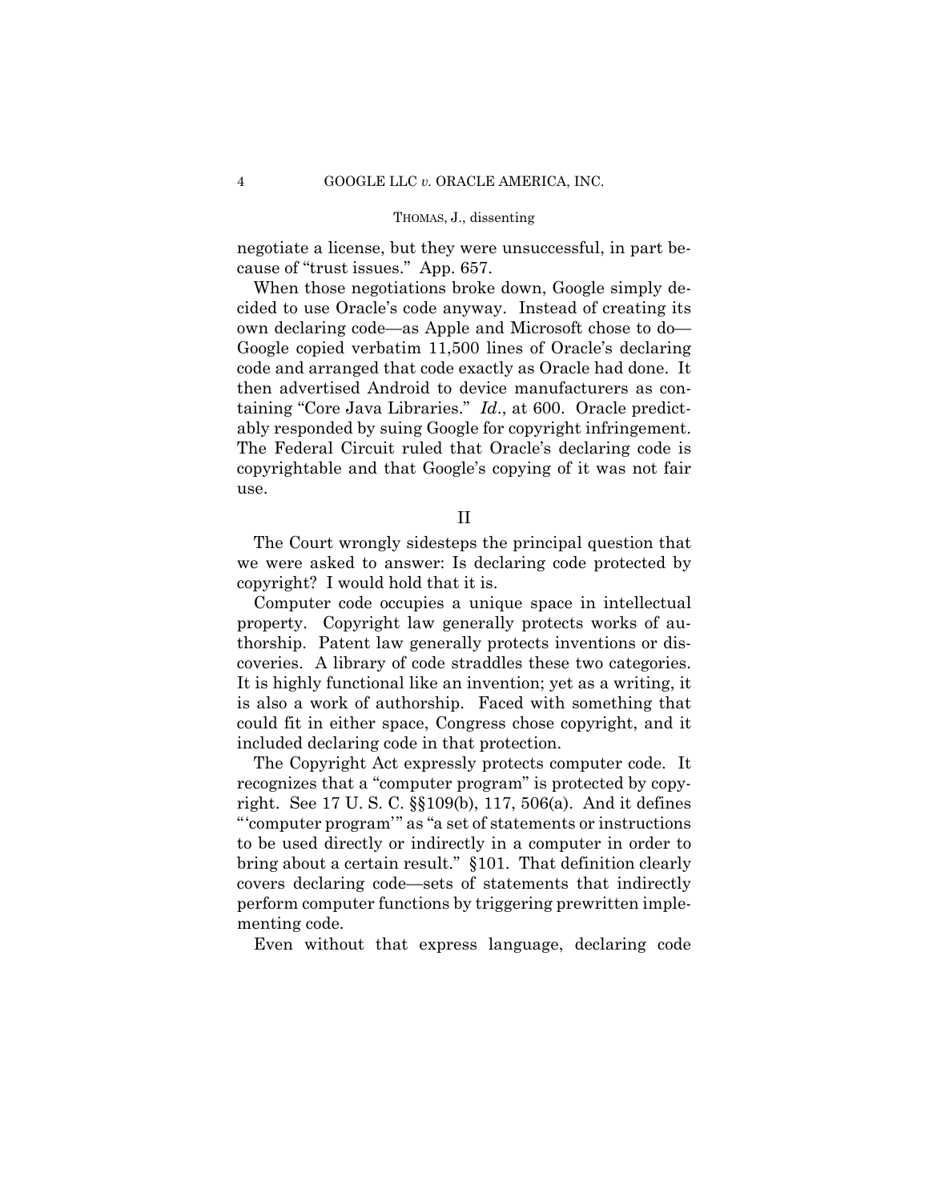negotiate a license, but they were unsuccessful, in part because of "trust issues." App. 657.

When those negotiations broke down, Google simply decided to use Oracle's code anyway. Instead of creating its own declaring code—as Apple and Microsoft chose to do—Google copied verbatim 11,500 lines of Oracle's declaring code and arranged that code exactly as Oracle had done. It then advertised Android to device manufacturers as containing "Core Java Libraries." *Id*., at 600. Oracle predictably responded by suing Google for copyright infringement. The Federal Circuit ruled that Oracle's declaring code is copyrightable and that Google's copying of it was not fair use.

## II

The Court wrongly sidesteps the principal question that we were asked to answer: Is declaring code protected by copyright? I would hold that it is.

Computer code occupies a unique space in intellectual property. Copyright law generally protects works of authorship. Patent law generally protects inventions or discoveries. A library of code straddles these two categories. It is highly functional like an invention; yet as a writing, it is also a work of authorship. Faced with something that could fit in either space, Congress chose copyright, and it included declaring code in that protection.

The Copyright Act expressly protects computer code. It recognizes that a "computer program" is protected by copyright. See 17 U. S. C. §§109(b), 117, 506(a). And it defines "'computer program'" as "a set of statements or instructions to be used directly or indirectly in a computer in order to bring about a certain result." §101. That definition clearly covers declaring code—sets of statements that indirectly perform computer functions by triggering prewritten implementing code.

Even without that express language, declaring code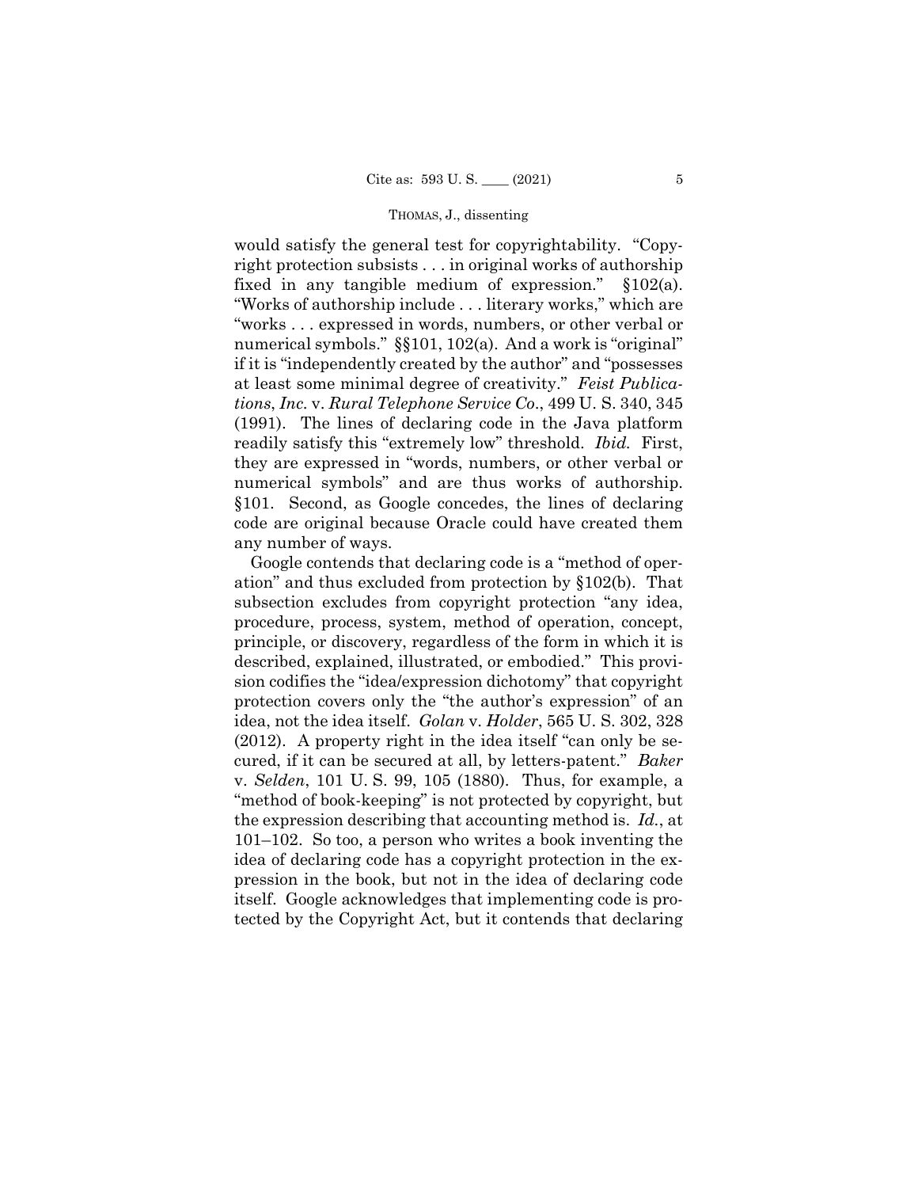would satisfy the general test for copyrightability. "Copyright protection subsists . . . in original works of authorship fixed in any tangible medium of expression." §102(a). "Works of authorship include . . . literary works," which are "works . . . expressed in words, numbers, or other verbal or numerical symbols." §§101, 102(a). And a work is "original" if it is "independently created by the author" and "possesses at least some minimal degree of creativity." *Feist Publications*, *Inc.* v. *Rural Telephone Service Co*., 499 U. S. 340, 345 (1991). The lines of declaring code in the Java platform readily satisfy this "extremely low" threshold. *Ibid.* First, they are expressed in "words, numbers, or other verbal or numerical symbols" and are thus works of authorship. §101. Second, as Google concedes, the lines of declaring code are original because Oracle could have created them any number of ways.

Google contends that declaring code is a "method of operation" and thus excluded from protection by §102(b). That subsection excludes from copyright protection "any idea, procedure, process, system, method of operation, concept, principle, or discovery, regardless of the form in which it is described, explained, illustrated, or embodied." This provision codifies the "idea/expression dichotomy" that copyright protection covers only the "the author's expression" of an idea, not the idea itself. *Golan* v. *Holder*, 565 U. S. 302, 328 (2012). A property right in the idea itself "can only be secured, if it can be secured at all, by letters-patent." *Baker* v. *Selden*, 101 U. S. 99, 105 (1880). Thus, for example, a "method of book-keeping" is not protected by copyright, but the expression describing that accounting method is. *Id.*, at 101–102. So too, a person who writes a book inventing the idea of declaring code has a copyright protection in the expression in the book, but not in the idea of declaring code itself. Google acknowledges that implementing code is protected by the Copyright Act, but it contends that declaring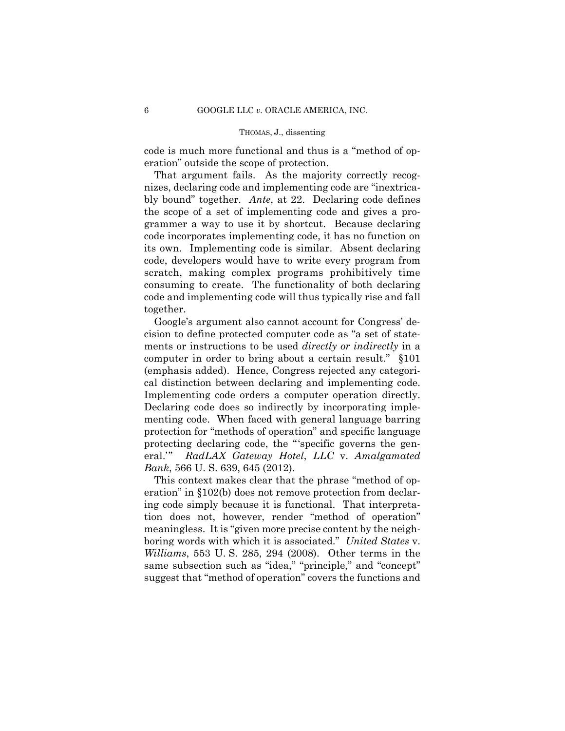code is much more functional and thus is a "method of operation" outside the scope of protection.

That argument fails. As the majority correctly recognizes, declaring code and implementing code are "inextricably bound" together. *Ante*, at 22. Declaring code defines the scope of a set of implementing code and gives a programmer a way to use it by shortcut. Because declaring code incorporates implementing code, it has no function on its own. Implementing code is similar. Absent declaring code, developers would have to write every program from scratch, making complex programs prohibitively time consuming to create. The functionality of both declaring code and implementing code will thus typically rise and fall together.

Google's argument also cannot account for Congress' decision to define protected computer code as "a set of statements or instructions to be used *directly or indirectly* in a computer in order to bring about a certain result." §101 (emphasis added). Hence, Congress rejected any categorical distinction between declaring and implementing code. Implementing code orders a computer operation directly. Declaring code does so indirectly by incorporating implementing code. When faced with general language barring protection for "methods of operation" and specific language protecting declaring code, the "'specific governs the general.'" *RadLAX Gateway Hotel*, *LLC* v. *Amalgamated Bank*, 566 U. S. 639, 645 (2012).

This context makes clear that the phrase "method of operation" in §102(b) does not remove protection from declaring code simply because it is functional. That interpretation does not, however, render "method of operation" meaningless. It is "given more precise content by the neighboring words with which it is associated." *United States* v. *Williams*, 553 U. S. 285, 294 (2008). Other terms in the same subsection such as "idea," "principle," and "concept" suggest that "method of operation" covers the functions and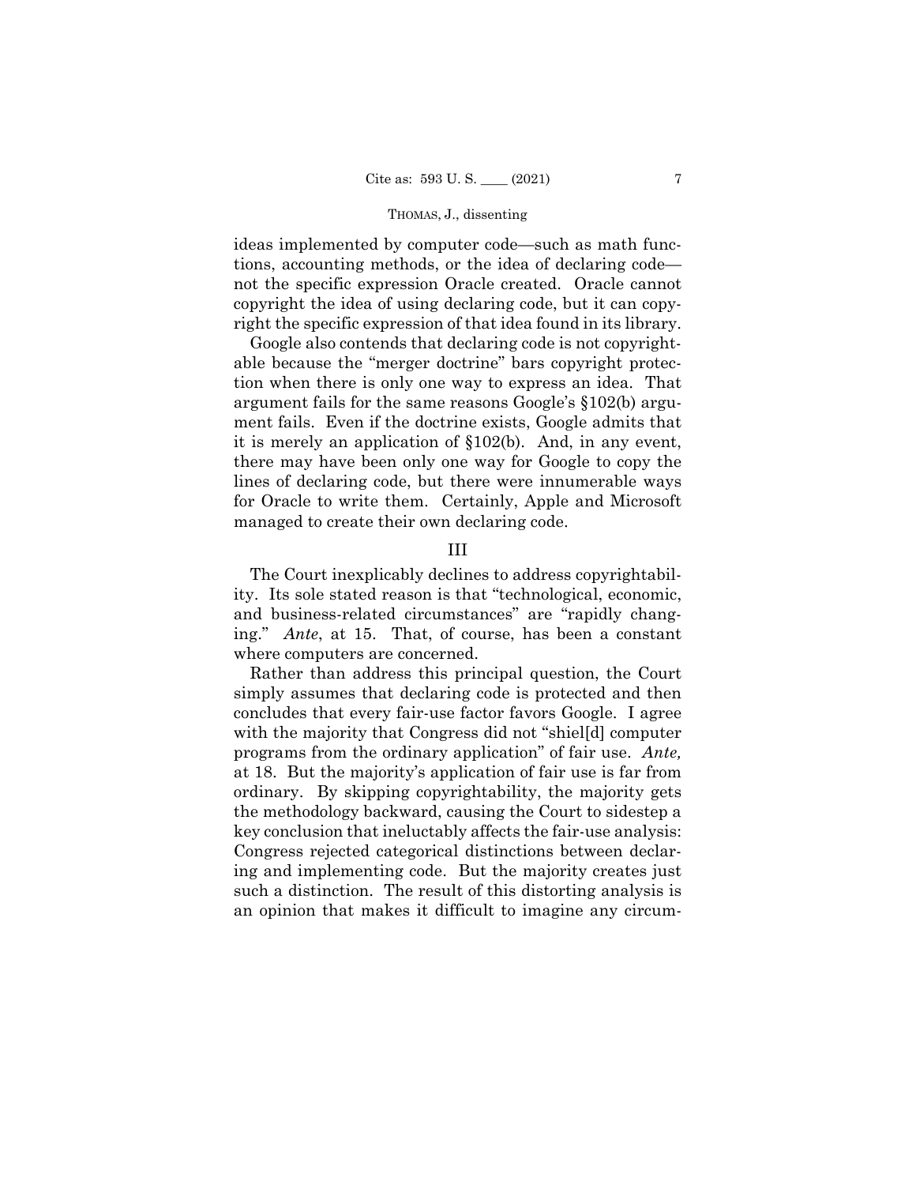ideas implemented by computer code—such as math functions, accounting methods, or the idea of declaring code—not the specific expression Oracle created. Oracle cannot copyright the idea of using declaring code, but it can copyright the specific expression of that idea found in its library.

Google also contends that declaring code is not copyrightable because the "merger doctrine" bars copyright protection when there is only one way to express an idea. That argument fails for the same reasons Google's §102(b) argument fails. Even if the doctrine exists, Google admits that it is merely an application of §102(b). And, in any event, there may have been only one way for Google to copy the lines of declaring code, but there were innumerable ways for Oracle to write them. Certainly, Apple and Microsoft managed to create their own declaring code.

## III

The Court inexplicably declines to address copyrightability. Its sole stated reason is that "technological, economic, and business-related circumstances" are "rapidly changing." *Ante*, at 15. That, of course, has been a constant where computers are concerned.

Rather than address this principal question, the Court simply assumes that declaring code is protected and then concludes that every fair-use factor favors Google. I agree with the majority that Congress did not "shiel[d] computer programs from the ordinary application" of fair use. *Ante,* at 18. But the majority's application of fair use is far from ordinary. By skipping copyrightability, the majority gets the methodology backward, causing the Court to sidestep a key conclusion that ineluctably affects the fair-use analysis: Congress rejected categorical distinctions between declaring and implementing code. But the majority creates just such a distinction. The result of this distorting analysis is an opinion that makes it difficult to imagine any circum-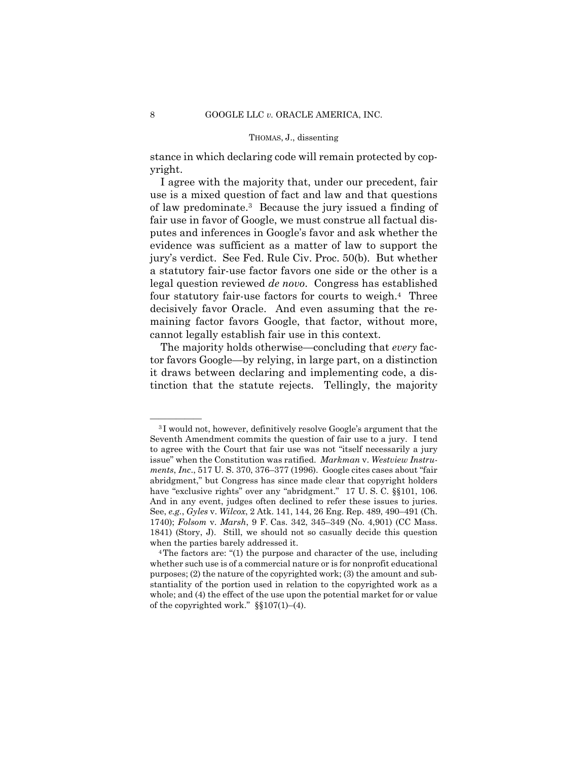stance in which declaring code will remain protected by copyright.

I agree with the majority that, under our precedent, fair use is a mixed question of fact and law and that questions of law predominate.[3] Because the jury issued a finding of fair use in favor of Google, we must construe all factual disputes and inferences in Google's favor and ask whether the evidence was sufficient as a matter of law to support the jury's verdict. See Fed. Rule Civ. Proc. 50(b). But whether a statutory fair-use factor favors one side or the other is a legal question reviewed *de novo*. Congress has established four statutory fair-use factors for courts to weigh.[4] Three decisively favor Oracle. And even assuming that the remaining factor favors Google, that factor, without more, cannot legally establish fair use in this context.

The majority holds otherwise—concluding that *every* factor favors Google—by relying, in large part, on a distinction it draws between declaring and implementing code, a distinction that the statute rejects. Tellingly, the majority

---

[3] I would not, however, definitively resolve Google's argument that the Seventh Amendment commits the question of fair use to a jury. I tend to agree with the Court that fair use was not "itself necessarily a jury issue" when the Constitution was ratified. *Markman* v. *Westview Instruments, Inc.*, 517 U. S. 370, 376–377 (1996). Google cites cases about "fair abridgment," but Congress has since made clear that copyright holders have "exclusive rights" over any "abridgment." 17 U. S. C. §§101, 106. And in any event, judges often declined to refer these issues to juries. See, *e.g.*, *Gyles* v. *Wilcox*, 2 Atk. 141, 144, 26 Eng. Rep. 489, 490–491 (Ch. 1740); *Folsom* v. *Marsh*, 9 F. Cas. 342, 345–349 (No. 4,901) (CC Mass. 1841) (Story, J). Still, we should not so casually decide this question when the parties barely addressed it.

[4] The factors are: "(1) the purpose and character of the use, including whether such use is of a commercial nature or is for nonprofit educational purposes; (2) the nature of the copyrighted work; (3) the amount and substantiality of the portion used in relation to the copyrighted work as a whole; and (4) the effect of the use upon the potential market for or value of the copyrighted work." §§107(1)–(4).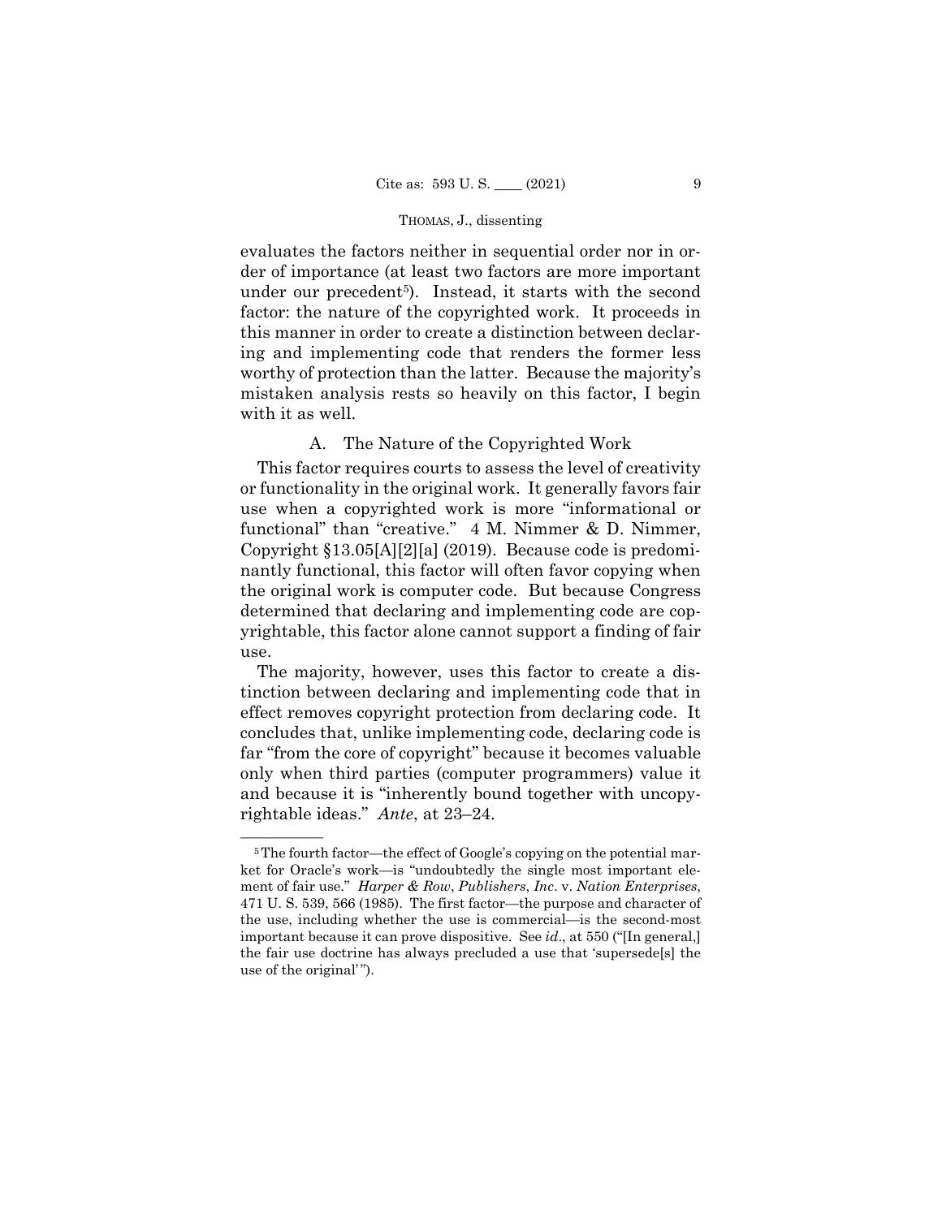evaluates the factors neither in sequential order nor in order of importance (at least two factors are more important under our precedent[5]). Instead, it starts with the second factor: the nature of the copyrighted work. It proceeds in this manner in order to create a distinction between declaring and implementing code that renders the former less worthy of protection than the latter. Because the majority's mistaken analysis rests so heavily on this factor, I begin with it as well.

### A. The Nature of the Copyrighted Work

This factor requires courts to assess the level of creativity or functionality in the original work. It generally favors fair use when a copyrighted work is more "informational or functional" than "creative." 4 M. Nimmer & D. Nimmer, Copyright §13.05[A][2][a] (2019). Because code is predominantly functional, this factor will often favor copying when the original work is computer code. But because Congress determined that declaring and implementing code are copyrightable, this factor alone cannot support a finding of fair use.

The majority, however, uses this factor to create a distinction between declaring and implementing code that in effect removes copyright protection from declaring code. It concludes that, unlike implementing code, declaring code is far "from the core of copyright" because it becomes valuable only when third parties (computer programmers) value it and because it is "inherently bound together with uncopyrightable ideas." *Ante*, at 23–24.

---

[5] The fourth factor—the effect of Google's copying on the potential market for Oracle's work—is "undoubtedly the single most important element of fair use." *Harper & Row*, *Publishers*, *Inc*. v. *Nation Enterprises*, 471 U. S. 539, 566 (1985). The first factor—the purpose and character of the use, including whether the use is commercial—is the second-most important because it can prove dispositive. See *id*., at 550 ("[In general,] the fair use doctrine has always precluded a use that 'supersede[s] the use of the original'").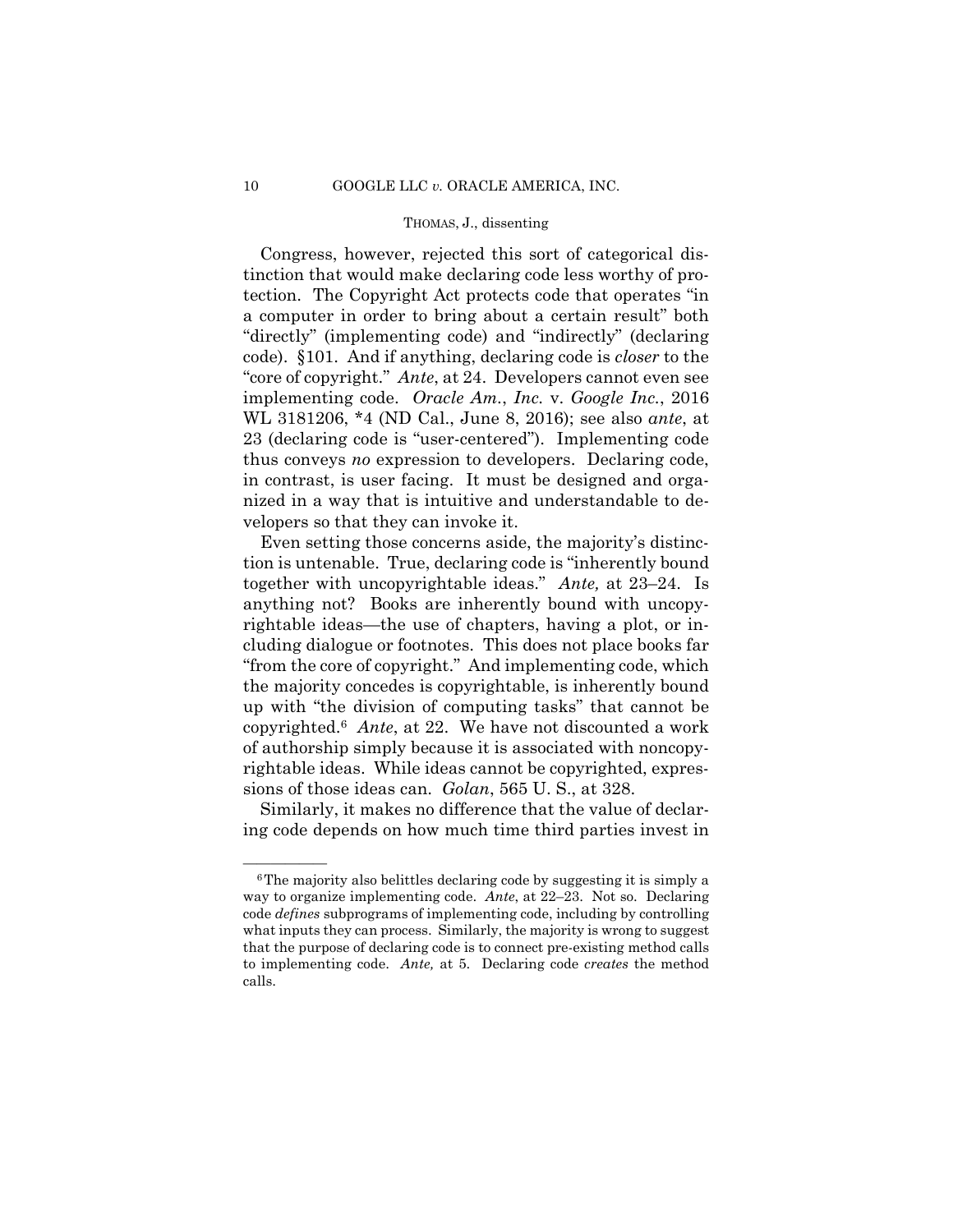Congress, however, rejected this sort of categorical distinction that would make declaring code less worthy of protection. The Copyright Act protects code that operates "in a computer in order to bring about a certain result" both "directly" (implementing code) and "indirectly" (declaring code). §101. And if anything, declaring code is *closer* to the "core of copyright." *Ante*, at 24. Developers cannot even see implementing code. *Oracle Am.*, *Inc.* v. *Google Inc.*, 2016 WL 3181206, \*4 (ND Cal., June 8, 2016); see also *ante*, at 23 (declaring code is "user-centered"). Implementing code thus conveys *no* expression to developers. Declaring code, in contrast, is user facing. It must be designed and organized in a way that is intuitive and understandable to developers so that they can invoke it.

Even setting those concerns aside, the majority's distinction is untenable. True, declaring code is "inherently bound together with uncopyrightable ideas." *Ante,* at 23–24. Is anything not? Books are inherently bound with uncopyrightable ideas—the use of chapters, having a plot, or including dialogue or footnotes. This does not place books far "from the core of copyright." And implementing code, which the majority concedes is copyrightable, is inherently bound up with "the division of computing tasks" that cannot be copyrighted.[6] *Ante*, at 22. We have not discounted a work of authorship simply because it is associated with noncopyrightable ideas. While ideas cannot be copyrighted, expressions of those ideas can. *Golan*, 565 U. S., at 328.

Similarly, it makes no difference that the value of declaring code depends on how much time third parties invest in

---

[6] The majority also belittles declaring code by suggesting it is simply a way to organize implementing code. *Ante*, at 22–23. Not so. Declaring code *defines* subprograms of implementing code, including by controlling what inputs they can process. Similarly, the majority is wrong to suggest that the purpose of declaring code is to connect pre-existing method calls to implementing code. *Ante,* at 5. Declaring code *creates* the method calls.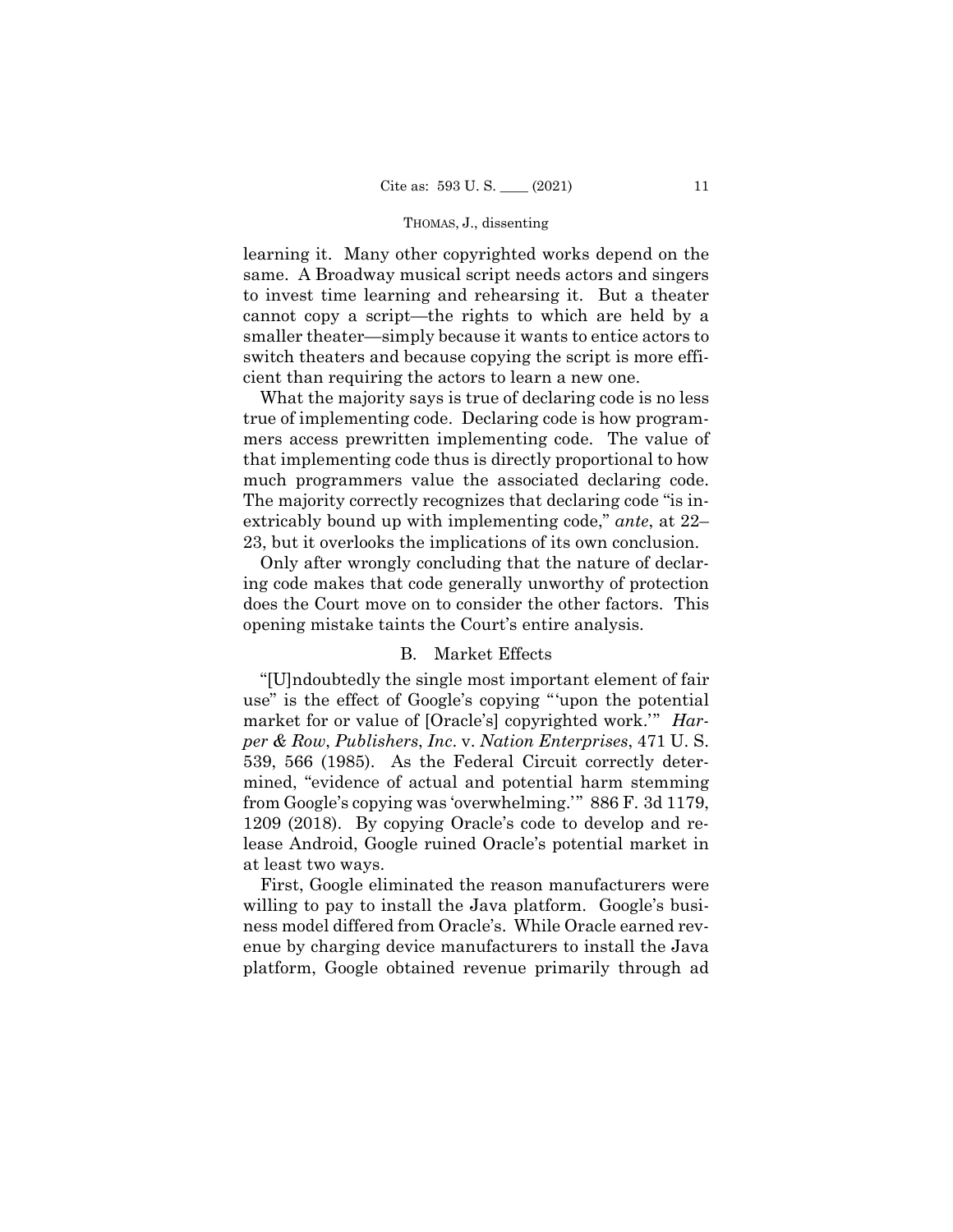learning it. Many other copyrighted works depend on the same. A Broadway musical script needs actors and singers to invest time learning and rehearsing it. But a theater cannot copy a script—the rights to which are held by a smaller theater—simply because it wants to entice actors to switch theaters and because copying the script is more efficient than requiring the actors to learn a new one.

What the majority says is true of declaring code is no less true of implementing code. Declaring code is how programmers access prewritten implementing code. The value of that implementing code thus is directly proportional to how much programmers value the associated declaring code. The majority correctly recognizes that declaring code "is inextricably bound up with implementing code," *ante*, at 22–23, but it overlooks the implications of its own conclusion.

Only after wrongly concluding that the nature of declaring code makes that code generally unworthy of protection does the Court move on to consider the other factors. This opening mistake taints the Court's entire analysis.

### B. Market Effects

"[U]ndoubtedly the single most important element of fair use" is the effect of Google's copying "'upon the potential market for or value of [Oracle's] copyrighted work.'" *Harper & Row, Publishers, Inc.* v. *Nation Enterprises*, 471 U. S. 539, 566 (1985). As the Federal Circuit correctly determined, "evidence of actual and potential harm stemming from Google's copying was 'overwhelming.'" 886 F. 3d 1179, 1209 (2018). By copying Oracle's code to develop and release Android, Google ruined Oracle's potential market in at least two ways.

First, Google eliminated the reason manufacturers were willing to pay to install the Java platform. Google's business model differed from Oracle's. While Oracle earned revenue by charging device manufacturers to install the Java platform, Google obtained revenue primarily through ad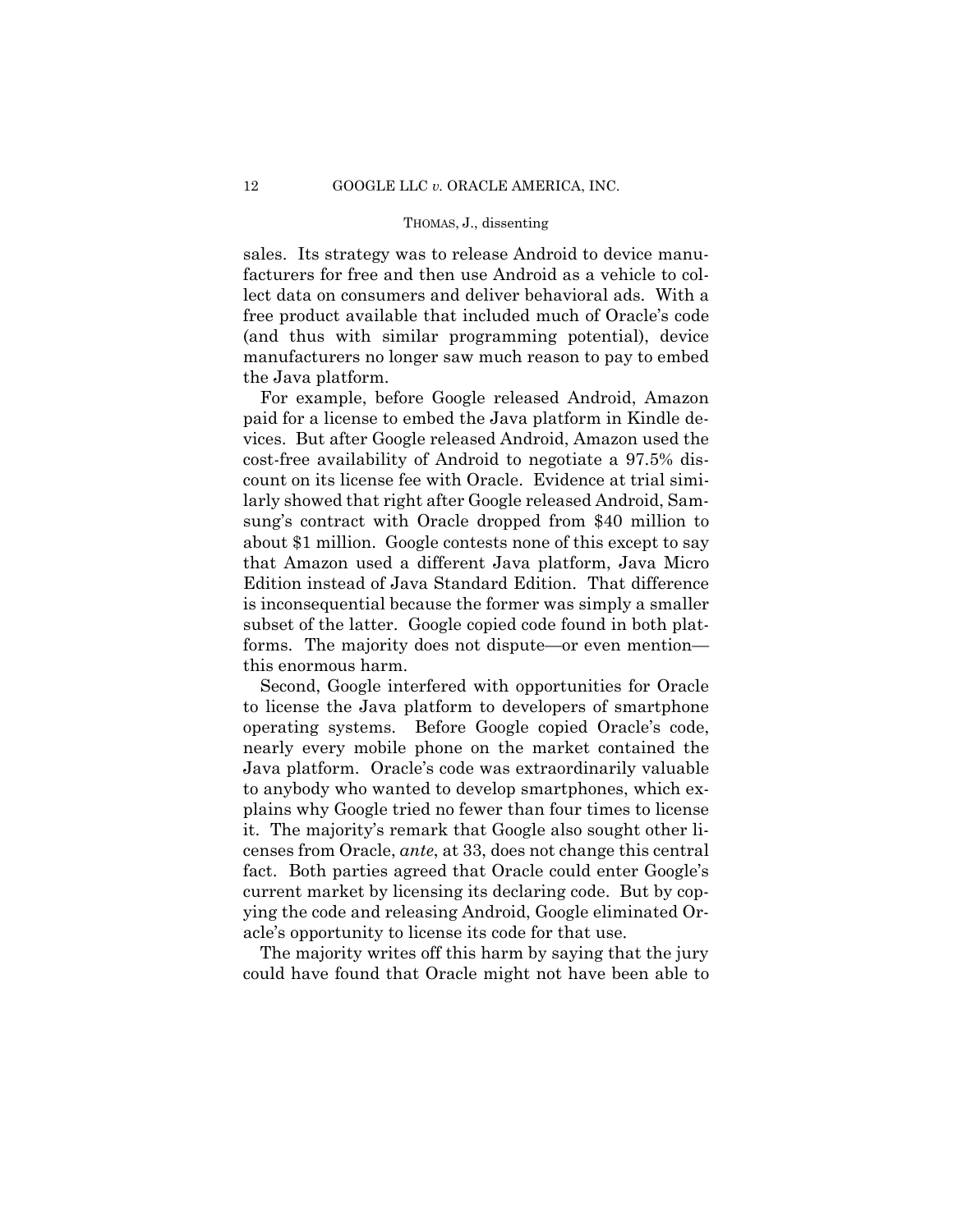sales. Its strategy was to release Android to device manufacturers for free and then use Android as a vehicle to collect data on consumers and deliver behavioral ads. With a free product available that included much of Oracle's code (and thus with similar programming potential), device manufacturers no longer saw much reason to pay to embed the Java platform.

For example, before Google released Android, Amazon paid for a license to embed the Java platform in Kindle devices. But after Google released Android, Amazon used the cost-free availability of Android to negotiate a 97.5% discount on its license fee with Oracle. Evidence at trial similarly showed that right after Google released Android, Samsung's contract with Oracle dropped from $40 million to about $1 million. Google contests none of this except to say that Amazon used a different Java platform, Java Micro Edition instead of Java Standard Edition. That difference is inconsequential because the former was simply a smaller subset of the latter. Google copied code found in both platforms. The majority does not dispute—or even mention—this enormous harm.

Second, Google interfered with opportunities for Oracle to license the Java platform to developers of smartphone operating systems. Before Google copied Oracle's code, nearly every mobile phone on the market contained the Java platform. Oracle's code was extraordinarily valuable to anybody who wanted to develop smartphones, which explains why Google tried no fewer than four times to license it. The majority's remark that Google also sought other licenses from Oracle, *ante*, at 33, does not change this central fact. Both parties agreed that Oracle could enter Google's current market by licensing its declaring code. But by copying the code and releasing Android, Google eliminated Oracle's opportunity to license its code for that use.

The majority writes off this harm by saying that the jury could have found that Oracle might not have been able to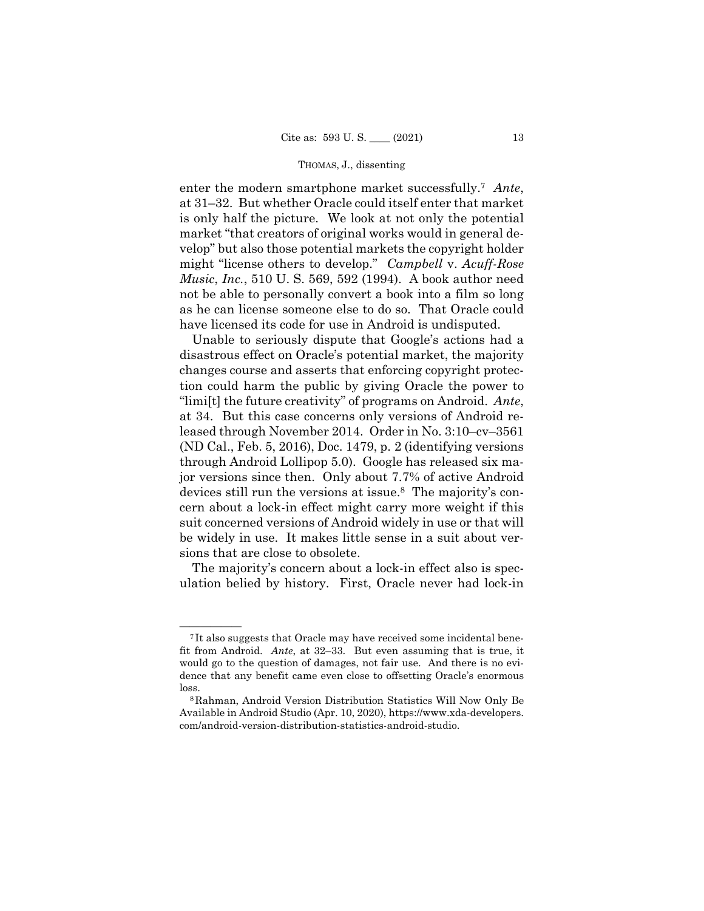enter the modern smartphone market successfully.[7] *Ante*, at 31–32. But whether Oracle could itself enter that market is only half the picture. We look at not only the potential market "that creators of original works would in general develop" but also those potential markets the copyright holder might "license others to develop." *Campbell* v. *Acuff-Rose Music*, *Inc.*, 510 U. S. 569, 592 (1994). A book author need not be able to personally convert a book into a film so long as he can license someone else to do so. That Oracle could have licensed its code for use in Android is undisputed.

Unable to seriously dispute that Google's actions had a disastrous effect on Oracle's potential market, the majority changes course and asserts that enforcing copyright protection could harm the public by giving Oracle the power to "limi[t] the future creativity" of programs on Android. *Ante*, at 34. But this case concerns only versions of Android released through November 2014. Order in No. 3:10–cv–3561 (ND Cal., Feb. 5, 2016), Doc. 1479, p. 2 (identifying versions through Android Lollipop 5.0). Google has released six major versions since then. Only about 7.7% of active Android devices still run the versions at issue.[8] The majority's concern about a lock-in effect might carry more weight if this suit concerned versions of Android widely in use or that will be widely in use. It makes little sense in a suit about versions that are close to obsolete.

The majority's concern about a lock-in effect also is speculation belied by history. First, Oracle never had lock-in

---

[7] It also suggests that Oracle may have received some incidental benefit from Android. *Ante*, at 32–33. But even assuming that is true, it would go to the question of damages, not fair use. And there is no evidence that any benefit came even close to offsetting Oracle's enormous loss.

[8] Rahman, Android Version Distribution Statistics Will Now Only Be Available in Android Studio (Apr. 10, 2020), https://www.xda-developers.com/android-version-distribution-statistics-android-studio.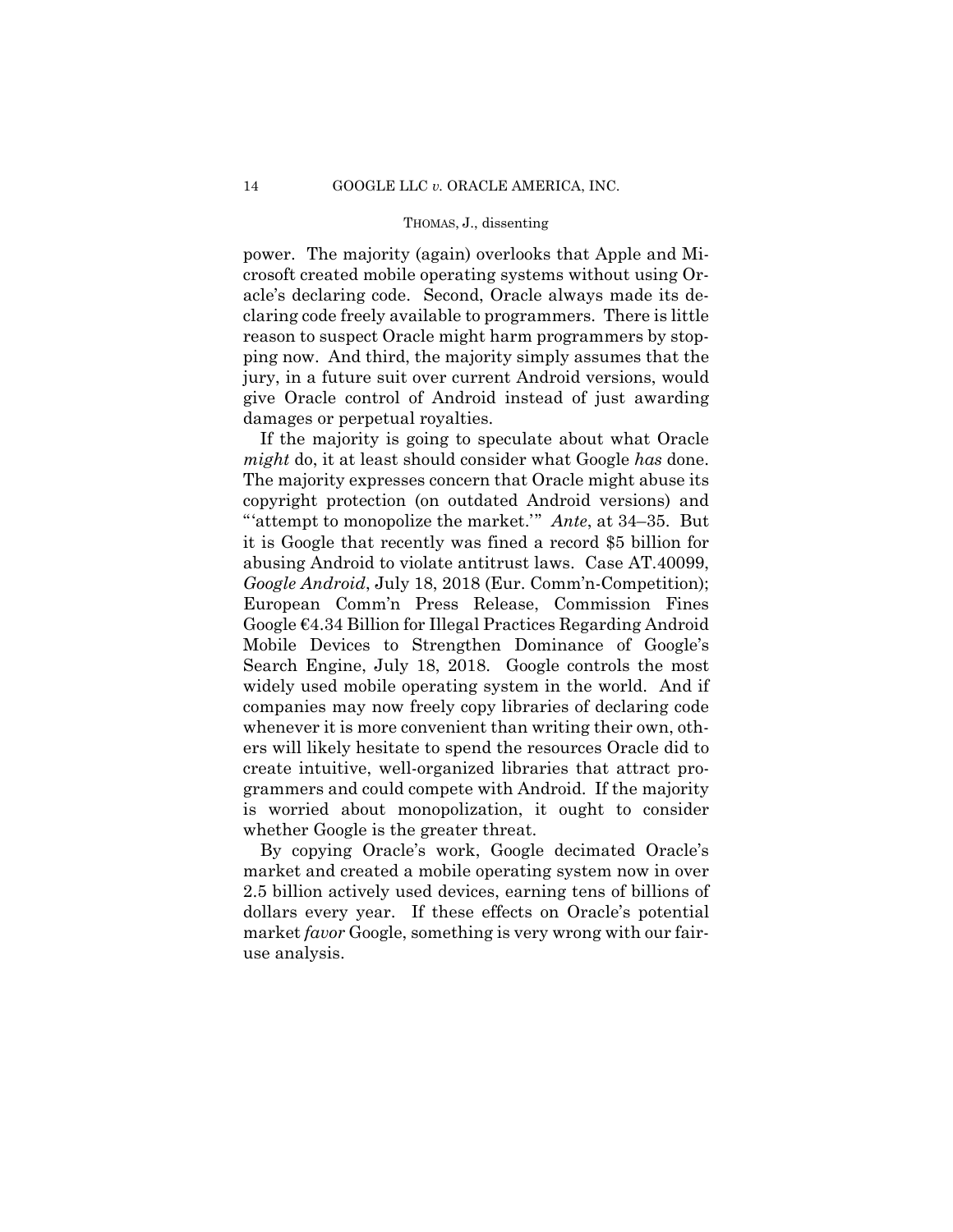power. The majority (again) overlooks that Apple and Microsoft created mobile operating systems without using Oracle's declaring code. Second, Oracle always made its declaring code freely available to programmers. There is little reason to suspect Oracle might harm programmers by stopping now. And third, the majority simply assumes that the jury, in a future suit over current Android versions, would give Oracle control of Android instead of just awarding damages or perpetual royalties.

If the majority is going to speculate about what Oracle *might* do, it at least should consider what Google *has* done. The majority expresses concern that Oracle might abuse its copyright protection (on outdated Android versions) and "'attempt to monopolize the market.'" *Ante*, at 34–35. But it is Google that recently was fined a record $5 billion for abusing Android to violate antitrust laws. Case AT.40099, *Google Android*, July 18, 2018 (Eur. Comm'n-Competition); European Comm'n Press Release, Commission Fines Google €4.34 Billion for Illegal Practices Regarding Android Mobile Devices to Strengthen Dominance of Google's Search Engine, July 18, 2018. Google controls the most widely used mobile operating system in the world. And if companies may now freely copy libraries of declaring code whenever it is more convenient than writing their own, others will likely hesitate to spend the resources Oracle did to create intuitive, well-organized libraries that attract programmers and could compete with Android. If the majority is worried about monopolization, it ought to consider whether Google is the greater threat.

By copying Oracle's work, Google decimated Oracle's market and created a mobile operating system now in over 2.5 billion actively used devices, earning tens of billions of dollars every year. If these effects on Oracle's potential market *favor* Google, something is very wrong with our fair-use analysis.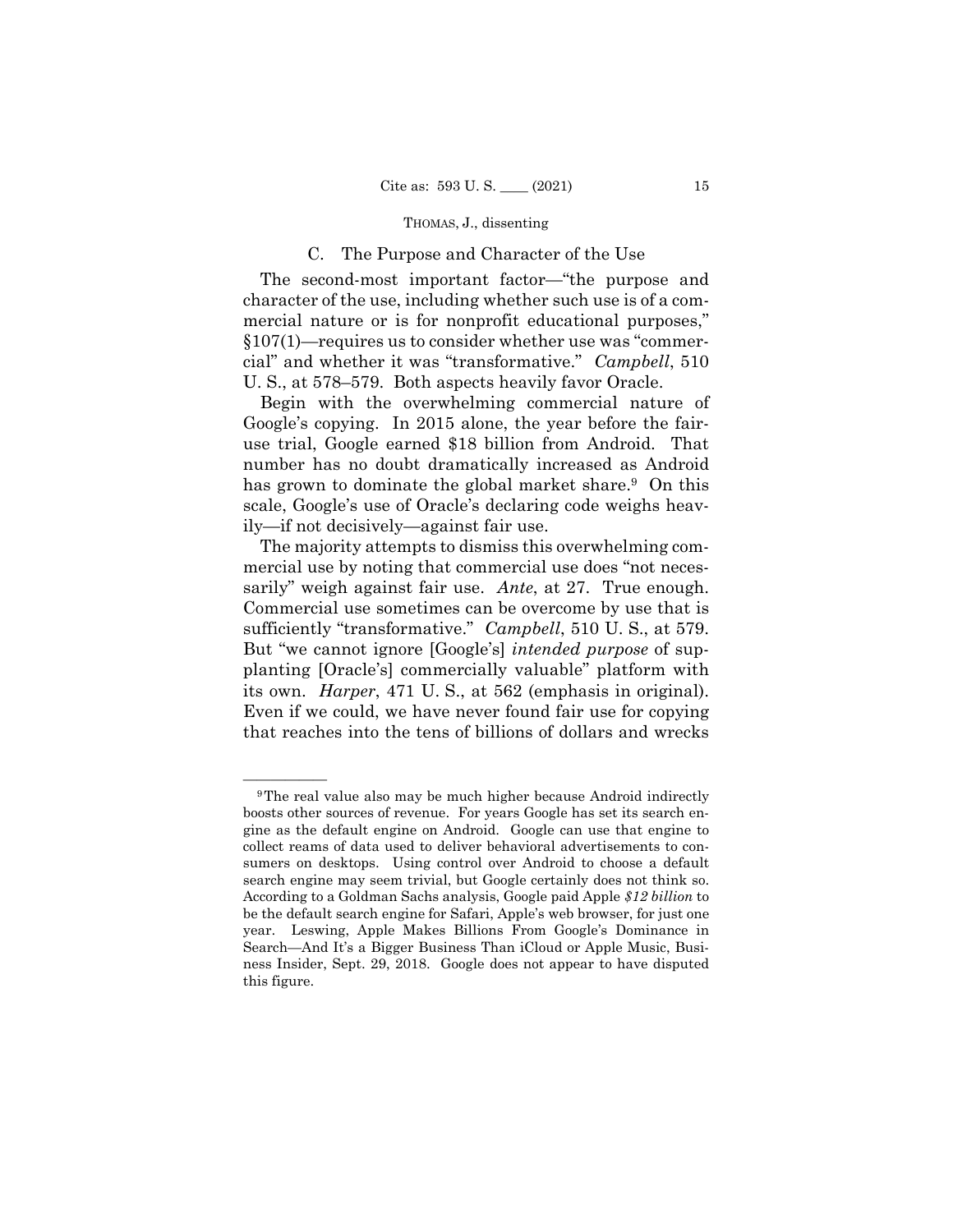### C. The Purpose and Character of the Use

The second-most important factor—"the purpose and character of the use, including whether such use is of a commercial nature or is for nonprofit educational purposes," §107(1)—requires us to consider whether use was "commercial" and whether it was "transformative." *Campbell*, 510 U. S., at 578–579. Both aspects heavily favor Oracle.

Begin with the overwhelming commercial nature of Google's copying. In 2015 alone, the year before the fair-use trial, Google earned $18 billion from Android. That number has no doubt dramatically increased as Android has grown to dominate the global market share.[9] On this scale, Google's use of Oracle's declaring code weighs heavily—if not decisively—against fair use.

The majority attempts to dismiss this overwhelming commercial use by noting that commercial use does "not necessarily" weigh against fair use. *Ante*, at 27. True enough. Commercial use sometimes can be overcome by use that is sufficiently "transformative." *Campbell*, 510 U. S., at 579. But "we cannot ignore [Google's] *intended purpose* of supplanting [Oracle's] commercially valuable" platform with its own. *Harper*, 471 U. S., at 562 (emphasis in original). Even if we could, we have never found fair use for copying that reaches into the tens of billions of dollars and wrecks

---

[9] The real value also may be much higher because Android indirectly boosts other sources of revenue. For years Google has set its search engine as the default engine on Android. Google can use that engine to collect reams of data used to deliver behavioral advertisements to consumers on desktops. Using control over Android to choose a default search engine may seem trivial, but Google certainly does not think so. According to a Goldman Sachs analysis, Google paid Apple *$12 billion* to be the default search engine for Safari, Apple's web browser, for just one year. Leswing, Apple Makes Billions From Google's Dominance in Search—And It's a Bigger Business Than iCloud or Apple Music, Business Insider, Sept. 29, 2018. Google does not appear to have disputed this figure.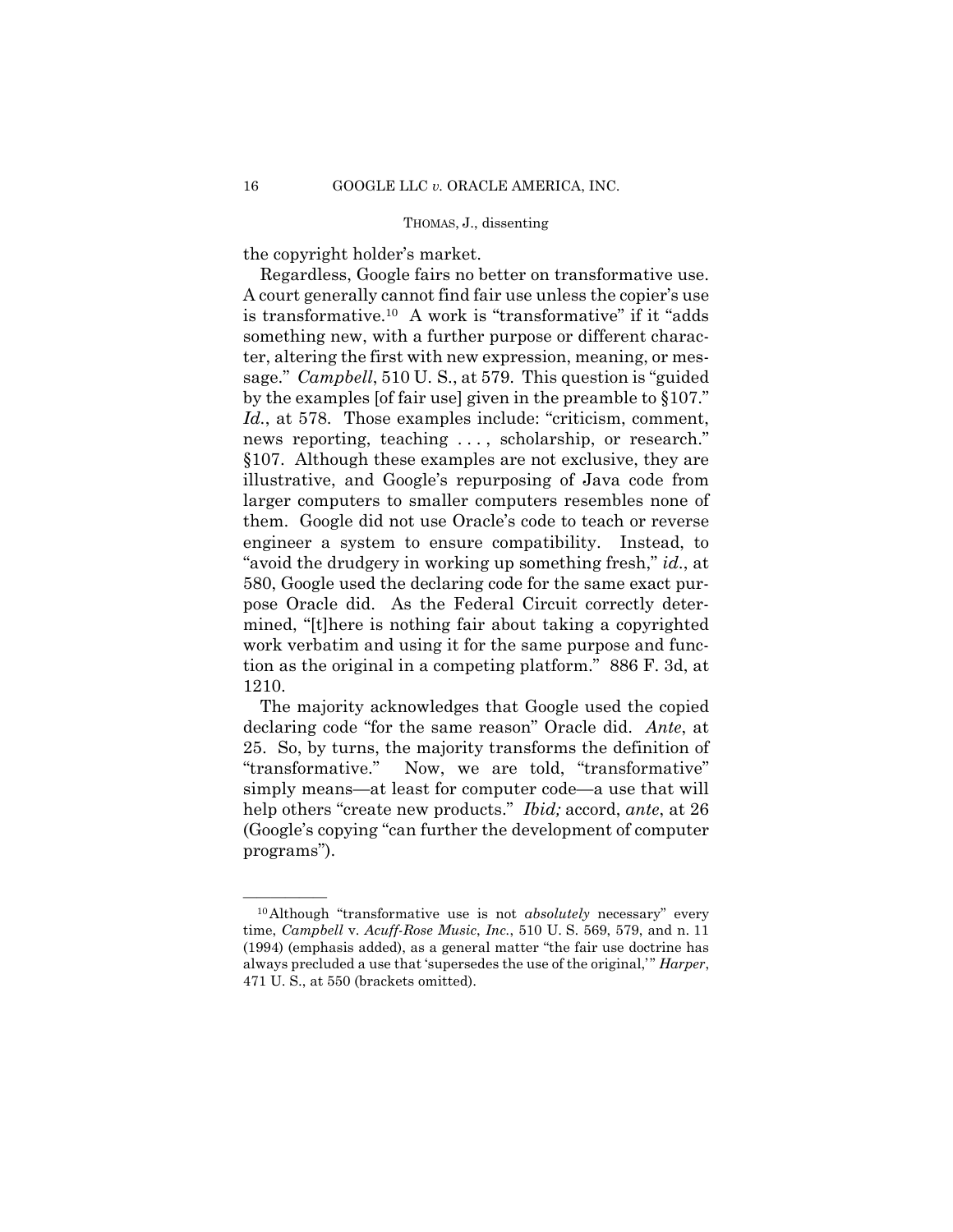the copyright holder's market.

Regardless, Google fairs no better on transformative use. A court generally cannot find fair use unless the copier's use is transformative.[10] A work is "transformative" if it "adds something new, with a further purpose or different character, altering the first with new expression, meaning, or message." *Campbell*, 510 U. S., at 579. This question is "guided by the examples [of fair use] given in the preamble to §107." *Id*., at 578. Those examples include: "criticism, comment, news reporting, teaching . . . , scholarship, or research." §107. Although these examples are not exclusive, they are illustrative, and Google's repurposing of Java code from larger computers to smaller computers resembles none of them. Google did not use Oracle's code to teach or reverse engineer a system to ensure compatibility. Instead, to "avoid the drudgery in working up something fresh," *id*., at 580, Google used the declaring code for the same exact purpose Oracle did. As the Federal Circuit correctly determined, "[t]here is nothing fair about taking a copyrighted work verbatim and using it for the same purpose and function as the original in a competing platform." 886 F. 3d, at 1210.

The majority acknowledges that Google used the copied declaring code "for the same reason" Oracle did. *Ante*, at 25. So, by turns, the majority transforms the definition of "transformative." Now, we are told, "transformative" simply means—at least for computer code—a use that will help others "create new products." *Ibid;* accord, *ante*, at 26 (Google's copying "can further the development of computer programs").

---

[10] Although "transformative use is not *absolutely* necessary" every time, *Campbell* v. *Acuff-Rose Music*, *Inc*., 510 U. S. 569, 579, and n. 11 (1994) (emphasis added), as a general matter "the fair use doctrine has always precluded a use that 'supersedes the use of the original,'" *Harper*, 471 U. S., at 550 (brackets omitted).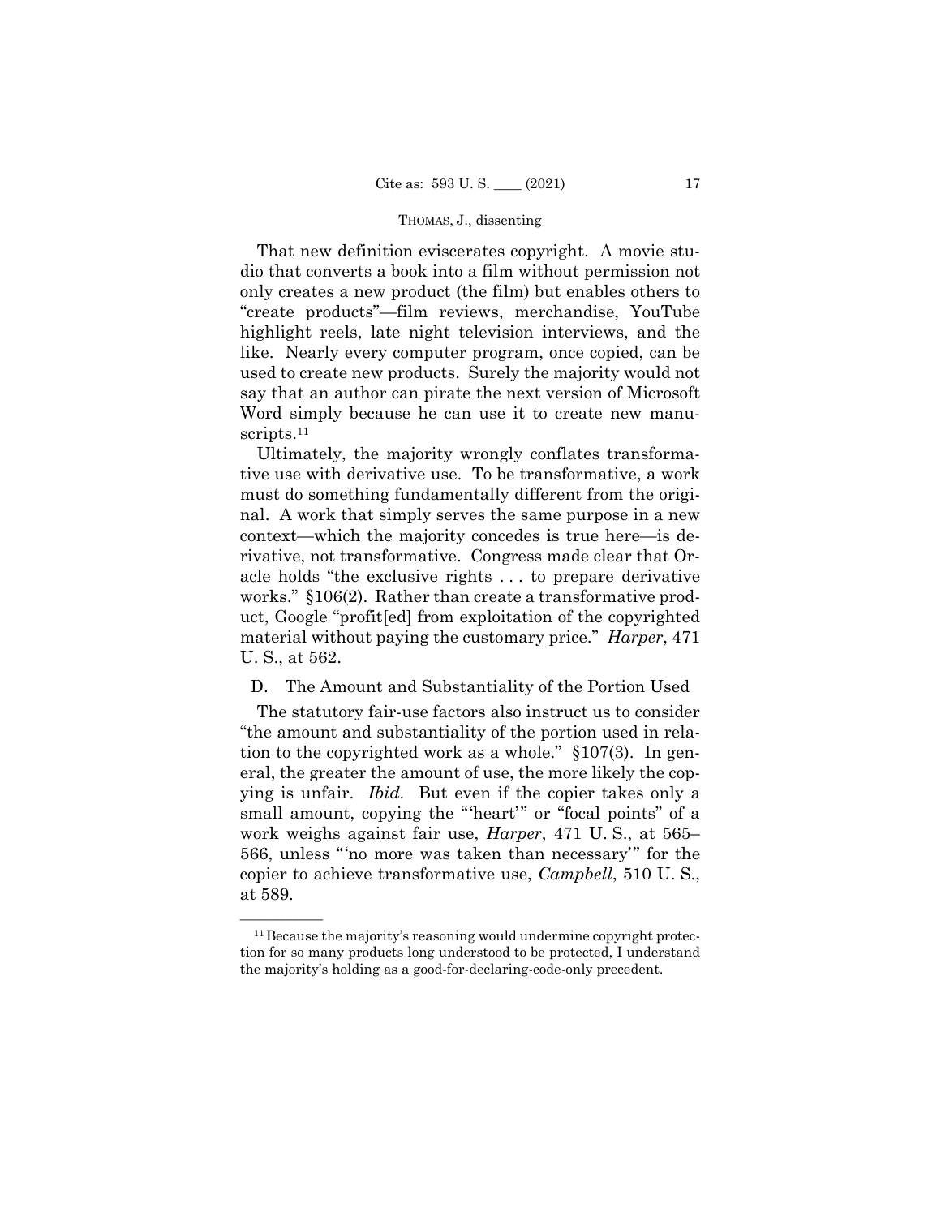That new definition eviscerates copyright. A movie studio that converts a book into a film without permission not only creates a new product (the film) but enables others to "create products"—film reviews, merchandise, YouTube highlight reels, late night television interviews, and the like. Nearly every computer program, once copied, can be used to create new products. Surely the majority would not say that an author can pirate the next version of Microsoft Word simply because he can use it to create new manuscripts.[11]

Ultimately, the majority wrongly conflates transformative use with derivative use. To be transformative, a work must do something fundamentally different from the original. A work that simply serves the same purpose in a new context—which the majority concedes is true here—is derivative, not transformative. Congress made clear that Oracle holds "the exclusive rights . . . to prepare derivative works." §106(2). Rather than create a transformative product, Google "profit[ed] from exploitation of the copyrighted material without paying the customary price." *Harper*, 471 U. S., at 562.

### D. The Amount and Substantiality of the Portion Used

The statutory fair-use factors also instruct us to consider "the amount and substantiality of the portion used in relation to the copyrighted work as a whole." §107(3). In general, the greater the amount of use, the more likely the copying is unfair. *Ibid.* But even if the copier takes only a small amount, copying the "'heart'" or "focal points" of a work weighs against fair use, *Harper*, 471 U. S., at 565–566, unless "'no more was taken than necessary'" for the copier to achieve transformative use, *Campbell*, 510 U. S., at 589.

---

[11] Because the majority's reasoning would undermine copyright protection for so many products long understood to be protected, I understand the majority's holding as a good-for-declaring-code-only precedent.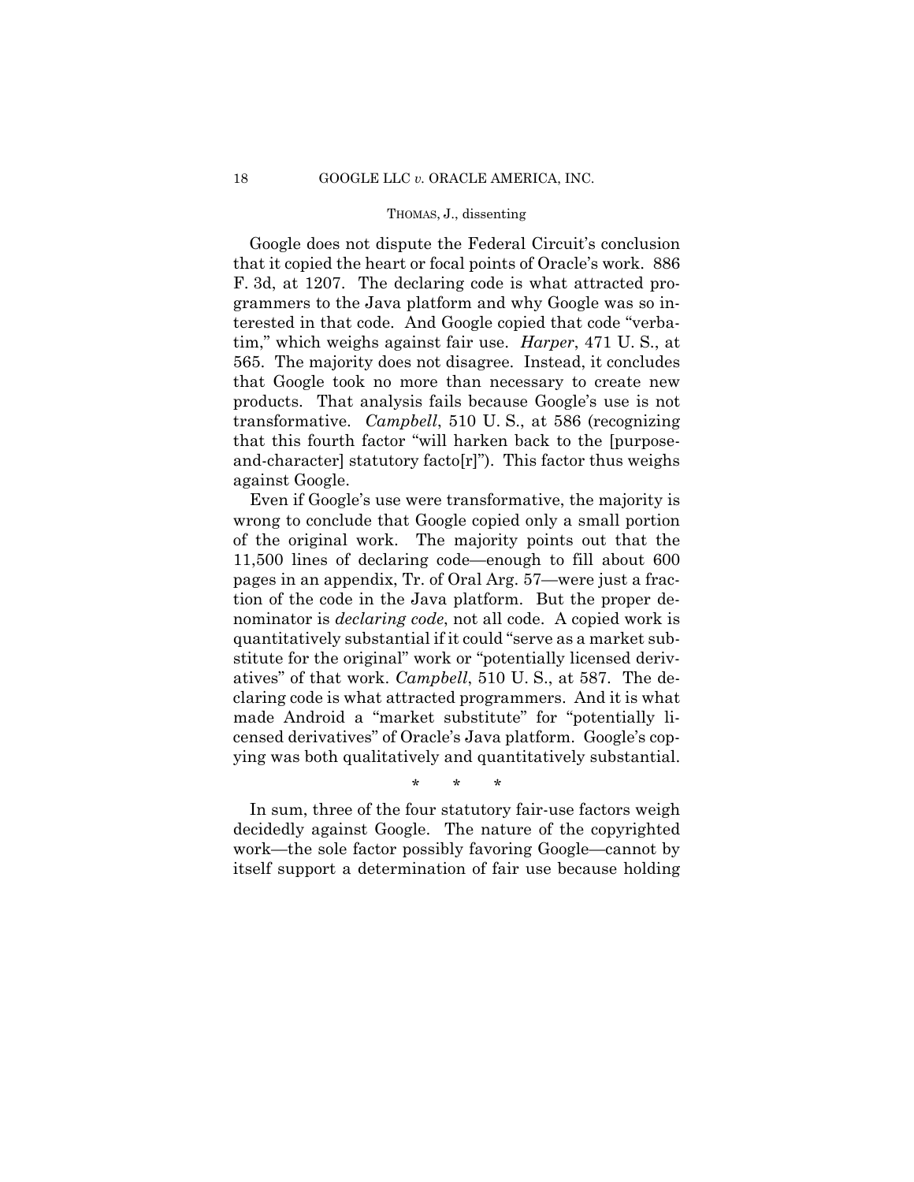Google does not dispute the Federal Circuit's conclusion that it copied the heart or focal points of Oracle's work. 886 F. 3d, at 1207. The declaring code is what attracted programmers to the Java platform and why Google was so interested in that code. And Google copied that code "verbatim," which weighs against fair use. *Harper*, 471 U. S., at 565. The majority does not disagree. Instead, it concludes that Google took no more than necessary to create new products. That analysis fails because Google's use is not transformative. *Campbell*, 510 U. S., at 586 (recognizing that this fourth factor "will harken back to the [purpose-and-character] statutory facto[r]"). This factor thus weighs against Google.

Even if Google's use were transformative, the majority is wrong to conclude that Google copied only a small portion of the original work. The majority points out that the 11,500 lines of declaring code—enough to fill about 600 pages in an appendix, Tr. of Oral Arg. 57—were just a fraction of the code in the Java platform. But the proper denominator is *declaring code*, not all code. A copied work is quantitatively substantial if it could "serve as a market substitute for the original" work or "potentially licensed derivatives" of that work. *Campbell*, 510 U. S., at 587. The declaring code is what attracted programmers. And it is what made Android a "market substitute" for "potentially licensed derivatives" of Oracle's Java platform. Google's copying was both qualitatively and quantitatively substantial.

\* \* \*

In sum, three of the four statutory fair-use factors weigh decidedly against Google. The nature of the copyrighted work—the sole factor possibly favoring Google—cannot by itself support a determination of fair use because holding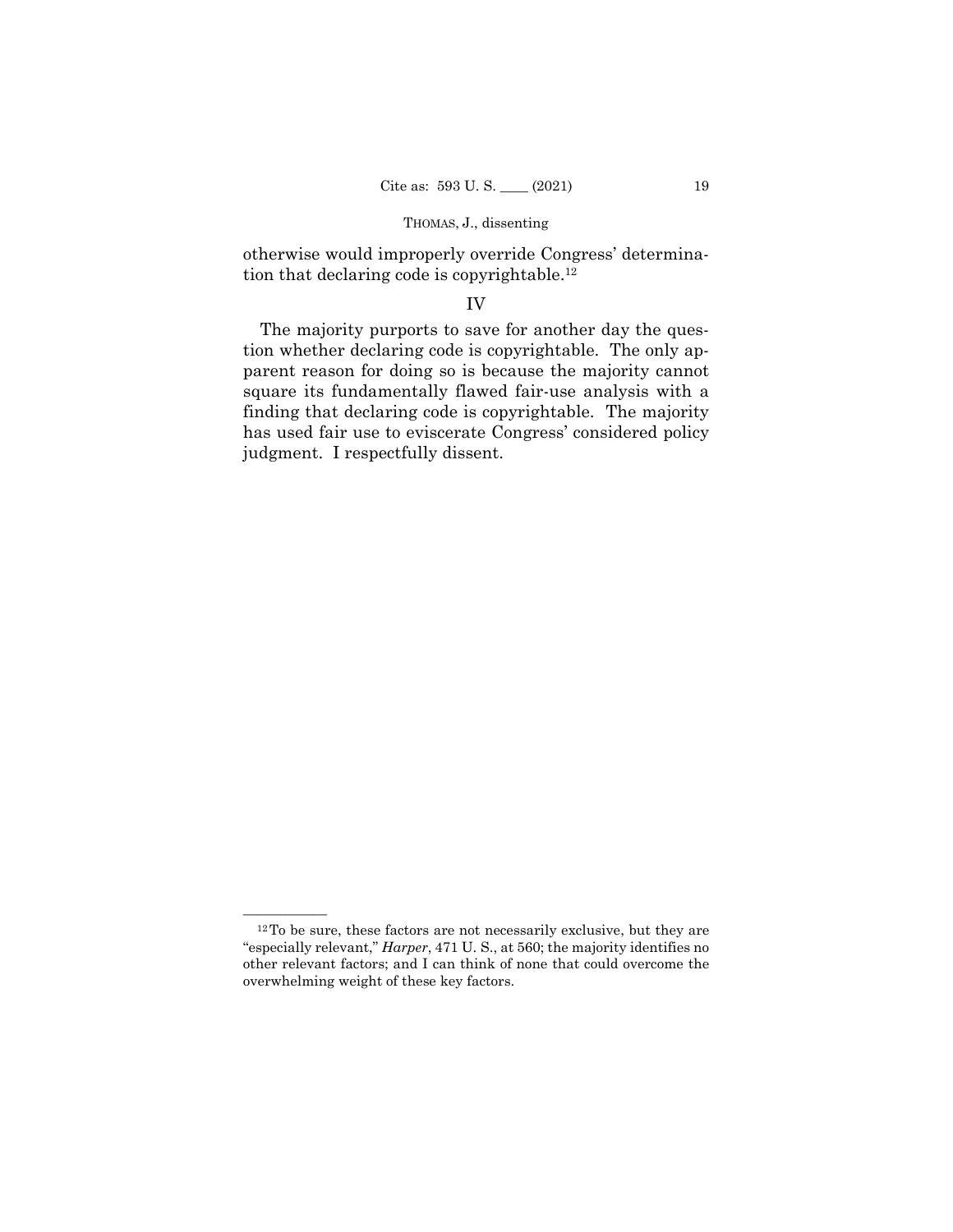otherwise would improperly override Congress' determination that declaring code is copyrightable.[12]

## IV

The majority purports to save for another day the question whether declaring code is copyrightable. The only apparent reason for doing so is because the majority cannot square its fundamentally flawed fair-use analysis with a finding that declaring code is copyrightable. The majority has used fair use to eviscerate Congress' considered policy judgment. I respectfully dissent.

---

[12] To be sure, these factors are not necessarily exclusive, but they are "especially relevant," *Harper*, 471 U. S., at 560; the majority identifies no other relevant factors; and I can think of none that could overcome the overwhelming weight of these key factors.